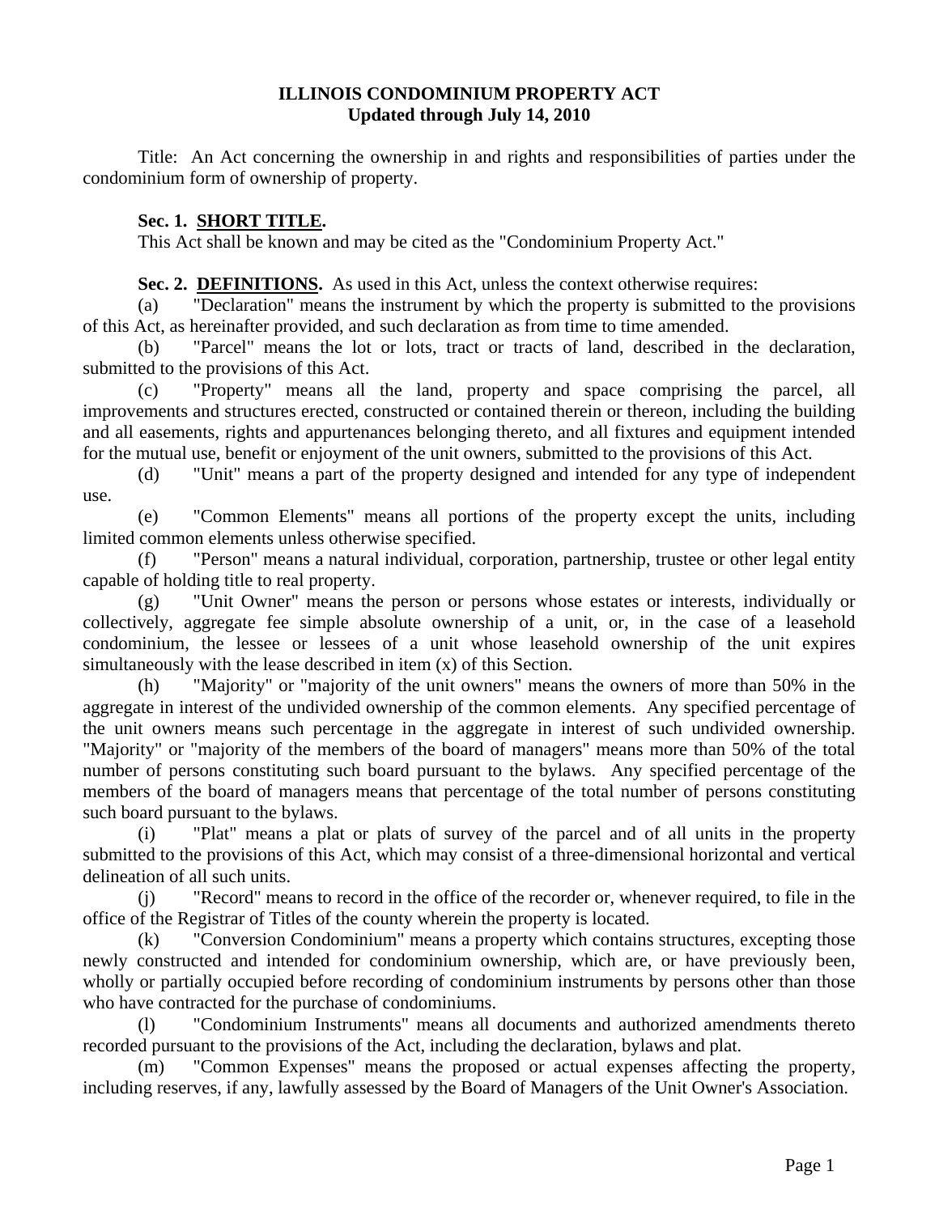# ILLINOIS CONDOMINIUM PROPERTY ACT
## Updated through July 14, 2010

Title: An Act concerning the ownership in and rights and responsibilities of parties under the condominium form of ownership of property.

**Sec. 1. SHORT TITLE.**

This Act shall be known and may be cited as the "Condominium Property Act."

**Sec. 2. DEFINITIONS.** As used in this Act, unless the context otherwise requires:

(a) "Declaration" means the instrument by which the property is submitted to the provisions of this Act, as hereinafter provided, and such declaration as from time to time amended.

(b) "Parcel" means the lot or lots, tract or tracts of land, described in the declaration, submitted to the provisions of this Act.

(c) "Property" means all the land, property and space comprising the parcel, all improvements and structures erected, constructed or contained therein or thereon, including the building and all easements, rights and appurtenances belonging thereto, and all fixtures and equipment intended for the mutual use, benefit or enjoyment of the unit owners, submitted to the provisions of this Act.

(d) "Unit" means a part of the property designed and intended for any type of independent use.

(e) "Common Elements" means all portions of the property except the units, including limited common elements unless otherwise specified.

(f) "Person" means a natural individual, corporation, partnership, trustee or other legal entity capable of holding title to real property.

(g) "Unit Owner" means the person or persons whose estates or interests, individually or collectively, aggregate fee simple absolute ownership of a unit, or, in the case of a leasehold condominium, the lessee or lessees of a unit whose leasehold ownership of the unit expires simultaneously with the lease described in item (x) of this Section.

(h) "Majority" or "majority of the unit owners" means the owners of more than 50% in the aggregate in interest of the undivided ownership of the common elements. Any specified percentage of the unit owners means such percentage in the aggregate in interest of such undivided ownership. "Majority" or "majority of the members of the board of managers" means more than 50% of the total number of persons constituting such board pursuant to the bylaws. Any specified percentage of the members of the board of managers means that percentage of the total number of persons constituting such board pursuant to the bylaws.

(i) "Plat" means a plat or plats of survey of the parcel and of all units in the property submitted to the provisions of this Act, which may consist of a three-dimensional horizontal and vertical delineation of all such units.

(j) "Record" means to record in the office of the recorder or, whenever required, to file in the office of the Registrar of Titles of the county wherein the property is located.

(k) "Conversion Condominium" means a property which contains structures, excepting those newly constructed and intended for condominium ownership, which are, or have previously been, wholly or partially occupied before recording of condominium instruments by persons other than those who have contracted for the purchase of condominiums.

(l) "Condominium Instruments" means all documents and authorized amendments thereto recorded pursuant to the provisions of the Act, including the declaration, bylaws and plat.

(m) "Common Expenses" means the proposed or actual expenses affecting the property, including reserves, if any, lawfully assessed by the Board of Managers of the Unit Owner's Association.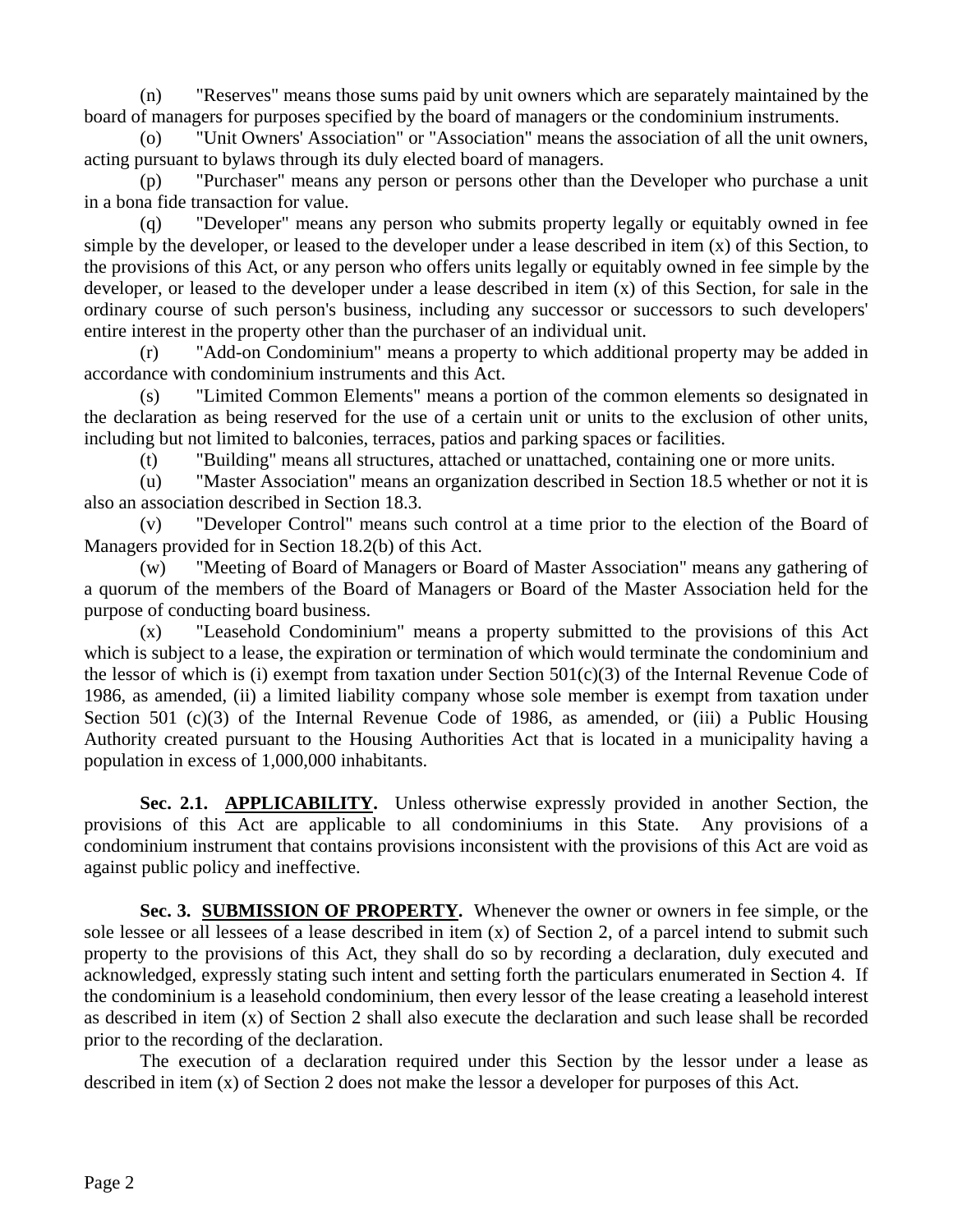(n) "Reserves" means those sums paid by unit owners which are separately maintained by the board of managers for purposes specified by the board of managers or the condominium instruments.

(o) "Unit Owners' Association" or "Association" means the association of all the unit owners, acting pursuant to bylaws through its duly elected board of managers.

(p) "Purchaser" means any person or persons other than the Developer who purchase a unit in a bona fide transaction for value.

(q) "Developer" means any person who submits property legally or equitably owned in fee simple by the developer, or leased to the developer under a lease described in item (x) of this Section, to the provisions of this Act, or any person who offers units legally or equitably owned in fee simple by the developer, or leased to the developer under a lease described in item (x) of this Section, for sale in the ordinary course of such person's business, including any successor or successors to such developers' entire interest in the property other than the purchaser of an individual unit.

(r) "Add-on Condominium" means a property to which additional property may be added in accordance with condominium instruments and this Act.

(s) "Limited Common Elements" means a portion of the common elements so designated in the declaration as being reserved for the use of a certain unit or units to the exclusion of other units, including but not limited to balconies, terraces, patios and parking spaces or facilities.

(t) "Building" means all structures, attached or unattached, containing one or more units.

(u) "Master Association" means an organization described in Section 18.5 whether or not it is also an association described in Section 18.3.

(v) "Developer Control" means such control at a time prior to the election of the Board of Managers provided for in Section 18.2(b) of this Act.

(w) "Meeting of Board of Managers or Board of Master Association" means any gathering of a quorum of the members of the Board of Managers or Board of the Master Association held for the purpose of conducting board business.

(x) "Leasehold Condominium" means a property submitted to the provisions of this Act which is subject to a lease, the expiration or termination of which would terminate the condominium and the lessor of which is (i) exempt from taxation under Section 501(c)(3) of the Internal Revenue Code of 1986, as amended, (ii) a limited liability company whose sole member is exempt from taxation under Section 501 (c)(3) of the Internal Revenue Code of 1986, as amended, or (iii) a Public Housing Authority created pursuant to the Housing Authorities Act that is located in a municipality having a population in excess of 1,000,000 inhabitants.

**Sec. 2.1. APPLICABILITY.** Unless otherwise expressly provided in another Section, the provisions of this Act are applicable to all condominiums in this State. Any provisions of a condominium instrument that contains provisions inconsistent with the provisions of this Act are void as against public policy and ineffective.

**Sec. 3. SUBMISSION OF PROPERTY.** Whenever the owner or owners in fee simple, or the sole lessee or all lessees of a lease described in item (x) of Section 2, of a parcel intend to submit such property to the provisions of this Act, they shall do so by recording a declaration, duly executed and acknowledged, expressly stating such intent and setting forth the particulars enumerated in Section 4. If the condominium is a leasehold condominium, then every lessor of the lease creating a leasehold interest as described in item (x) of Section 2 shall also execute the declaration and such lease shall be recorded prior to the recording of the declaration.

The execution of a declaration required under this Section by the lessor under a lease as described in item (x) of Section 2 does not make the lessor a developer for purposes of this Act.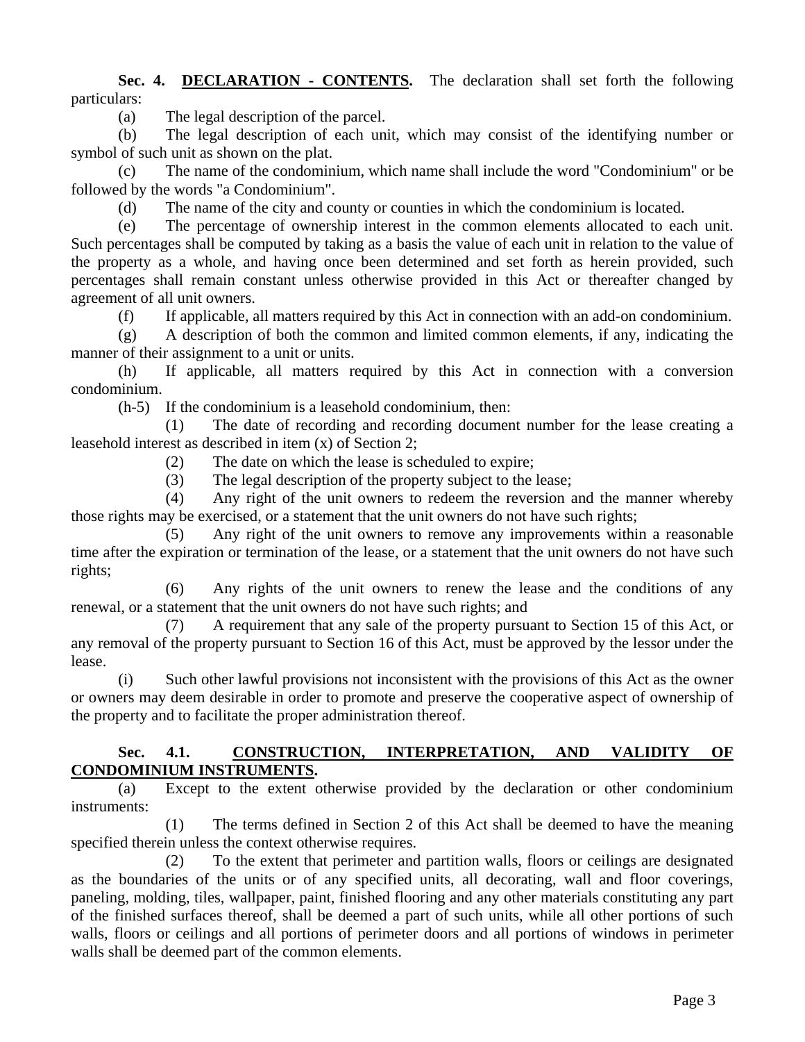**Sec. 4. <u>DECLARATION - CONTENTS</u>.** The declaration shall set forth the following particulars:

(a) The legal description of the parcel.

(b) The legal description of each unit, which may consist of the identifying number or symbol of such unit as shown on the plat.

(c) The name of the condominium, which name shall include the word "Condominium" or be followed by the words "a Condominium".

(d) The name of the city and county or counties in which the condominium is located.

(e) The percentage of ownership interest in the common elements allocated to each unit. Such percentages shall be computed by taking as a basis the value of each unit in relation to the value of the property as a whole, and having once been determined and set forth as herein provided, such percentages shall remain constant unless otherwise provided in this Act or thereafter changed by agreement of all unit owners.

(f) If applicable, all matters required by this Act in connection with an add-on condominium.

(g) A description of both the common and limited common elements, if any, indicating the manner of their assignment to a unit or units.

(h) If applicable, all matters required by this Act in connection with a conversion condominium.

(h-5) If the condominium is a leasehold condominium, then:

(1) The date of recording and recording document number for the lease creating a leasehold interest as described in item (x) of Section 2;

(2) The date on which the lease is scheduled to expire;

(3) The legal description of the property subject to the lease;

(4) Any right of the unit owners to redeem the reversion and the manner whereby those rights may be exercised, or a statement that the unit owners do not have such rights;

(5) Any right of the unit owners to remove any improvements within a reasonable time after the expiration or termination of the lease, or a statement that the unit owners do not have such rights;

(6) Any rights of the unit owners to renew the lease and the conditions of any renewal, or a statement that the unit owners do not have such rights; and

(7) A requirement that any sale of the property pursuant to Section 15 of this Act, or any removal of the property pursuant to Section 16 of this Act, must be approved by the lessor under the lease.

(i) Such other lawful provisions not inconsistent with the provisions of this Act as the owner or owners may deem desirable in order to promote and preserve the cooperative aspect of ownership of the property and to facilitate the proper administration thereof.

**Sec. 4.1. <u>CONSTRUCTION, INTERPRETATION, AND VALIDITY OF CONDOMINIUM INSTRUMENTS</u>.**

(a) Except to the extent otherwise provided by the declaration or other condominium instruments:

(1) The terms defined in Section 2 of this Act shall be deemed to have the meaning specified therein unless the context otherwise requires.

(2) To the extent that perimeter and partition walls, floors or ceilings are designated as the boundaries of the units or of any specified units, all decorating, wall and floor coverings, paneling, molding, tiles, wallpaper, paint, finished flooring and any other materials constituting any part of the finished surfaces thereof, shall be deemed a part of such units, while all other portions of such walls, floors or ceilings and all portions of perimeter doors and all portions of windows in perimeter walls shall be deemed part of the common elements.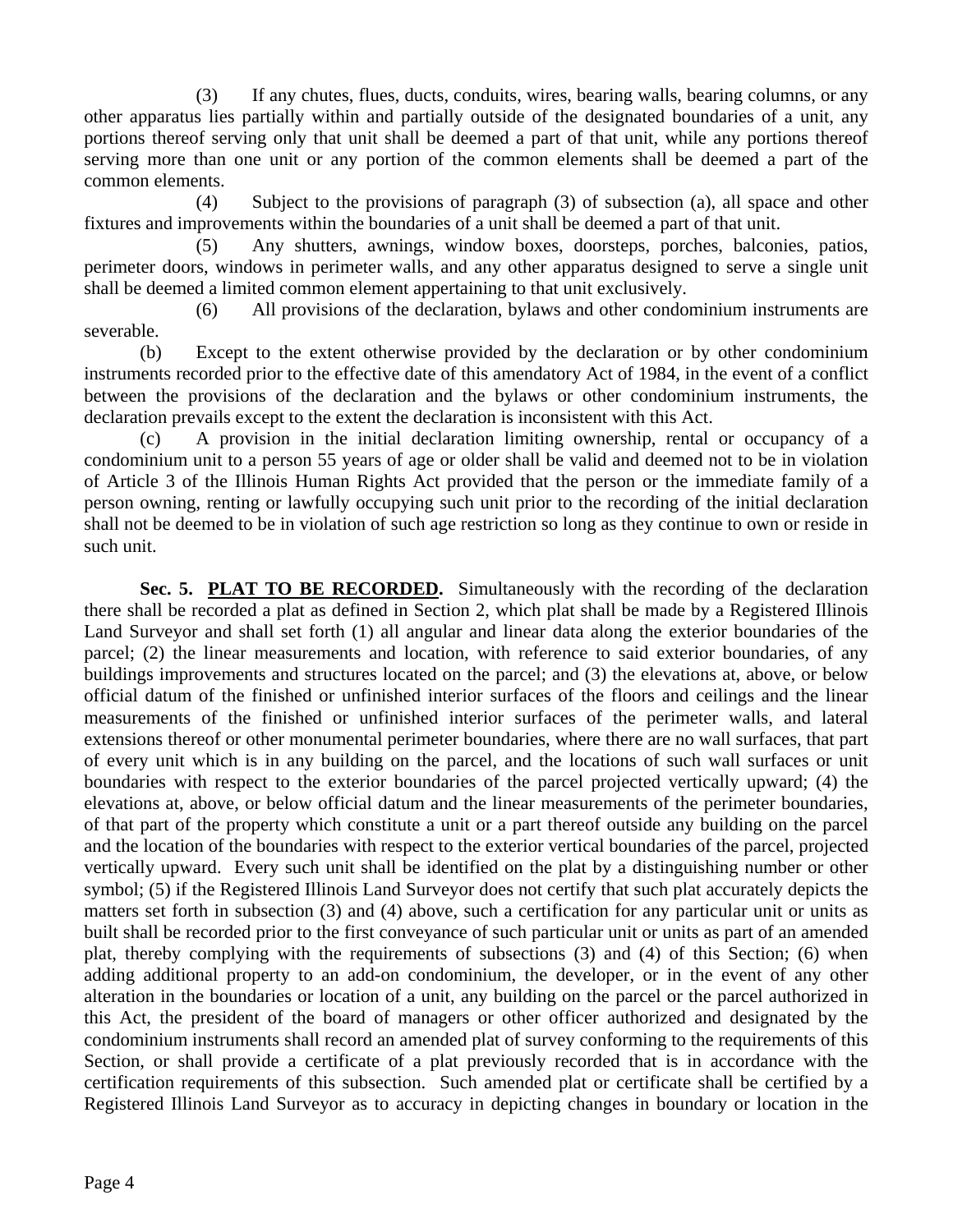(3) If any chutes, flues, ducts, conduits, wires, bearing walls, bearing columns, or any other apparatus lies partially within and partially outside of the designated boundaries of a unit, any portions thereof serving only that unit shall be deemed a part of that unit, while any portions thereof serving more than one unit or any portion of the common elements shall be deemed a part of the common elements.

(4) Subject to the provisions of paragraph (3) of subsection (a), all space and other fixtures and improvements within the boundaries of a unit shall be deemed a part of that unit.

(5) Any shutters, awnings, window boxes, doorsteps, porches, balconies, patios, perimeter doors, windows in perimeter walls, and any other apparatus designed to serve a single unit shall be deemed a limited common element appertaining to that unit exclusively.

(6) All provisions of the declaration, bylaws and other condominium instruments are severable.

(b) Except to the extent otherwise provided by the declaration or by other condominium instruments recorded prior to the effective date of this amendatory Act of 1984, in the event of a conflict between the provisions of the declaration and the bylaws or other condominium instruments, the declaration prevails except to the extent the declaration is inconsistent with this Act.

(c) A provision in the initial declaration limiting ownership, rental or occupancy of a condominium unit to a person 55 years of age or older shall be valid and deemed not to be in violation of Article 3 of the Illinois Human Rights Act provided that the person or the immediate family of a person owning, renting or lawfully occupying such unit prior to the recording of the initial declaration shall not be deemed to be in violation of such age restriction so long as they continue to own or reside in such unit.

**Sec. 5. PLAT TO BE RECORDED.** Simultaneously with the recording of the declaration there shall be recorded a plat as defined in Section 2, which plat shall be made by a Registered Illinois Land Surveyor and shall set forth (1) all angular and linear data along the exterior boundaries of the parcel; (2) the linear measurements and location, with reference to said exterior boundaries, of any buildings improvements and structures located on the parcel; and (3) the elevations at, above, or below official datum of the finished or unfinished interior surfaces of the floors and ceilings and the linear measurements of the finished or unfinished interior surfaces of the perimeter walls, and lateral extensions thereof or other monumental perimeter boundaries, where there are no wall surfaces, that part of every unit which is in any building on the parcel, and the locations of such wall surfaces or unit boundaries with respect to the exterior boundaries of the parcel projected vertically upward; (4) the elevations at, above, or below official datum and the linear measurements of the perimeter boundaries, of that part of the property which constitute a unit or a part thereof outside any building on the parcel and the location of the boundaries with respect to the exterior vertical boundaries of the parcel, projected vertically upward. Every such unit shall be identified on the plat by a distinguishing number or other symbol; (5) if the Registered Illinois Land Surveyor does not certify that such plat accurately depicts the matters set forth in subsection (3) and (4) above, such a certification for any particular unit or units as built shall be recorded prior to the first conveyance of such particular unit or units as part of an amended plat, thereby complying with the requirements of subsections (3) and (4) of this Section; (6) when adding additional property to an add-on condominium, the developer, or in the event of any other alteration in the boundaries or location of a unit, any building on the parcel or the parcel authorized in this Act, the president of the board of managers or other officer authorized and designated by the condominium instruments shall record an amended plat of survey conforming to the requirements of this Section, or shall provide a certificate of a plat previously recorded that is in accordance with the certification requirements of this subsection. Such amended plat or certificate shall be certified by a Registered Illinois Land Surveyor as to accuracy in depicting changes in boundary or location in the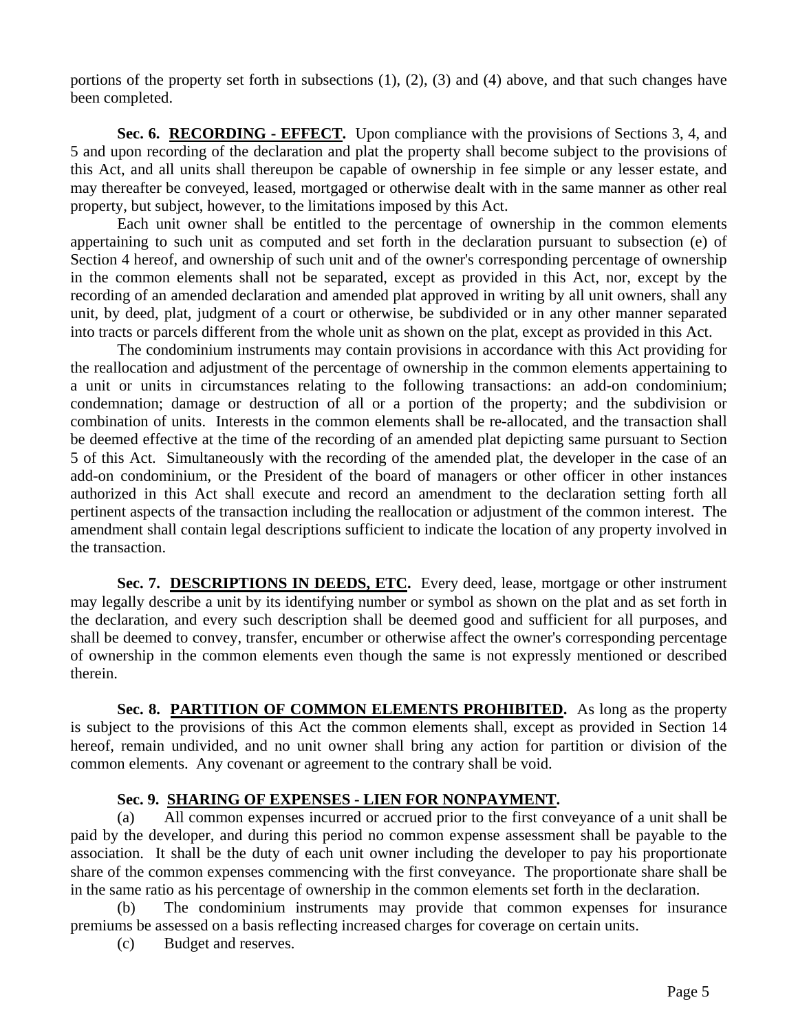portions of the property set forth in subsections (1), (2), (3) and (4) above, and that such changes have been completed.

**Sec. 6. RECORDING - EFFECT.** Upon compliance with the provisions of Sections 3, 4, and 5 and upon recording of the declaration and plat the property shall become subject to the provisions of this Act, and all units shall thereupon be capable of ownership in fee simple or any lesser estate, and may thereafter be conveyed, leased, mortgaged or otherwise dealt with in the same manner as other real property, but subject, however, to the limitations imposed by this Act.

Each unit owner shall be entitled to the percentage of ownership in the common elements appertaining to such unit as computed and set forth in the declaration pursuant to subsection (e) of Section 4 hereof, and ownership of such unit and of the owner's corresponding percentage of ownership in the common elements shall not be separated, except as provided in this Act, nor, except by the recording of an amended declaration and amended plat approved in writing by all unit owners, shall any unit, by deed, plat, judgment of a court or otherwise, be subdivided or in any other manner separated into tracts or parcels different from the whole unit as shown on the plat, except as provided in this Act.

The condominium instruments may contain provisions in accordance with this Act providing for the reallocation and adjustment of the percentage of ownership in the common elements appertaining to a unit or units in circumstances relating to the following transactions: an add-on condominium; condemnation; damage or destruction of all or a portion of the property; and the subdivision or combination of units. Interests in the common elements shall be re-allocated, and the transaction shall be deemed effective at the time of the recording of an amended plat depicting same pursuant to Section 5 of this Act. Simultaneously with the recording of the amended plat, the developer in the case of an add-on condominium, or the President of the board of managers or other officer in other instances authorized in this Act shall execute and record an amendment to the declaration setting forth all pertinent aspects of the transaction including the reallocation or adjustment of the common interest. The amendment shall contain legal descriptions sufficient to indicate the location of any property involved in the transaction.

**Sec. 7. DESCRIPTIONS IN DEEDS, ETC.** Every deed, lease, mortgage or other instrument may legally describe a unit by its identifying number or symbol as shown on the plat and as set forth in the declaration, and every such description shall be deemed good and sufficient for all purposes, and shall be deemed to convey, transfer, encumber or otherwise affect the owner's corresponding percentage of ownership in the common elements even though the same is not expressly mentioned or described therein.

**Sec. 8. PARTITION OF COMMON ELEMENTS PROHIBITED.** As long as the property is subject to the provisions of this Act the common elements shall, except as provided in Section 14 hereof, remain undivided, and no unit owner shall bring any action for partition or division of the common elements. Any covenant or agreement to the contrary shall be void.

**Sec. 9. SHARING OF EXPENSES - LIEN FOR NONPAYMENT.**

(a) All common expenses incurred or accrued prior to the first conveyance of a unit shall be paid by the developer, and during this period no common expense assessment shall be payable to the association. It shall be the duty of each unit owner including the developer to pay his proportionate share of the common expenses commencing with the first conveyance. The proportionate share shall be in the same ratio as his percentage of ownership in the common elements set forth in the declaration.

(b) The condominium instruments may provide that common expenses for insurance premiums be assessed on a basis reflecting increased charges for coverage on certain units.

(c) Budget and reserves.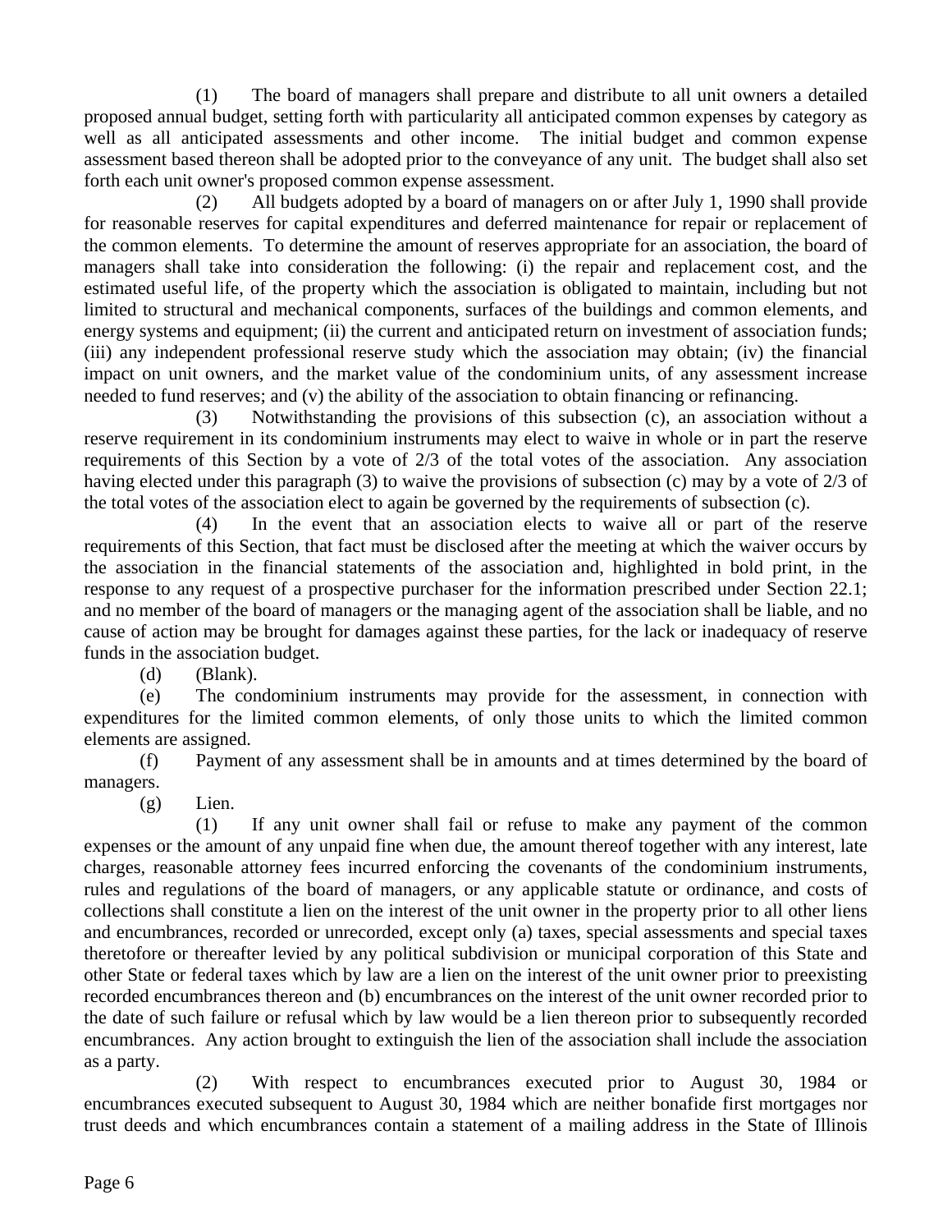(1) The board of managers shall prepare and distribute to all unit owners a detailed proposed annual budget, setting forth with particularity all anticipated common expenses by category as well as all anticipated assessments and other income. The initial budget and common expense assessment based thereon shall be adopted prior to the conveyance of any unit. The budget shall also set forth each unit owner's proposed common expense assessment.

(2) All budgets adopted by a board of managers on or after July 1, 1990 shall provide for reasonable reserves for capital expenditures and deferred maintenance for repair or replacement of the common elements. To determine the amount of reserves appropriate for an association, the board of managers shall take into consideration the following: (i) the repair and replacement cost, and the estimated useful life, of the property which the association is obligated to maintain, including but not limited to structural and mechanical components, surfaces of the buildings and common elements, and energy systems and equipment; (ii) the current and anticipated return on investment of association funds; (iii) any independent professional reserve study which the association may obtain; (iv) the financial impact on unit owners, and the market value of the condominium units, of any assessment increase needed to fund reserves; and (v) the ability of the association to obtain financing or refinancing.

(3) Notwithstanding the provisions of this subsection (c), an association without a reserve requirement in its condominium instruments may elect to waive in whole or in part the reserve requirements of this Section by a vote of 2/3 of the total votes of the association. Any association having elected under this paragraph (3) to waive the provisions of subsection (c) may by a vote of 2/3 of the total votes of the association elect to again be governed by the requirements of subsection (c).

(4) In the event that an association elects to waive all or part of the reserve requirements of this Section, that fact must be disclosed after the meeting at which the waiver occurs by the association in the financial statements of the association and, highlighted in bold print, in the response to any request of a prospective purchaser for the information prescribed under Section 22.1; and no member of the board of managers or the managing agent of the association shall be liable, and no cause of action may be brought for damages against these parties, for the lack or inadequacy of reserve funds in the association budget.

(d) (Blank).

(e) The condominium instruments may provide for the assessment, in connection with expenditures for the limited common elements, of only those units to which the limited common elements are assigned.

(f) Payment of any assessment shall be in amounts and at times determined by the board of managers.

(g) Lien.

(1) If any unit owner shall fail or refuse to make any payment of the common expenses or the amount of any unpaid fine when due, the amount thereof together with any interest, late charges, reasonable attorney fees incurred enforcing the covenants of the condominium instruments, rules and regulations of the board of managers, or any applicable statute or ordinance, and costs of collections shall constitute a lien on the interest of the unit owner in the property prior to all other liens and encumbrances, recorded or unrecorded, except only (a) taxes, special assessments and special taxes theretofore or thereafter levied by any political subdivision or municipal corporation of this State and other State or federal taxes which by law are a lien on the interest of the unit owner prior to preexisting recorded encumbrances thereon and (b) encumbrances on the interest of the unit owner recorded prior to the date of such failure or refusal which by law would be a lien thereon prior to subsequently recorded encumbrances. Any action brought to extinguish the lien of the association shall include the association as a party.

(2) With respect to encumbrances executed prior to August 30, 1984 or encumbrances executed subsequent to August 30, 1984 which are neither bonafide first mortgages nor trust deeds and which encumbrances contain a statement of a mailing address in the State of Illinois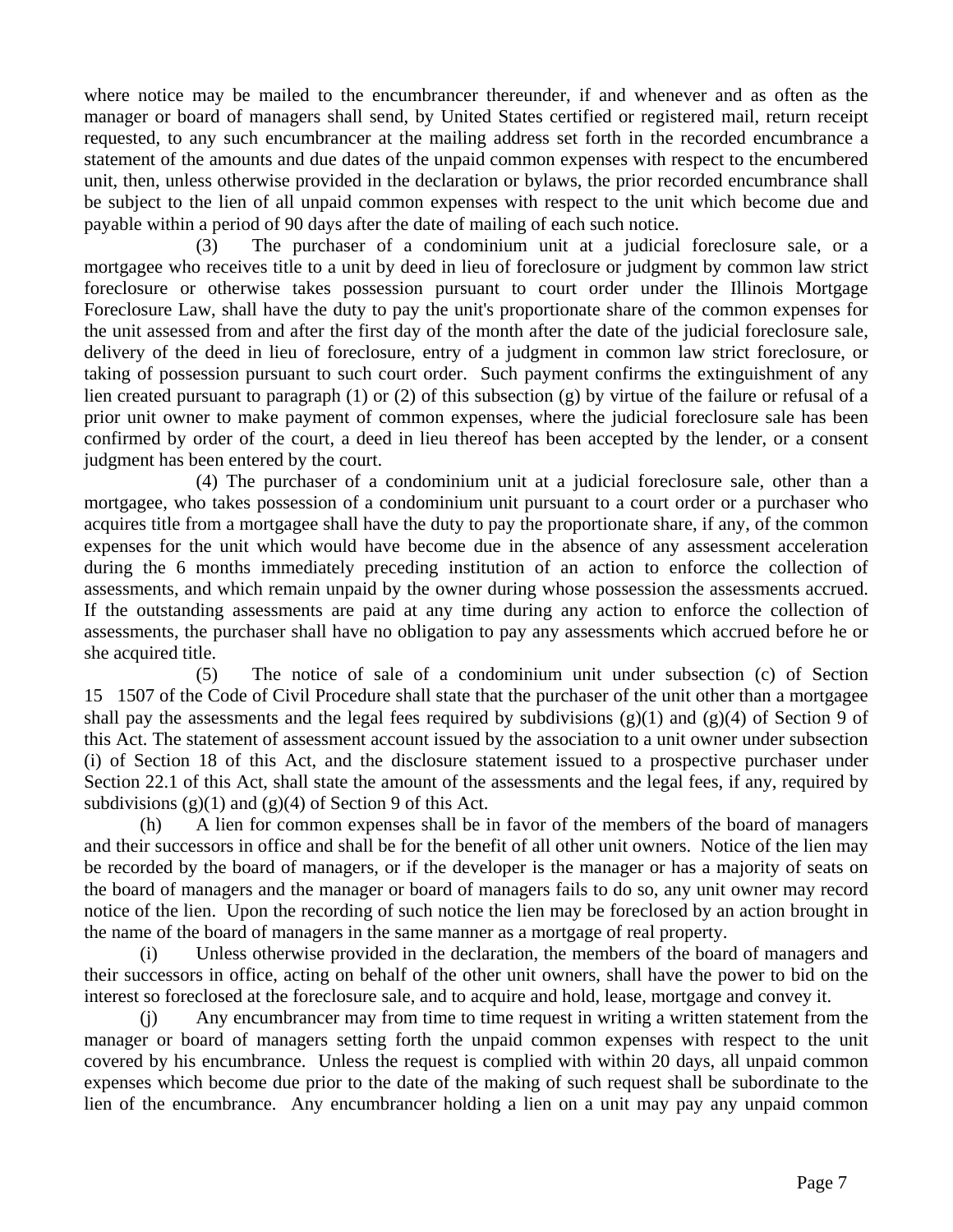where notice may be mailed to the encumbrancer thereunder, if and whenever and as often as the manager or board of managers shall send, by United States certified or registered mail, return receipt requested, to any such encumbrancer at the mailing address set forth in the recorded encumbrance a statement of the amounts and due dates of the unpaid common expenses with respect to the encumbered unit, then, unless otherwise provided in the declaration or bylaws, the prior recorded encumbrance shall be subject to the lien of all unpaid common expenses with respect to the unit which become due and payable within a period of 90 days after the date of mailing of each such notice.

(3) The purchaser of a condominium unit at a judicial foreclosure sale, or a mortgagee who receives title to a unit by deed in lieu of foreclosure or judgment by common law strict foreclosure or otherwise takes possession pursuant to court order under the Illinois Mortgage Foreclosure Law, shall have the duty to pay the unit's proportionate share of the common expenses for the unit assessed from and after the first day of the month after the date of the judicial foreclosure sale, delivery of the deed in lieu of foreclosure, entry of a judgment in common law strict foreclosure, or taking of possession pursuant to such court order. Such payment confirms the extinguishment of any lien created pursuant to paragraph (1) or (2) of this subsection (g) by virtue of the failure or refusal of a prior unit owner to make payment of common expenses, where the judicial foreclosure sale has been confirmed by order of the court, a deed in lieu thereof has been accepted by the lender, or a consent judgment has been entered by the court.

(4) The purchaser of a condominium unit at a judicial foreclosure sale, other than a mortgagee, who takes possession of a condominium unit pursuant to a court order or a purchaser who acquires title from a mortgagee shall have the duty to pay the proportionate share, if any, of the common expenses for the unit which would have become due in the absence of any assessment acceleration during the 6 months immediately preceding institution of an action to enforce the collection of assessments, and which remain unpaid by the owner during whose possession the assessments accrued. If the outstanding assessments are paid at any time during any action to enforce the collection of assessments, the purchaser shall have no obligation to pay any assessments which accrued before he or she acquired title.

(5) The notice of sale of a condominium unit under subsection (c) of Section 15 1507 of the Code of Civil Procedure shall state that the purchaser of the unit other than a mortgagee shall pay the assessments and the legal fees required by subdivisions (g)(1) and (g)(4) of Section 9 of this Act. The statement of assessment account issued by the association to a unit owner under subsection (i) of Section 18 of this Act, and the disclosure statement issued to a prospective purchaser under Section 22.1 of this Act, shall state the amount of the assessments and the legal fees, if any, required by subdivisions (g)(1) and (g)(4) of Section 9 of this Act.

(h) A lien for common expenses shall be in favor of the members of the board of managers and their successors in office and shall be for the benefit of all other unit owners. Notice of the lien may be recorded by the board of managers, or if the developer is the manager or has a majority of seats on the board of managers and the manager or board of managers fails to do so, any unit owner may record notice of the lien. Upon the recording of such notice the lien may be foreclosed by an action brought in the name of the board of managers in the same manner as a mortgage of real property.

(i) Unless otherwise provided in the declaration, the members of the board of managers and their successors in office, acting on behalf of the other unit owners, shall have the power to bid on the interest so foreclosed at the foreclosure sale, and to acquire and hold, lease, mortgage and convey it.

(j) Any encumbrancer may from time to time request in writing a written statement from the manager or board of managers setting forth the unpaid common expenses with respect to the unit covered by his encumbrance. Unless the request is complied with within 20 days, all unpaid common expenses which become due prior to the date of the making of such request shall be subordinate to the lien of the encumbrance. Any encumbrancer holding a lien on a unit may pay any unpaid common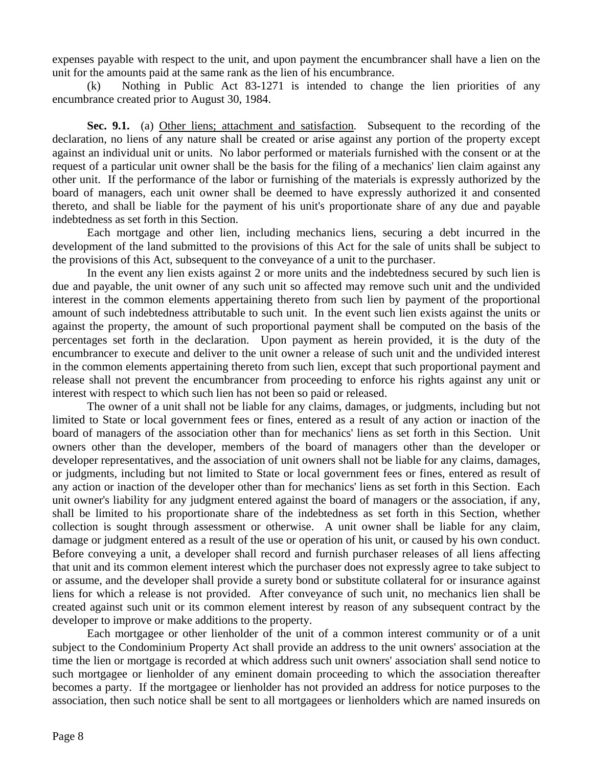expenses payable with respect to the unit, and upon payment the encumbrancer shall have a lien on the unit for the amounts paid at the same rank as the lien of his encumbrance.

(k) Nothing in Public Act 83-1271 is intended to change the lien priorities of any encumbrance created prior to August 30, 1984.

**Sec. 9.1.** (a) Other liens; attachment and satisfaction. Subsequent to the recording of the declaration, no liens of any nature shall be created or arise against any portion of the property except against an individual unit or units. No labor performed or materials furnished with the consent or at the request of a particular unit owner shall be the basis for the filing of a mechanics' lien claim against any other unit. If the performance of the labor or furnishing of the materials is expressly authorized by the board of managers, each unit owner shall be deemed to have expressly authorized it and consented thereto, and shall be liable for the payment of his unit's proportionate share of any due and payable indebtedness as set forth in this Section.

Each mortgage and other lien, including mechanics liens, securing a debt incurred in the development of the land submitted to the provisions of this Act for the sale of units shall be subject to the provisions of this Act, subsequent to the conveyance of a unit to the purchaser.

In the event any lien exists against 2 or more units and the indebtedness secured by such lien is due and payable, the unit owner of any such unit so affected may remove such unit and the undivided interest in the common elements appertaining thereto from such lien by payment of the proportional amount of such indebtedness attributable to such unit. In the event such lien exists against the units or against the property, the amount of such proportional payment shall be computed on the basis of the percentages set forth in the declaration. Upon payment as herein provided, it is the duty of the encumbrancer to execute and deliver to the unit owner a release of such unit and the undivided interest in the common elements appertaining thereto from such lien, except that such proportional payment and release shall not prevent the encumbrancer from proceeding to enforce his rights against any unit or interest with respect to which such lien has not been so paid or released.

The owner of a unit shall not be liable for any claims, damages, or judgments, including but not limited to State or local government fees or fines, entered as a result of any action or inaction of the board of managers of the association other than for mechanics' liens as set forth in this Section. Unit owners other than the developer, members of the board of managers other than the developer or developer representatives, and the association of unit owners shall not be liable for any claims, damages, or judgments, including but not limited to State or local government fees or fines, entered as result of any action or inaction of the developer other than for mechanics' liens as set forth in this Section. Each unit owner's liability for any judgment entered against the board of managers or the association, if any, shall be limited to his proportionate share of the indebtedness as set forth in this Section, whether collection is sought through assessment or otherwise. A unit owner shall be liable for any claim, damage or judgment entered as a result of the use or operation of his unit, or caused by his own conduct. Before conveying a unit, a developer shall record and furnish purchaser releases of all liens affecting that unit and its common element interest which the purchaser does not expressly agree to take subject to or assume, and the developer shall provide a surety bond or substitute collateral for or insurance against liens for which a release is not provided. After conveyance of such unit, no mechanics lien shall be created against such unit or its common element interest by reason of any subsequent contract by the developer to improve or make additions to the property.

Each mortgagee or other lienholder of the unit of a common interest community or of a unit subject to the Condominium Property Act shall provide an address to the unit owners' association at the time the lien or mortgage is recorded at which address such unit owners' association shall send notice to such mortgagee or lienholder of any eminent domain proceeding to which the association thereafter becomes a party. If the mortgagee or lienholder has not provided an address for notice purposes to the association, then such notice shall be sent to all mortgagees or lienholders which are named insureds on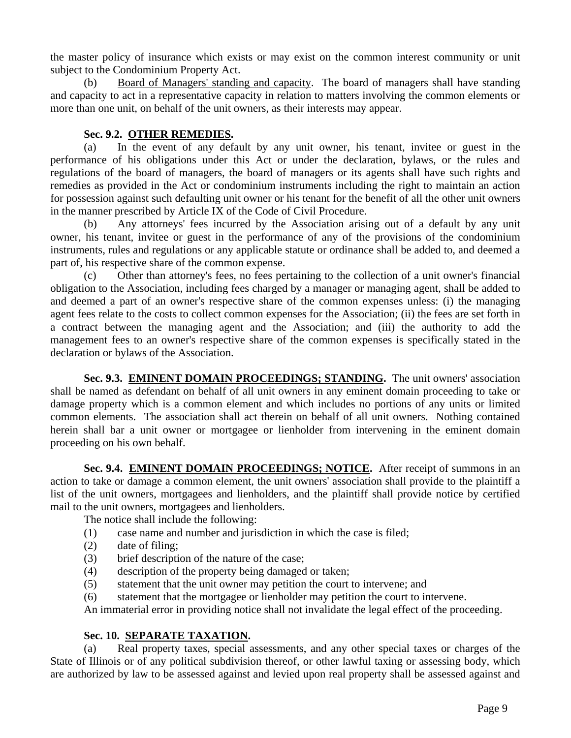the master policy of insurance which exists or may exist on the common interest community or unit subject to the Condominium Property Act.

(b) Board of Managers' standing and capacity. The board of managers shall have standing and capacity to act in a representative capacity in relation to matters involving the common elements or more than one unit, on behalf of the unit owners, as their interests may appear.

**Sec. 9.2. OTHER REMEDIES.**

(a) In the event of any default by any unit owner, his tenant, invitee or guest in the performance of his obligations under this Act or under the declaration, bylaws, or the rules and regulations of the board of managers, the board of managers or its agents shall have such rights and remedies as provided in the Act or condominium instruments including the right to maintain an action for possession against such defaulting unit owner or his tenant for the benefit of all the other unit owners in the manner prescribed by Article IX of the Code of Civil Procedure.

(b) Any attorneys' fees incurred by the Association arising out of a default by any unit owner, his tenant, invitee or guest in the performance of any of the provisions of the condominium instruments, rules and regulations or any applicable statute or ordinance shall be added to, and deemed a part of, his respective share of the common expense.

(c) Other than attorney's fees, no fees pertaining to the collection of a unit owner's financial obligation to the Association, including fees charged by a manager or managing agent, shall be added to and deemed a part of an owner's respective share of the common expenses unless: (i) the managing agent fees relate to the costs to collect common expenses for the Association; (ii) the fees are set forth in a contract between the managing agent and the Association; and (iii) the authority to add the management fees to an owner's respective share of the common expenses is specifically stated in the declaration or bylaws of the Association.

**Sec. 9.3. EMINENT DOMAIN PROCEEDINGS; STANDING.** The unit owners' association shall be named as defendant on behalf of all unit owners in any eminent domain proceeding to take or damage property which is a common element and which includes no portions of any units or limited common elements. The association shall act therein on behalf of all unit owners. Nothing contained herein shall bar a unit owner or mortgagee or lienholder from intervening in the eminent domain proceeding on his own behalf.

**Sec. 9.4. EMINENT DOMAIN PROCEEDINGS; NOTICE.** After receipt of summons in an action to take or damage a common element, the unit owners' association shall provide to the plaintiff a list of the unit owners, mortgagees and lienholders, and the plaintiff shall provide notice by certified mail to the unit owners, mortgagees and lienholders.

The notice shall include the following:

(1) case name and number and jurisdiction in which the case is filed;
(2) date of filing;
(3) brief description of the nature of the case;
(4) description of the property being damaged or taken;
(5) statement that the unit owner may petition the court to intervene; and
(6) statement that the mortgagee or lienholder may petition the court to intervene.

An immaterial error in providing notice shall not invalidate the legal effect of the proceeding.

**Sec. 10. SEPARATE TAXATION.**

(a) Real property taxes, special assessments, and any other special taxes or charges of the State of Illinois or of any political subdivision thereof, or other lawful taxing or assessing body, which are authorized by law to be assessed against and levied upon real property shall be assessed against and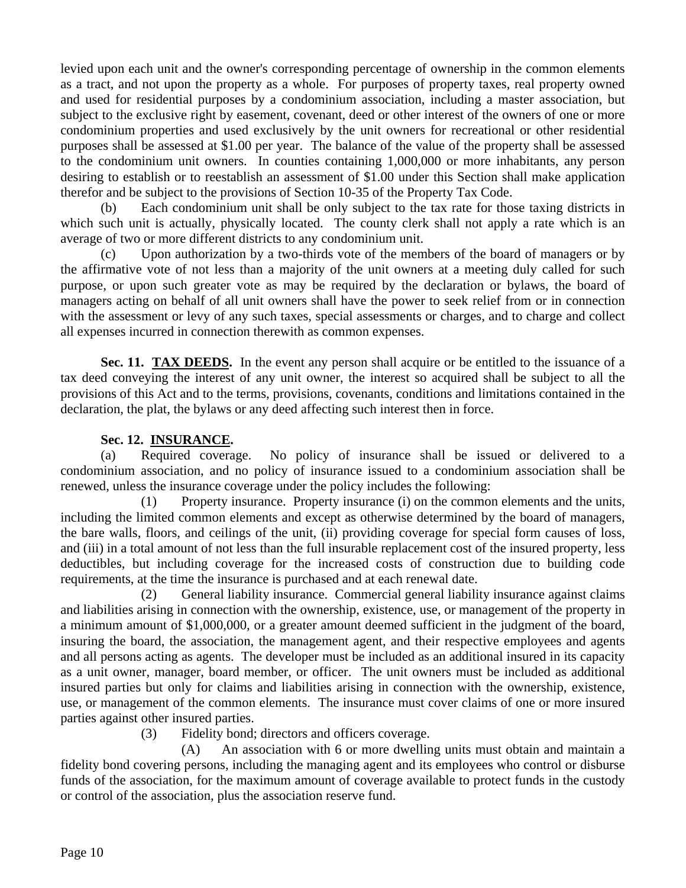levied upon each unit and the owner's corresponding percentage of ownership in the common elements as a tract, and not upon the property as a whole. For purposes of property taxes, real property owned and used for residential purposes by a condominium association, including a master association, but subject to the exclusive right by easement, covenant, deed or other interest of the owners of one or more condominium properties and used exclusively by the unit owners for recreational or other residential purposes shall be assessed at $1.00 per year. The balance of the value of the property shall be assessed to the condominium unit owners. In counties containing 1,000,000 or more inhabitants, any person desiring to establish or to reestablish an assessment of $1.00 under this Section shall make application therefor and be subject to the provisions of Section 10-35 of the Property Tax Code.

(b) Each condominium unit shall be only subject to the tax rate for those taxing districts in which such unit is actually, physically located. The county clerk shall not apply a rate which is an average of two or more different districts to any condominium unit.

(c) Upon authorization by a two-thirds vote of the members of the board of managers or by the affirmative vote of not less than a majority of the unit owners at a meeting duly called for such purpose, or upon such greater vote as may be required by the declaration or bylaws, the board of managers acting on behalf of all unit owners shall have the power to seek relief from or in connection with the assessment or levy of any such taxes, special assessments or charges, and to charge and collect all expenses incurred in connection therewith as common expenses.

**Sec. 11. TAX DEEDS.** In the event any person shall acquire or be entitled to the issuance of a tax deed conveying the interest of any unit owner, the interest so acquired shall be subject to all the provisions of this Act and to the terms, provisions, covenants, conditions and limitations contained in the declaration, the plat, the bylaws or any deed affecting such interest then in force.

**Sec. 12. INSURANCE.**

(a) Required coverage. No policy of insurance shall be issued or delivered to a condominium association, and no policy of insurance issued to a condominium association shall be renewed, unless the insurance coverage under the policy includes the following:

(1) Property insurance. Property insurance (i) on the common elements and the units, including the limited common elements and except as otherwise determined by the board of managers, the bare walls, floors, and ceilings of the unit, (ii) providing coverage for special form causes of loss, and (iii) in a total amount of not less than the full insurable replacement cost of the insured property, less deductibles, but including coverage for the increased costs of construction due to building code requirements, at the time the insurance is purchased and at each renewal date.

(2) General liability insurance. Commercial general liability insurance against claims and liabilities arising in connection with the ownership, existence, use, or management of the property in a minimum amount of $1,000,000, or a greater amount deemed sufficient in the judgment of the board, insuring the board, the association, the management agent, and their respective employees and agents and all persons acting as agents. The developer must be included as an additional insured in its capacity as a unit owner, manager, board member, or officer. The unit owners must be included as additional insured parties but only for claims and liabilities arising in connection with the ownership, existence, use, or management of the common elements. The insurance must cover claims of one or more insured parties against other insured parties.

(3) Fidelity bond; directors and officers coverage.

(A) An association with 6 or more dwelling units must obtain and maintain a fidelity bond covering persons, including the managing agent and its employees who control or disburse funds of the association, for the maximum amount of coverage available to protect funds in the custody or control of the association, plus the association reserve fund.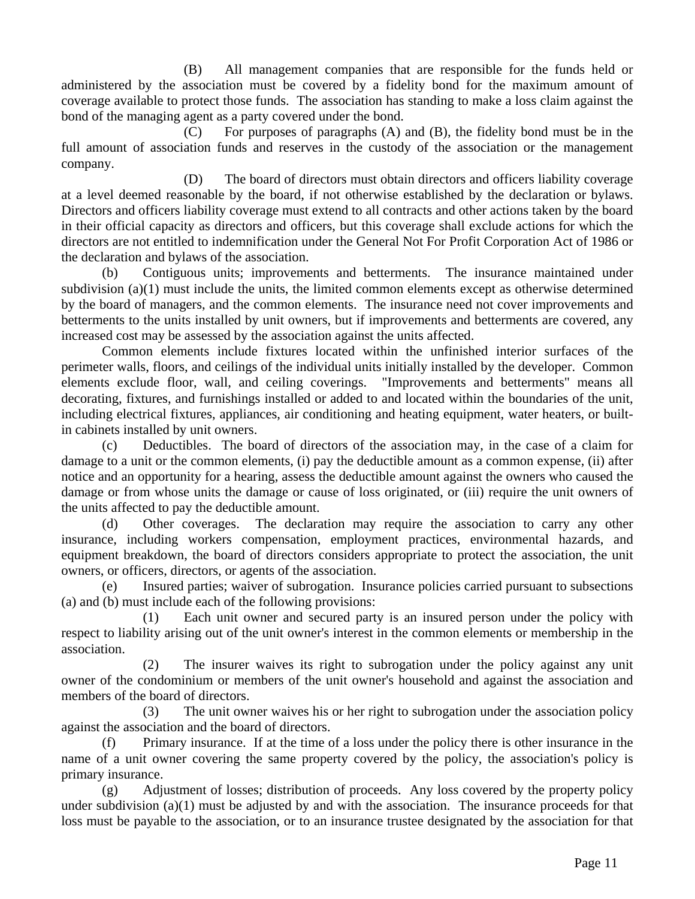(B) All management companies that are responsible for the funds held or administered by the association must be covered by a fidelity bond for the maximum amount of coverage available to protect those funds. The association has standing to make a loss claim against the bond of the managing agent as a party covered under the bond.

(C) For purposes of paragraphs (A) and (B), the fidelity bond must be in the full amount of association funds and reserves in the custody of the association or the management company.

(D) The board of directors must obtain directors and officers liability coverage at a level deemed reasonable by the board, if not otherwise established by the declaration or bylaws. Directors and officers liability coverage must extend to all contracts and other actions taken by the board in their official capacity as directors and officers, but this coverage shall exclude actions for which the directors are not entitled to indemnification under the General Not For Profit Corporation Act of 1986 or the declaration and bylaws of the association.

(b) Contiguous units; improvements and betterments. The insurance maintained under subdivision (a)(1) must include the units, the limited common elements except as otherwise determined by the board of managers, and the common elements. The insurance need not cover improvements and betterments to the units installed by unit owners, but if improvements and betterments are covered, any increased cost may be assessed by the association against the units affected.

Common elements include fixtures located within the unfinished interior surfaces of the perimeter walls, floors, and ceilings of the individual units initially installed by the developer. Common elements exclude floor, wall, and ceiling coverings. "Improvements and betterments" means all decorating, fixtures, and furnishings installed or added to and located within the boundaries of the unit, including electrical fixtures, appliances, air conditioning and heating equipment, water heaters, or built-in cabinets installed by unit owners.

(c) Deductibles. The board of directors of the association may, in the case of a claim for damage to a unit or the common elements, (i) pay the deductible amount as a common expense, (ii) after notice and an opportunity for a hearing, assess the deductible amount against the owners who caused the damage or from whose units the damage or cause of loss originated, or (iii) require the unit owners of the units affected to pay the deductible amount.

(d) Other coverages. The declaration may require the association to carry any other insurance, including workers compensation, employment practices, environmental hazards, and equipment breakdown, the board of directors considers appropriate to protect the association, the unit owners, or officers, directors, or agents of the association.

(e) Insured parties; waiver of subrogation. Insurance policies carried pursuant to subsections (a) and (b) must include each of the following provisions:

(1) Each unit owner and secured party is an insured person under the policy with respect to liability arising out of the unit owner's interest in the common elements or membership in the association.

(2) The insurer waives its right to subrogation under the policy against any unit owner of the condominium or members of the unit owner's household and against the association and members of the board of directors.

(3) The unit owner waives his or her right to subrogation under the association policy against the association and the board of directors.

(f) Primary insurance. If at the time of a loss under the policy there is other insurance in the name of a unit owner covering the same property covered by the policy, the association's policy is primary insurance.

(g) Adjustment of losses; distribution of proceeds. Any loss covered by the property policy under subdivision (a)(1) must be adjusted by and with the association. The insurance proceeds for that loss must be payable to the association, or to an insurance trustee designated by the association for that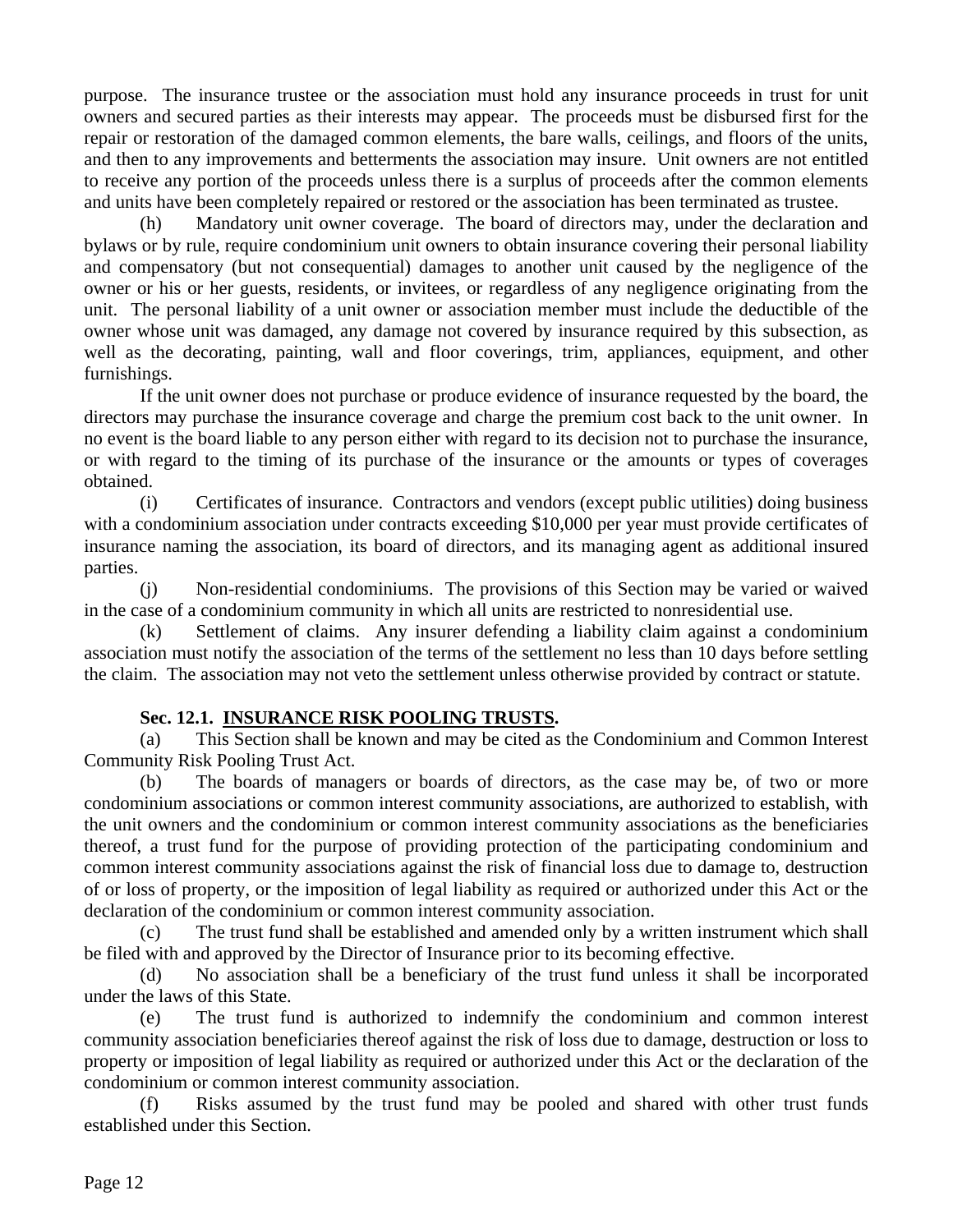purpose. The insurance trustee or the association must hold any insurance proceeds in trust for unit owners and secured parties as their interests may appear. The proceeds must be disbursed first for the repair or restoration of the damaged common elements, the bare walls, ceilings, and floors of the units, and then to any improvements and betterments the association may insure. Unit owners are not entitled to receive any portion of the proceeds unless there is a surplus of proceeds after the common elements and units have been completely repaired or restored or the association has been terminated as trustee.

(h) Mandatory unit owner coverage. The board of directors may, under the declaration and bylaws or by rule, require condominium unit owners to obtain insurance covering their personal liability and compensatory (but not consequential) damages to another unit caused by the negligence of the owner or his or her guests, residents, or invitees, or regardless of any negligence originating from the unit. The personal liability of a unit owner or association member must include the deductible of the owner whose unit was damaged, any damage not covered by insurance required by this subsection, as well as the decorating, painting, wall and floor coverings, trim, appliances, equipment, and other furnishings.

If the unit owner does not purchase or produce evidence of insurance requested by the board, the directors may purchase the insurance coverage and charge the premium cost back to the unit owner. In no event is the board liable to any person either with regard to its decision not to purchase the insurance, or with regard to the timing of its purchase of the insurance or the amounts or types of coverages obtained.

(i) Certificates of insurance. Contractors and vendors (except public utilities) doing business with a condominium association under contracts exceeding $10,000 per year must provide certificates of insurance naming the association, its board of directors, and its managing agent as additional insured parties.

(j) Non-residential condominiums. The provisions of this Section may be varied or waived in the case of a condominium community in which all units are restricted to nonresidential use.

(k) Settlement of claims. Any insurer defending a liability claim against a condominium association must notify the association of the terms of the settlement no less than 10 days before settling the claim. The association may not veto the settlement unless otherwise provided by contract or statute.

**Sec. 12.1. INSURANCE RISK POOLING TRUSTS.**

(a) This Section shall be known and may be cited as the Condominium and Common Interest Community Risk Pooling Trust Act.

(b) The boards of managers or boards of directors, as the case may be, of two or more condominium associations or common interest community associations, are authorized to establish, with the unit owners and the condominium or common interest community associations as the beneficiaries thereof, a trust fund for the purpose of providing protection of the participating condominium and common interest community associations against the risk of financial loss due to damage to, destruction of or loss of property, or the imposition of legal liability as required or authorized under this Act or the declaration of the condominium or common interest community association.

(c) The trust fund shall be established and amended only by a written instrument which shall be filed with and approved by the Director of Insurance prior to its becoming effective.

(d) No association shall be a beneficiary of the trust fund unless it shall be incorporated under the laws of this State.

(e) The trust fund is authorized to indemnify the condominium and common interest community association beneficiaries thereof against the risk of loss due to damage, destruction or loss to property or imposition of legal liability as required or authorized under this Act or the declaration of the condominium or common interest community association.

(f) Risks assumed by the trust fund may be pooled and shared with other trust funds established under this Section.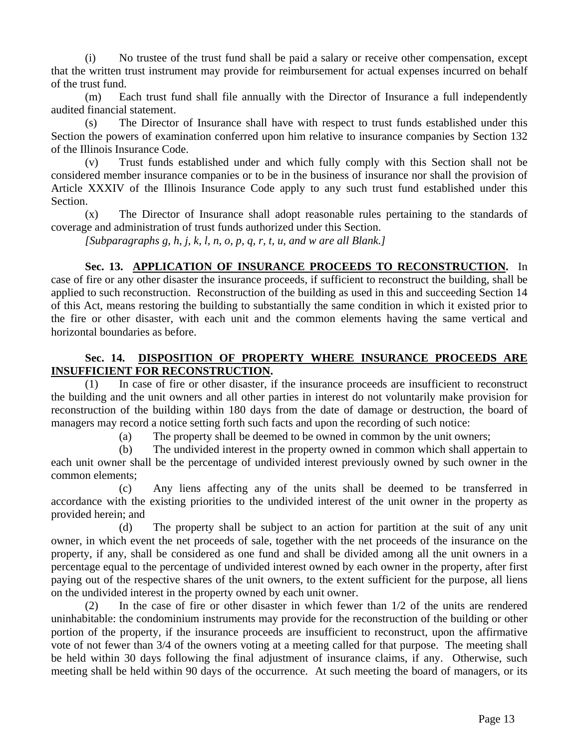(i) No trustee of the trust fund shall be paid a salary or receive other compensation, except that the written trust instrument may provide for reimbursement for actual expenses incurred on behalf of the trust fund.

(m) Each trust fund shall file annually with the Director of Insurance a full independently audited financial statement.

(s) The Director of Insurance shall have with respect to trust funds established under this Section the powers of examination conferred upon him relative to insurance companies by Section 132 of the Illinois Insurance Code.

(v) Trust funds established under and which fully comply with this Section shall not be considered member insurance companies or to be in the business of insurance nor shall the provision of Article XXXIV of the Illinois Insurance Code apply to any such trust fund established under this Section.

(x) The Director of Insurance shall adopt reasonable rules pertaining to the standards of coverage and administration of trust funds authorized under this Section.

*[Subparagraphs g, h, j, k, l, n, o, p, q, r, t, u, and w are all Blank.]*

**Sec. 13. <u>APPLICATION OF INSURANCE PROCEEDS TO RECONSTRUCTION</u>.** In case of fire or any other disaster the insurance proceeds, if sufficient to reconstruct the building, shall be applied to such reconstruction. Reconstruction of the building as used in this and succeeding Section 14 of this Act, means restoring the building to substantially the same condition in which it existed prior to the fire or other disaster, with each unit and the common elements having the same vertical and horizontal boundaries as before.

**Sec. 14. <u>DISPOSITION OF PROPERTY WHERE INSURANCE PROCEEDS ARE INSUFFICIENT FOR RECONSTRUCTION</u>.**

(1) In case of fire or other disaster, if the insurance proceeds are insufficient to reconstruct the building and the unit owners and all other parties in interest do not voluntarily make provision for reconstruction of the building within 180 days from the date of damage or destruction, the board of managers may record a notice setting forth such facts and upon the recording of such notice:

(a) The property shall be deemed to be owned in common by the unit owners;

(b) The undivided interest in the property owned in common which shall appertain to each unit owner shall be the percentage of undivided interest previously owned by such owner in the common elements;

(c) Any liens affecting any of the units shall be deemed to be transferred in accordance with the existing priorities to the undivided interest of the unit owner in the property as provided herein; and

(d) The property shall be subject to an action for partition at the suit of any unit owner, in which event the net proceeds of sale, together with the net proceeds of the insurance on the property, if any, shall be considered as one fund and shall be divided among all the unit owners in a percentage equal to the percentage of undivided interest owned by each owner in the property, after first paying out of the respective shares of the unit owners, to the extent sufficient for the purpose, all liens on the undivided interest in the property owned by each unit owner.

(2) In the case of fire or other disaster in which fewer than 1/2 of the units are rendered uninhabitable: the condominium instruments may provide for the reconstruction of the building or other portion of the property, if the insurance proceeds are insufficient to reconstruct, upon the affirmative vote of not fewer than 3/4 of the owners voting at a meeting called for that purpose. The meeting shall be held within 30 days following the final adjustment of insurance claims, if any. Otherwise, such meeting shall be held within 90 days of the occurrence. At such meeting the board of managers, or its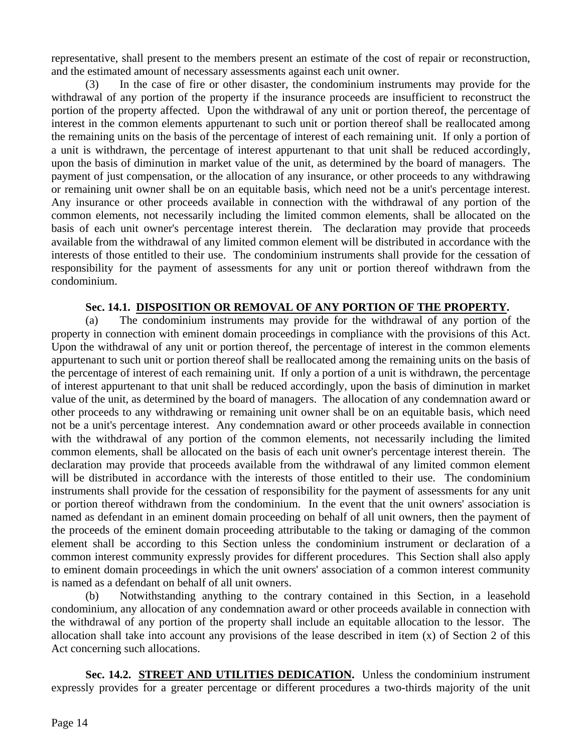representative, shall present to the members present an estimate of the cost of repair or reconstruction, and the estimated amount of necessary assessments against each unit owner.

(3) In the case of fire or other disaster, the condominium instruments may provide for the withdrawal of any portion of the property if the insurance proceeds are insufficient to reconstruct the portion of the property affected. Upon the withdrawal of any unit or portion thereof, the percentage of interest in the common elements appurtenant to such unit or portion thereof shall be reallocated among the remaining units on the basis of the percentage of interest of each remaining unit. If only a portion of a unit is withdrawn, the percentage of interest appurtenant to that unit shall be reduced accordingly, upon the basis of diminution in market value of the unit, as determined by the board of managers. The payment of just compensation, or the allocation of any insurance, or other proceeds to any withdrawing or remaining unit owner shall be on an equitable basis, which need not be a unit's percentage interest. Any insurance or other proceeds available in connection with the withdrawal of any portion of the common elements, not necessarily including the limited common elements, shall be allocated on the basis of each unit owner's percentage interest therein. The declaration may provide that proceeds available from the withdrawal of any limited common element will be distributed in accordance with the interests of those entitled to their use. The condominium instruments shall provide for the cessation of responsibility for the payment of assessments for any unit or portion thereof withdrawn from the condominium.

**Sec. 14.1. DISPOSITION OR REMOVAL OF ANY PORTION OF THE PROPERTY.**

(a) The condominium instruments may provide for the withdrawal of any portion of the property in connection with eminent domain proceedings in compliance with the provisions of this Act. Upon the withdrawal of any unit or portion thereof, the percentage of interest in the common elements appurtenant to such unit or portion thereof shall be reallocated among the remaining units on the basis of the percentage of interest of each remaining unit. If only a portion of a unit is withdrawn, the percentage of interest appurtenant to that unit shall be reduced accordingly, upon the basis of diminution in market value of the unit, as determined by the board of managers. The allocation of any condemnation award or other proceeds to any withdrawing or remaining unit owner shall be on an equitable basis, which need not be a unit's percentage interest. Any condemnation award or other proceeds available in connection with the withdrawal of any portion of the common elements, not necessarily including the limited common elements, shall be allocated on the basis of each unit owner's percentage interest therein. The declaration may provide that proceeds available from the withdrawal of any limited common element will be distributed in accordance with the interests of those entitled to their use. The condominium instruments shall provide for the cessation of responsibility for the payment of assessments for any unit or portion thereof withdrawn from the condominium. In the event that the unit owners' association is named as defendant in an eminent domain proceeding on behalf of all unit owners, then the payment of the proceeds of the eminent domain proceeding attributable to the taking or damaging of the common element shall be according to this Section unless the condominium instrument or declaration of a common interest community expressly provides for different procedures. This Section shall also apply to eminent domain proceedings in which the unit owners' association of a common interest community is named as a defendant on behalf of all unit owners.

(b) Notwithstanding anything to the contrary contained in this Section, in a leasehold condominium, any allocation of any condemnation award or other proceeds available in connection with the withdrawal of any portion of the property shall include an equitable allocation to the lessor. The allocation shall take into account any provisions of the lease described in item (x) of Section 2 of this Act concerning such allocations.

**Sec. 14.2. STREET AND UTILITIES DEDICATION.** Unless the condominium instrument expressly provides for a greater percentage or different procedures a two-thirds majority of the unit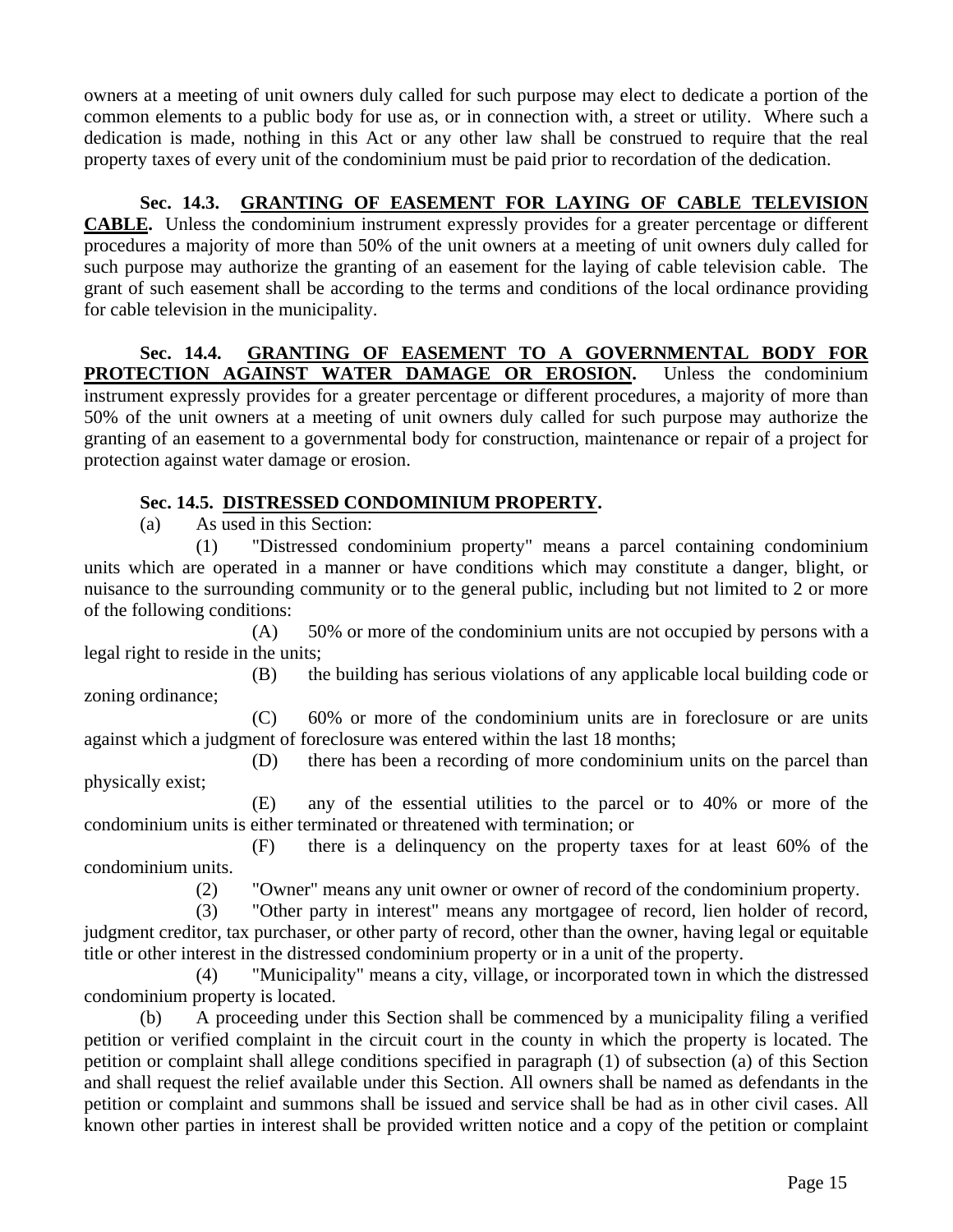owners at a meeting of unit owners duly called for such purpose may elect to dedicate a portion of the common elements to a public body for use as, or in connection with, a street or utility. Where such a dedication is made, nothing in this Act or any other law shall be construed to require that the real property taxes of every unit of the condominium must be paid prior to recordation of the dedication.

**Sec. 14.3. GRANTING OF EASEMENT FOR LAYING OF CABLE TELEVISION CABLE.** Unless the condominium instrument expressly provides for a greater percentage or different procedures a majority of more than 50% of the unit owners at a meeting of unit owners duly called for such purpose may authorize the granting of an easement for the laying of cable television cable. The grant of such easement shall be according to the terms and conditions of the local ordinance providing for cable television in the municipality.

**Sec. 14.4. GRANTING OF EASEMENT TO A GOVERNMENTAL BODY FOR PROTECTION AGAINST WATER DAMAGE OR EROSION.** Unless the condominium instrument expressly provides for a greater percentage or different procedures, a majority of more than 50% of the unit owners at a meeting of unit owners duly called for such purpose may authorize the granting of an easement to a governmental body for construction, maintenance or repair of a project for protection against water damage or erosion.

**Sec. 14.5. DISTRESSED CONDOMINIUM PROPERTY.**

(a) As used in this Section:

(1) "Distressed condominium property" means a parcel containing condominium units which are operated in a manner or have conditions which may constitute a danger, blight, or nuisance to the surrounding community or to the general public, including but not limited to 2 or more of the following conditions:

(A) 50% or more of the condominium units are not occupied by persons with a legal right to reside in the units;

(B) the building has serious violations of any applicable local building code or zoning ordinance;

(C) 60% or more of the condominium units are in foreclosure or are units against which a judgment of foreclosure was entered within the last 18 months;

(D) there has been a recording of more condominium units on the parcel than physically exist;

(E) any of the essential utilities to the parcel or to 40% or more of the condominium units is either terminated or threatened with termination; or

(F) there is a delinquency on the property taxes for at least 60% of the condominium units.

(2) "Owner" means any unit owner or owner of record of the condominium property.

(3) "Other party in interest" means any mortgagee of record, lien holder of record, judgment creditor, tax purchaser, or other party of record, other than the owner, having legal or equitable title or other interest in the distressed condominium property or in a unit of the property.

(4) "Municipality" means a city, village, or incorporated town in which the distressed condominium property is located.

(b) A proceeding under this Section shall be commenced by a municipality filing a verified petition or verified complaint in the circuit court in the county in which the property is located. The petition or complaint shall allege conditions specified in paragraph (1) of subsection (a) of this Section and shall request the relief available under this Section. All owners shall be named as defendants in the petition or complaint and summons shall be issued and service shall be had as in other civil cases. All known other parties in interest shall be provided written notice and a copy of the petition or complaint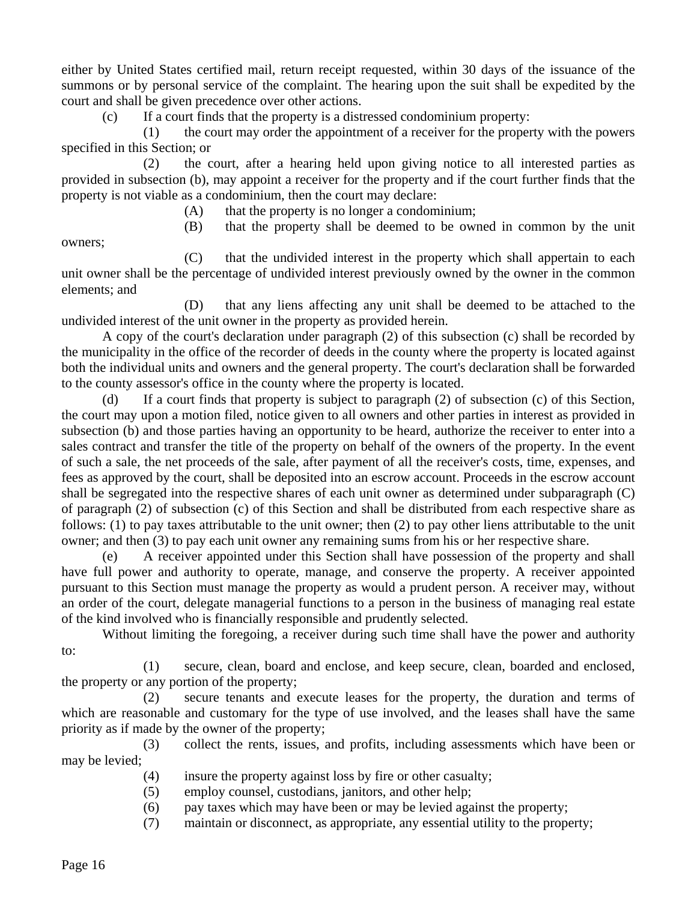either by United States certified mail, return receipt requested, within 30 days of the issuance of the summons or by personal service of the complaint. The hearing upon the suit shall be expedited by the court and shall be given precedence over other actions.

(c) If a court finds that the property is a distressed condominium property:

(1) the court may order the appointment of a receiver for the property with the powers specified in this Section; or

(2) the court, after a hearing held upon giving notice to all interested parties as provided in subsection (b), may appoint a receiver for the property and if the court further finds that the property is not viable as a condominium, then the court may declare:

(A) that the property is no longer a condominium;

(B) that the property shall be deemed to be owned in common by the unit owners;

(C) that the undivided interest in the property which shall appertain to each unit owner shall be the percentage of undivided interest previously owned by the owner in the common elements; and

(D) that any liens affecting any unit shall be deemed to be attached to the undivided interest of the unit owner in the property as provided herein.

A copy of the court's declaration under paragraph (2) of this subsection (c) shall be recorded by the municipality in the office of the recorder of deeds in the county where the property is located against both the individual units and owners and the general property. The court's declaration shall be forwarded to the county assessor's office in the county where the property is located.

(d) If a court finds that property is subject to paragraph (2) of subsection (c) of this Section, the court may upon a motion filed, notice given to all owners and other parties in interest as provided in subsection (b) and those parties having an opportunity to be heard, authorize the receiver to enter into a sales contract and transfer the title of the property on behalf of the owners of the property. In the event of such a sale, the net proceeds of the sale, after payment of all the receiver's costs, time, expenses, and fees as approved by the court, shall be deposited into an escrow account. Proceeds in the escrow account shall be segregated into the respective shares of each unit owner as determined under subparagraph (C) of paragraph (2) of subsection (c) of this Section and shall be distributed from each respective share as follows: (1) to pay taxes attributable to the unit owner; then (2) to pay other liens attributable to the unit owner; and then (3) to pay each unit owner any remaining sums from his or her respective share.

(e) A receiver appointed under this Section shall have possession of the property and shall have full power and authority to operate, manage, and conserve the property. A receiver appointed pursuant to this Section must manage the property as would a prudent person. A receiver may, without an order of the court, delegate managerial functions to a person in the business of managing real estate of the kind involved who is financially responsible and prudently selected.

Without limiting the foregoing, a receiver during such time shall have the power and authority to:

(1) secure, clean, board and enclose, and keep secure, clean, boarded and enclosed, the property or any portion of the property;

(2) secure tenants and execute leases for the property, the duration and terms of which are reasonable and customary for the type of use involved, and the leases shall have the same priority as if made by the owner of the property;

(3) collect the rents, issues, and profits, including assessments which have been or may be levied;

(4) insure the property against loss by fire or other casualty;

(5) employ counsel, custodians, janitors, and other help;

(6) pay taxes which may have been or may be levied against the property;

(7) maintain or disconnect, as appropriate, any essential utility to the property;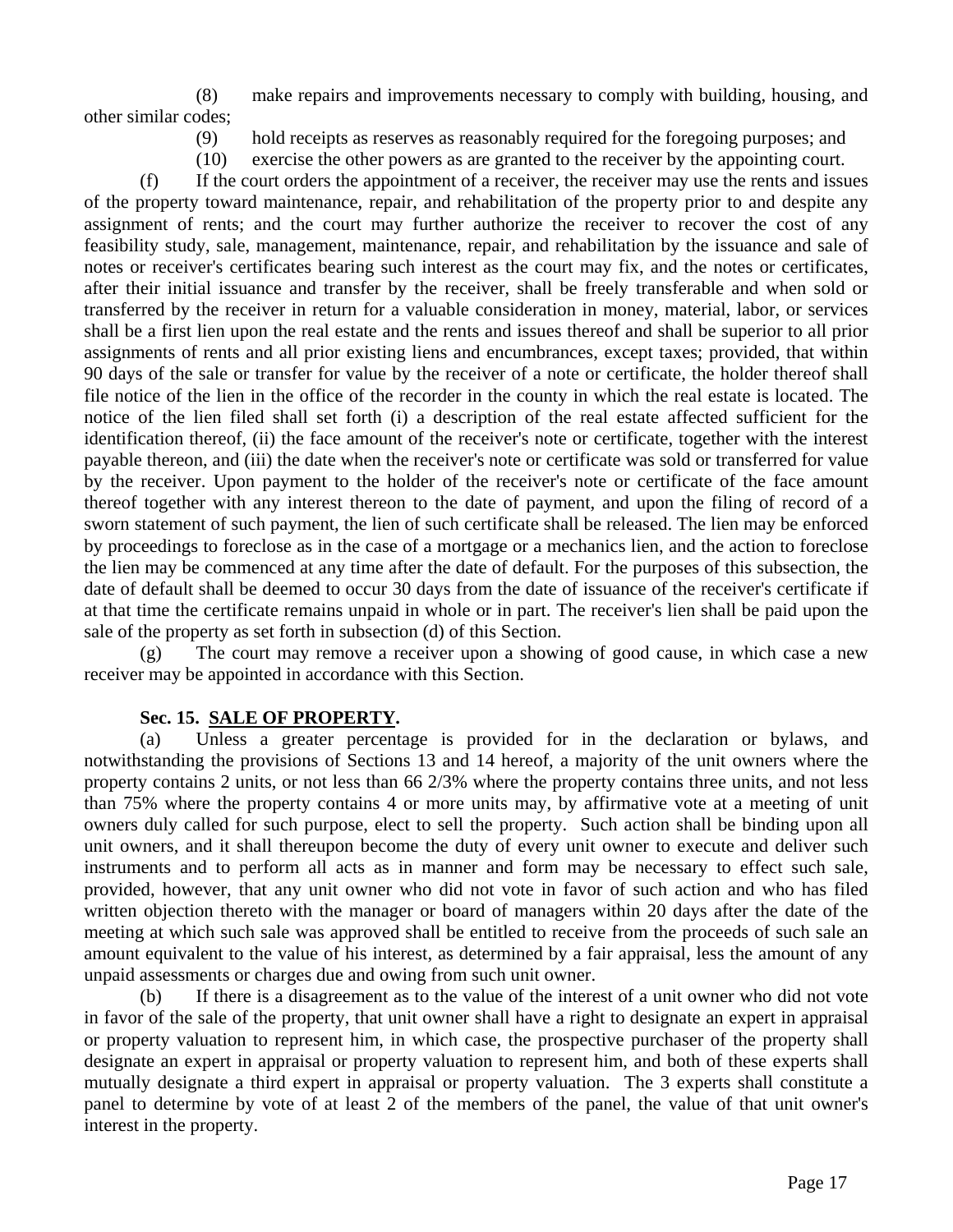(8) make repairs and improvements necessary to comply with building, housing, and other similar codes;

(9) hold receipts as reserves as reasonably required for the foregoing purposes; and

(10) exercise the other powers as are granted to the receiver by the appointing court.

(f) If the court orders the appointment of a receiver, the receiver may use the rents and issues of the property toward maintenance, repair, and rehabilitation of the property prior to and despite any assignment of rents; and the court may further authorize the receiver to recover the cost of any feasibility study, sale, management, maintenance, repair, and rehabilitation by the issuance and sale of notes or receiver's certificates bearing such interest as the court may fix, and the notes or certificates, after their initial issuance and transfer by the receiver, shall be freely transferable and when sold or transferred by the receiver in return for a valuable consideration in money, material, labor, or services shall be a first lien upon the real estate and the rents and issues thereof and shall be superior to all prior assignments of rents and all prior existing liens and encumbrances, except taxes; provided, that within 90 days of the sale or transfer for value by the receiver of a note or certificate, the holder thereof shall file notice of the lien in the office of the recorder in the county in which the real estate is located. The notice of the lien filed shall set forth (i) a description of the real estate affected sufficient for the identification thereof, (ii) the face amount of the receiver's note or certificate, together with the interest payable thereon, and (iii) the date when the receiver's note or certificate was sold or transferred for value by the receiver. Upon payment to the holder of the receiver's note or certificate of the face amount thereof together with any interest thereon to the date of payment, and upon the filing of record of a sworn statement of such payment, the lien of such certificate shall be released. The lien may be enforced by proceedings to foreclose as in the case of a mortgage or a mechanics lien, and the action to foreclose the lien may be commenced at any time after the date of default. For the purposes of this subsection, the date of default shall be deemed to occur 30 days from the date of issuance of the receiver's certificate if at that time the certificate remains unpaid in whole or in part. The receiver's lien shall be paid upon the sale of the property as set forth in subsection (d) of this Section.

(g) The court may remove a receiver upon a showing of good cause, in which case a new receiver may be appointed in accordance with this Section.

### Sec. 15. SALE OF PROPERTY.

(a) Unless a greater percentage is provided for in the declaration or bylaws, and notwithstanding the provisions of Sections 13 and 14 hereof, a majority of the unit owners where the property contains 2 units, or not less than 66 2/3% where the property contains three units, and not less than 75% where the property contains 4 or more units may, by affirmative vote at a meeting of unit owners duly called for such purpose, elect to sell the property. Such action shall be binding upon all unit owners, and it shall thereupon become the duty of every unit owner to execute and deliver such instruments and to perform all acts as in manner and form may be necessary to effect such sale, provided, however, that any unit owner who did not vote in favor of such action and who has filed written objection thereto with the manager or board of managers within 20 days after the date of the meeting at which such sale was approved shall be entitled to receive from the proceeds of such sale an amount equivalent to the value of his interest, as determined by a fair appraisal, less the amount of any unpaid assessments or charges due and owing from such unit owner.

(b) If there is a disagreement as to the value of the interest of a unit owner who did not vote in favor of the sale of the property, that unit owner shall have a right to designate an expert in appraisal or property valuation to represent him, in which case, the prospective purchaser of the property shall designate an expert in appraisal or property valuation to represent him, and both of these experts shall mutually designate a third expert in appraisal or property valuation. The 3 experts shall constitute a panel to determine by vote of at least 2 of the members of the panel, the value of that unit owner's interest in the property.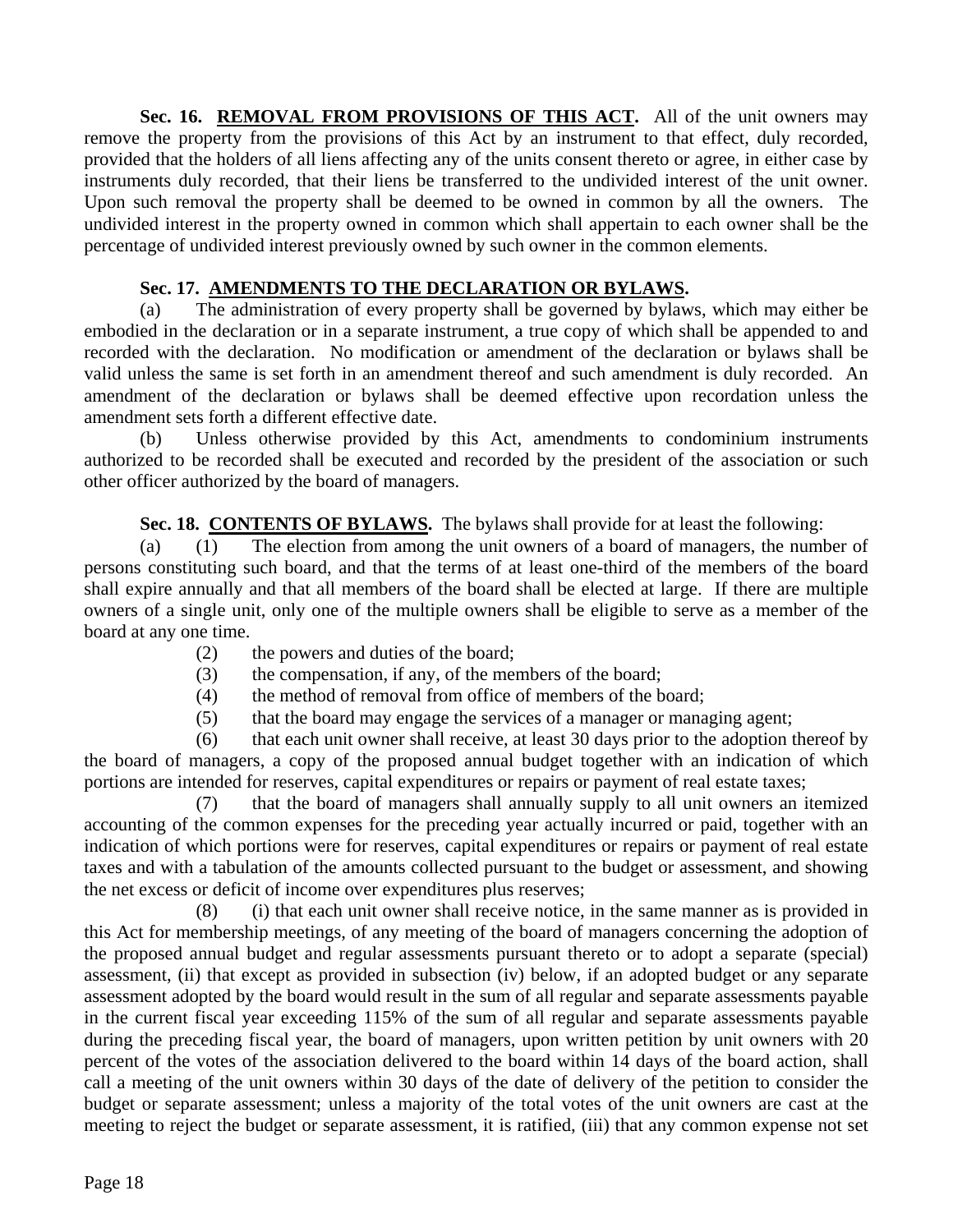**Sec. 16. REMOVAL FROM PROVISIONS OF THIS ACT.** All of the unit owners may remove the property from the provisions of this Act by an instrument to that effect, duly recorded, provided that the holders of all liens affecting any of the units consent thereto or agree, in either case by instruments duly recorded, that their liens be transferred to the undivided interest of the unit owner. Upon such removal the property shall be deemed to be owned in common by all the owners. The undivided interest in the property owned in common which shall appertain to each owner shall be the percentage of undivided interest previously owned by such owner in the common elements.

**Sec. 17. AMENDMENTS TO THE DECLARATION OR BYLAWS.**

(a) The administration of every property shall be governed by bylaws, which may either be embodied in the declaration or in a separate instrument, a true copy of which shall be appended to and recorded with the declaration. No modification or amendment of the declaration or bylaws shall be valid unless the same is set forth in an amendment thereof and such amendment is duly recorded. An amendment of the declaration or bylaws shall be deemed effective upon recordation unless the amendment sets forth a different effective date.

(b) Unless otherwise provided by this Act, amendments to condominium instruments authorized to be recorded shall be executed and recorded by the president of the association or such other officer authorized by the board of managers.

**Sec. 18. CONTENTS OF BYLAWS.** The bylaws shall provide for at least the following:

(a) (1) The election from among the unit owners of a board of managers, the number of persons constituting such board, and that the terms of at least one-third of the members of the board shall expire annually and that all members of the board shall be elected at large. If there are multiple owners of a single unit, only one of the multiple owners shall be eligible to serve as a member of the board at any one time.

(2) the powers and duties of the board;

(3) the compensation, if any, of the members of the board;

(4) the method of removal from office of members of the board;

(5) that the board may engage the services of a manager or managing agent;

(6) that each unit owner shall receive, at least 30 days prior to the adoption thereof by the board of managers, a copy of the proposed annual budget together with an indication of which portions are intended for reserves, capital expenditures or repairs or payment of real estate taxes;

(7) that the board of managers shall annually supply to all unit owners an itemized accounting of the common expenses for the preceding year actually incurred or paid, together with an indication of which portions were for reserves, capital expenditures or repairs or payment of real estate taxes and with a tabulation of the amounts collected pursuant to the budget or assessment, and showing the net excess or deficit of income over expenditures plus reserves;

(8) (i) that each unit owner shall receive notice, in the same manner as is provided in this Act for membership meetings, of any meeting of the board of managers concerning the adoption of the proposed annual budget and regular assessments pursuant thereto or to adopt a separate (special) assessment, (ii) that except as provided in subsection (iv) below, if an adopted budget or any separate assessment adopted by the board would result in the sum of all regular and separate assessments payable in the current fiscal year exceeding 115% of the sum of all regular and separate assessments payable during the preceding fiscal year, the board of managers, upon written petition by unit owners with 20 percent of the votes of the association delivered to the board within 14 days of the board action, shall call a meeting of the unit owners within 30 days of the date of delivery of the petition to consider the budget or separate assessment; unless a majority of the total votes of the unit owners are cast at the meeting to reject the budget or separate assessment, it is ratified, (iii) that any common expense not set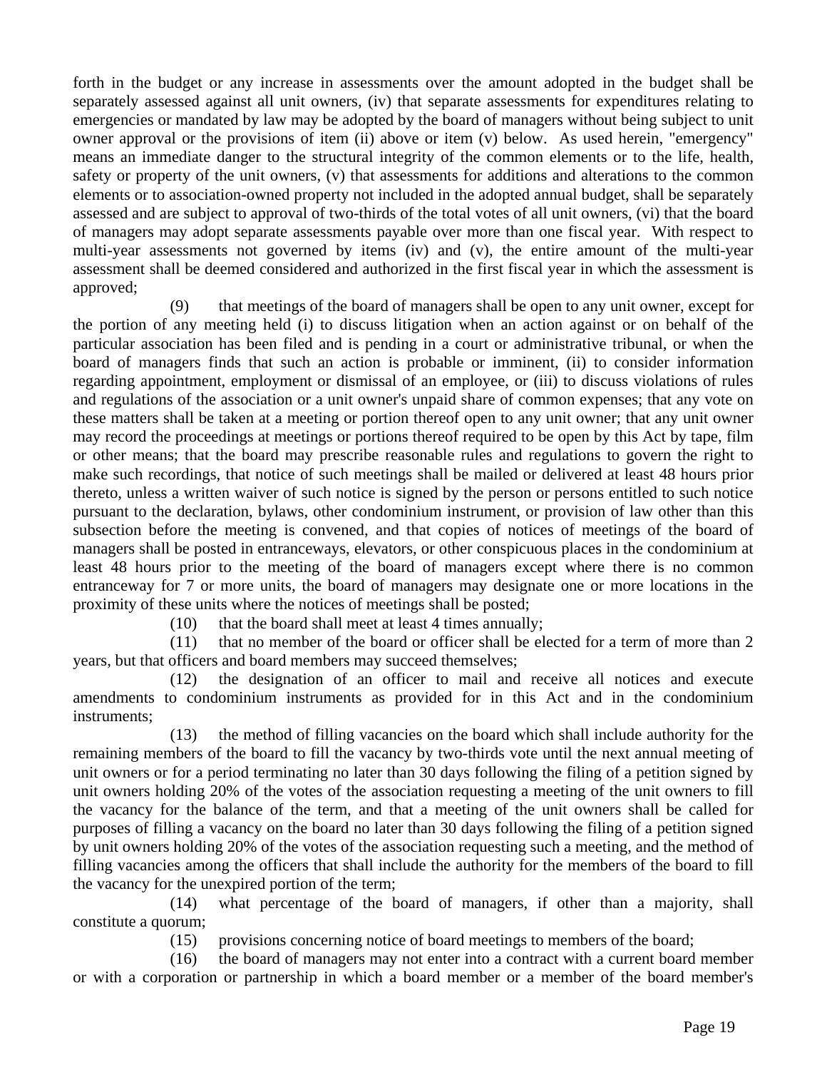forth in the budget or any increase in assessments over the amount adopted in the budget shall be separately assessed against all unit owners, (iv) that separate assessments for expenditures relating to emergencies or mandated by law may be adopted by the board of managers without being subject to unit owner approval or the provisions of item (ii) above or item (v) below. As used herein, "emergency" means an immediate danger to the structural integrity of the common elements or to the life, health, safety or property of the unit owners, (v) that assessments for additions and alterations to the common elements or to association-owned property not included in the adopted annual budget, shall be separately assessed and are subject to approval of two-thirds of the total votes of all unit owners, (vi) that the board of managers may adopt separate assessments payable over more than one fiscal year. With respect to multi-year assessments not governed by items (iv) and (v), the entire amount of the multi-year assessment shall be deemed considered and authorized in the first fiscal year in which the assessment is approved;

(9) that meetings of the board of managers shall be open to any unit owner, except for the portion of any meeting held (i) to discuss litigation when an action against or on behalf of the particular association has been filed and is pending in a court or administrative tribunal, or when the board of managers finds that such an action is probable or imminent, (ii) to consider information regarding appointment, employment or dismissal of an employee, or (iii) to discuss violations of rules and regulations of the association or a unit owner's unpaid share of common expenses; that any vote on these matters shall be taken at a meeting or portion thereof open to any unit owner; that any unit owner may record the proceedings at meetings or portions thereof required to be open by this Act by tape, film or other means; that the board may prescribe reasonable rules and regulations to govern the right to make such recordings, that notice of such meetings shall be mailed or delivered at least 48 hours prior thereto, unless a written waiver of such notice is signed by the person or persons entitled to such notice pursuant to the declaration, bylaws, other condominium instrument, or provision of law other than this subsection before the meeting is convened, and that copies of notices of meetings of the board of managers shall be posted in entranceways, elevators, or other conspicuous places in the condominium at least 48 hours prior to the meeting of the board of managers except where there is no common entranceway for 7 or more units, the board of managers may designate one or more locations in the proximity of these units where the notices of meetings shall be posted;

(10) that the board shall meet at least 4 times annually;

(11) that no member of the board or officer shall be elected for a term of more than 2 years, but that officers and board members may succeed themselves;

(12) the designation of an officer to mail and receive all notices and execute amendments to condominium instruments as provided for in this Act and in the condominium instruments;

(13) the method of filling vacancies on the board which shall include authority for the remaining members of the board to fill the vacancy by two-thirds vote until the next annual meeting of unit owners or for a period terminating no later than 30 days following the filing of a petition signed by unit owners holding 20% of the votes of the association requesting a meeting of the unit owners to fill the vacancy for the balance of the term, and that a meeting of the unit owners shall be called for purposes of filling a vacancy on the board no later than 30 days following the filing of a petition signed by unit owners holding 20% of the votes of the association requesting such a meeting, and the method of filling vacancies among the officers that shall include the authority for the members of the board to fill the vacancy for the unexpired portion of the term;

(14) what percentage of the board of managers, if other than a majority, shall constitute a quorum;

(15) provisions concerning notice of board meetings to members of the board;

(16) the board of managers may not enter into a contract with a current board member or with a corporation or partnership in which a board member or a member of the board member's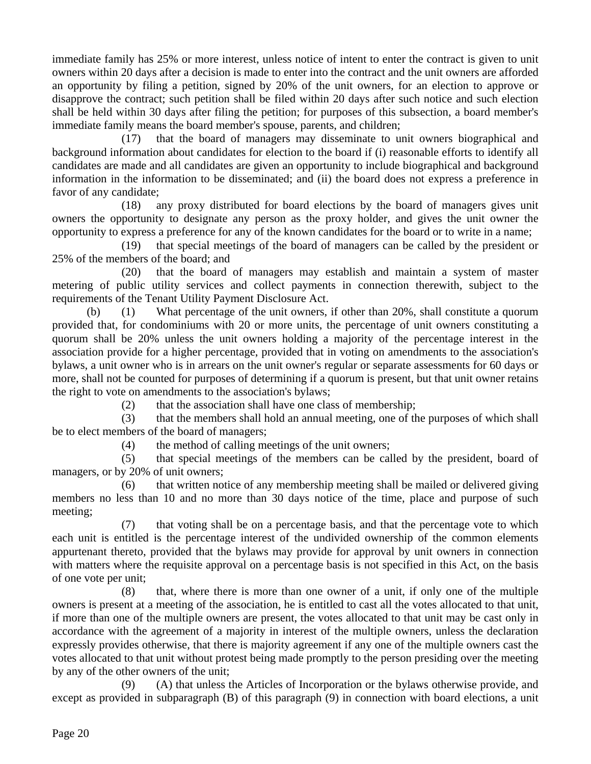immediate family has 25% or more interest, unless notice of intent to enter the contract is given to unit owners within 20 days after a decision is made to enter into the contract and the unit owners are afforded an opportunity by filing a petition, signed by 20% of the unit owners, for an election to approve or disapprove the contract; such petition shall be filed within 20 days after such notice and such election shall be held within 30 days after filing the petition; for purposes of this subsection, a board member's immediate family means the board member's spouse, parents, and children;

(17) that the board of managers may disseminate to unit owners biographical and background information about candidates for election to the board if (i) reasonable efforts to identify all candidates are made and all candidates are given an opportunity to include biographical and background information in the information to be disseminated; and (ii) the board does not express a preference in favor of any candidate;

(18) any proxy distributed for board elections by the board of managers gives unit owners the opportunity to designate any person as the proxy holder, and gives the unit owner the opportunity to express a preference for any of the known candidates for the board or to write in a name;

(19) that special meetings of the board of managers can be called by the president or 25% of the members of the board; and

(20) that the board of managers may establish and maintain a system of master metering of public utility services and collect payments in connection therewith, subject to the requirements of the Tenant Utility Payment Disclosure Act.

(b) (1) What percentage of the unit owners, if other than 20%, shall constitute a quorum provided that, for condominiums with 20 or more units, the percentage of unit owners constituting a quorum shall be 20% unless the unit owners holding a majority of the percentage interest in the association provide for a higher percentage, provided that in voting on amendments to the association's bylaws, a unit owner who is in arrears on the unit owner's regular or separate assessments for 60 days or more, shall not be counted for purposes of determining if a quorum is present, but that unit owner retains the right to vote on amendments to the association's bylaws;

(2) that the association shall have one class of membership;

(3) that the members shall hold an annual meeting, one of the purposes of which shall be to elect members of the board of managers;

(4) the method of calling meetings of the unit owners;

(5) that special meetings of the members can be called by the president, board of managers, or by 20% of unit owners;

(6) that written notice of any membership meeting shall be mailed or delivered giving members no less than 10 and no more than 30 days notice of the time, place and purpose of such meeting;

(7) that voting shall be on a percentage basis, and that the percentage vote to which each unit is entitled is the percentage interest of the undivided ownership of the common elements appurtenant thereto, provided that the bylaws may provide for approval by unit owners in connection with matters where the requisite approval on a percentage basis is not specified in this Act, on the basis of one vote per unit;

(8) that, where there is more than one owner of a unit, if only one of the multiple owners is present at a meeting of the association, he is entitled to cast all the votes allocated to that unit, if more than one of the multiple owners are present, the votes allocated to that unit may be cast only in accordance with the agreement of a majority in interest of the multiple owners, unless the declaration expressly provides otherwise, that there is majority agreement if any one of the multiple owners cast the votes allocated to that unit without protest being made promptly to the person presiding over the meeting by any of the other owners of the unit;

(9) (A) that unless the Articles of Incorporation or the bylaws otherwise provide, and except as provided in subparagraph (B) of this paragraph (9) in connection with board elections, a unit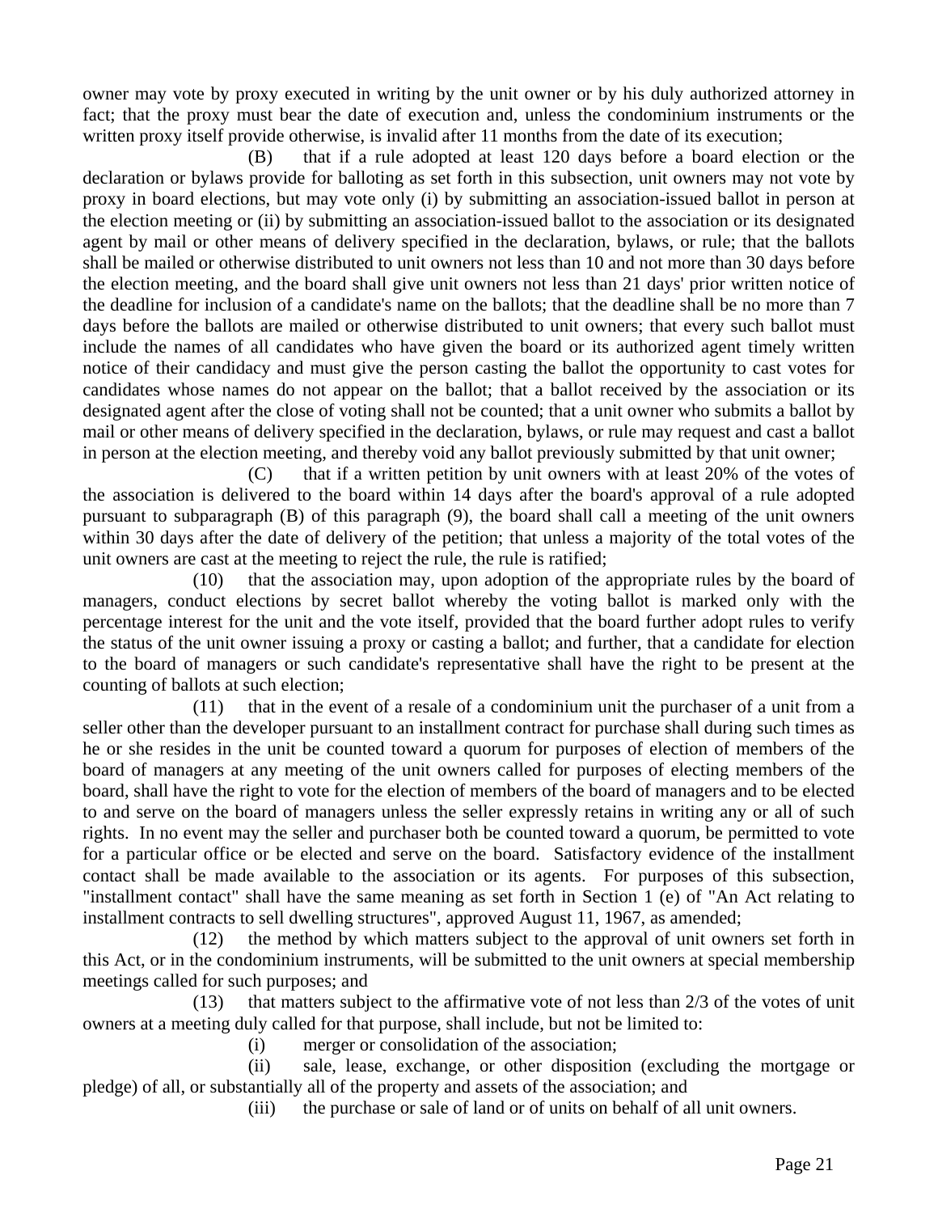owner may vote by proxy executed in writing by the unit owner or by his duly authorized attorney in fact; that the proxy must bear the date of execution and, unless the condominium instruments or the written proxy itself provide otherwise, is invalid after 11 months from the date of its execution;

(B) that if a rule adopted at least 120 days before a board election or the declaration or bylaws provide for balloting as set forth in this subsection, unit owners may not vote by proxy in board elections, but may vote only (i) by submitting an association-issued ballot in person at the election meeting or (ii) by submitting an association-issued ballot to the association or its designated agent by mail or other means of delivery specified in the declaration, bylaws, or rule; that the ballots shall be mailed or otherwise distributed to unit owners not less than 10 and not more than 30 days before the election meeting, and the board shall give unit owners not less than 21 days' prior written notice of the deadline for inclusion of a candidate's name on the ballots; that the deadline shall be no more than 7 days before the ballots are mailed or otherwise distributed to unit owners; that every such ballot must include the names of all candidates who have given the board or its authorized agent timely written notice of their candidacy and must give the person casting the ballot the opportunity to cast votes for candidates whose names do not appear on the ballot; that a ballot received by the association or its designated agent after the close of voting shall not be counted; that a unit owner who submits a ballot by mail or other means of delivery specified in the declaration, bylaws, or rule may request and cast a ballot in person at the election meeting, and thereby void any ballot previously submitted by that unit owner;

(C) that if a written petition by unit owners with at least 20% of the votes of the association is delivered to the board within 14 days after the board's approval of a rule adopted pursuant to subparagraph (B) of this paragraph (9), the board shall call a meeting of the unit owners within 30 days after the date of delivery of the petition; that unless a majority of the total votes of the unit owners are cast at the meeting to reject the rule, the rule is ratified;

(10) that the association may, upon adoption of the appropriate rules by the board of managers, conduct elections by secret ballot whereby the voting ballot is marked only with the percentage interest for the unit and the vote itself, provided that the board further adopt rules to verify the status of the unit owner issuing a proxy or casting a ballot; and further, that a candidate for election to the board of managers or such candidate's representative shall have the right to be present at the counting of ballots at such election;

(11) that in the event of a resale of a condominium unit the purchaser of a unit from a seller other than the developer pursuant to an installment contract for purchase shall during such times as he or she resides in the unit be counted toward a quorum for purposes of election of members of the board of managers at any meeting of the unit owners called for purposes of electing members of the board, shall have the right to vote for the election of members of the board of managers and to be elected to and serve on the board of managers unless the seller expressly retains in writing any or all of such rights. In no event may the seller and purchaser both be counted toward a quorum, be permitted to vote for a particular office or be elected and serve on the board. Satisfactory evidence of the installment contact shall be made available to the association or its agents. For purposes of this subsection, "installment contact" shall have the same meaning as set forth in Section 1 (e) of "An Act relating to installment contracts to sell dwelling structures", approved August 11, 1967, as amended;

(12) the method by which matters subject to the approval of unit owners set forth in this Act, or in the condominium instruments, will be submitted to the unit owners at special membership meetings called for such purposes; and

(13) that matters subject to the affirmative vote of not less than 2/3 of the votes of unit owners at a meeting duly called for that purpose, shall include, but not be limited to:

(i) merger or consolidation of the association;

(ii) sale, lease, exchange, or other disposition (excluding the mortgage or pledge) of all, or substantially all of the property and assets of the association; and

(iii) the purchase or sale of land or of units on behalf of all unit owners.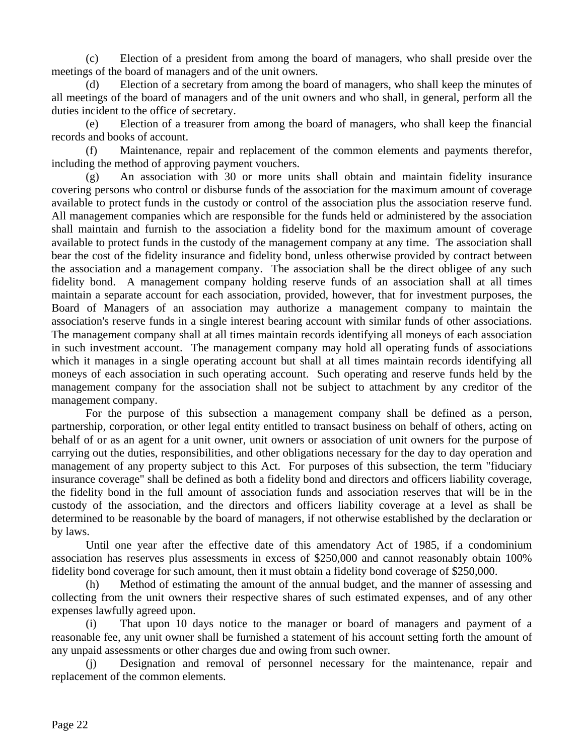(c) Election of a president from among the board of managers, who shall preside over the meetings of the board of managers and of the unit owners.

(d) Election of a secretary from among the board of managers, who shall keep the minutes of all meetings of the board of managers and of the unit owners and who shall, in general, perform all the duties incident to the office of secretary.

(e) Election of a treasurer from among the board of managers, who shall keep the financial records and books of account.

(f) Maintenance, repair and replacement of the common elements and payments therefor, including the method of approving payment vouchers.

(g) An association with 30 or more units shall obtain and maintain fidelity insurance covering persons who control or disburse funds of the association for the maximum amount of coverage available to protect funds in the custody or control of the association plus the association reserve fund. All management companies which are responsible for the funds held or administered by the association shall maintain and furnish to the association a fidelity bond for the maximum amount of coverage available to protect funds in the custody of the management company at any time. The association shall bear the cost of the fidelity insurance and fidelity bond, unless otherwise provided by contract between the association and a management company. The association shall be the direct obligee of any such fidelity bond. A management company holding reserve funds of an association shall at all times maintain a separate account for each association, provided, however, that for investment purposes, the Board of Managers of an association may authorize a management company to maintain the association's reserve funds in a single interest bearing account with similar funds of other associations. The management company shall at all times maintain records identifying all moneys of each association in such investment account. The management company may hold all operating funds of associations which it manages in a single operating account but shall at all times maintain records identifying all moneys of each association in such operating account. Such operating and reserve funds held by the management company for the association shall not be subject to attachment by any creditor of the management company.

For the purpose of this subsection a management company shall be defined as a person, partnership, corporation, or other legal entity entitled to transact business on behalf of others, acting on behalf of or as an agent for a unit owner, unit owners or association of unit owners for the purpose of carrying out the duties, responsibilities, and other obligations necessary for the day to day operation and management of any property subject to this Act. For purposes of this subsection, the term "fiduciary insurance coverage" shall be defined as both a fidelity bond and directors and officers liability coverage, the fidelity bond in the full amount of association funds and association reserves that will be in the custody of the association, and the directors and officers liability coverage at a level as shall be determined to be reasonable by the board of managers, if not otherwise established by the declaration or by laws.

Until one year after the effective date of this amendatory Act of 1985, if a condominium association has reserves plus assessments in excess of $250,000 and cannot reasonably obtain 100% fidelity bond coverage for such amount, then it must obtain a fidelity bond coverage of $250,000.

(h) Method of estimating the amount of the annual budget, and the manner of assessing and collecting from the unit owners their respective shares of such estimated expenses, and of any other expenses lawfully agreed upon.

(i) That upon 10 days notice to the manager or board of managers and payment of a reasonable fee, any unit owner shall be furnished a statement of his account setting forth the amount of any unpaid assessments or other charges due and owing from such owner.

(j) Designation and removal of personnel necessary for the maintenance, repair and replacement of the common elements.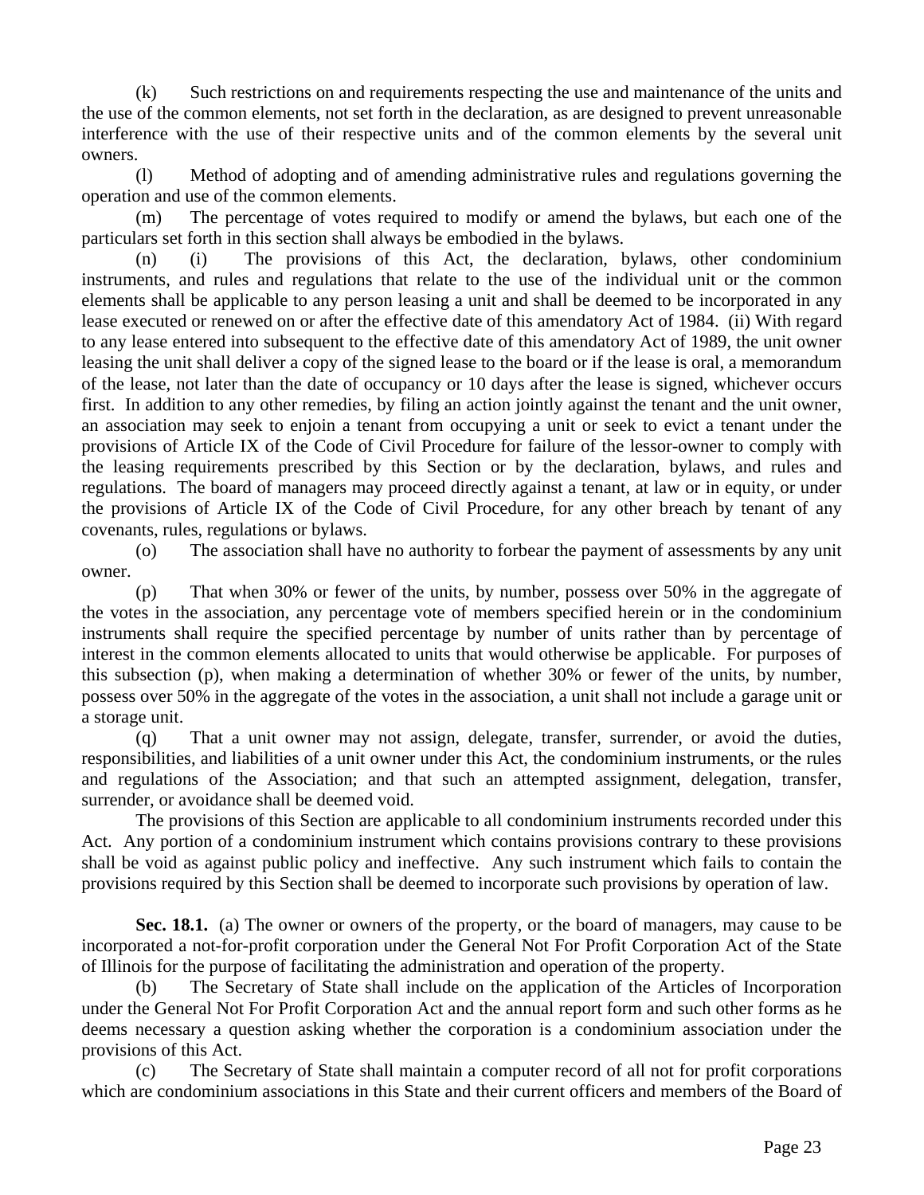(k) Such restrictions on and requirements respecting the use and maintenance of the units and the use of the common elements, not set forth in the declaration, as are designed to prevent unreasonable interference with the use of their respective units and of the common elements by the several unit owners.

(l) Method of adopting and of amending administrative rules and regulations governing the operation and use of the common elements.

(m) The percentage of votes required to modify or amend the bylaws, but each one of the particulars set forth in this section shall always be embodied in the bylaws.

(n) (i) The provisions of this Act, the declaration, bylaws, other condominium instruments, and rules and regulations that relate to the use of the individual unit or the common elements shall be applicable to any person leasing a unit and shall be deemed to be incorporated in any lease executed or renewed on or after the effective date of this amendatory Act of 1984. (ii) With regard to any lease entered into subsequent to the effective date of this amendatory Act of 1989, the unit owner leasing the unit shall deliver a copy of the signed lease to the board or if the lease is oral, a memorandum of the lease, not later than the date of occupancy or 10 days after the lease is signed, whichever occurs first. In addition to any other remedies, by filing an action jointly against the tenant and the unit owner, an association may seek to enjoin a tenant from occupying a unit or seek to evict a tenant under the provisions of Article IX of the Code of Civil Procedure for failure of the lessor-owner to comply with the leasing requirements prescribed by this Section or by the declaration, bylaws, and rules and regulations. The board of managers may proceed directly against a tenant, at law or in equity, or under the provisions of Article IX of the Code of Civil Procedure, for any other breach by tenant of any covenants, rules, regulations or bylaws.

(o) The association shall have no authority to forbear the payment of assessments by any unit owner.

(p) That when 30% or fewer of the units, by number, possess over 50% in the aggregate of the votes in the association, any percentage vote of members specified herein or in the condominium instruments shall require the specified percentage by number of units rather than by percentage of interest in the common elements allocated to units that would otherwise be applicable. For purposes of this subsection (p), when making a determination of whether 30% or fewer of the units, by number, possess over 50% in the aggregate of the votes in the association, a unit shall not include a garage unit or a storage unit.

(q) That a unit owner may not assign, delegate, transfer, surrender, or avoid the duties, responsibilities, and liabilities of a unit owner under this Act, the condominium instruments, or the rules and regulations of the Association; and that such an attempted assignment, delegation, transfer, surrender, or avoidance shall be deemed void.

The provisions of this Section are applicable to all condominium instruments recorded under this Act. Any portion of a condominium instrument which contains provisions contrary to these provisions shall be void as against public policy and ineffective. Any such instrument which fails to contain the provisions required by this Section shall be deemed to incorporate such provisions by operation of law.

**Sec. 18.1.** (a) The owner or owners of the property, or the board of managers, may cause to be incorporated a not-for-profit corporation under the General Not For Profit Corporation Act of the State of Illinois for the purpose of facilitating the administration and operation of the property.

(b) The Secretary of State shall include on the application of the Articles of Incorporation under the General Not For Profit Corporation Act and the annual report form and such other forms as he deems necessary a question asking whether the corporation is a condominium association under the provisions of this Act.

(c) The Secretary of State shall maintain a computer record of all not for profit corporations which are condominium associations in this State and their current officers and members of the Board of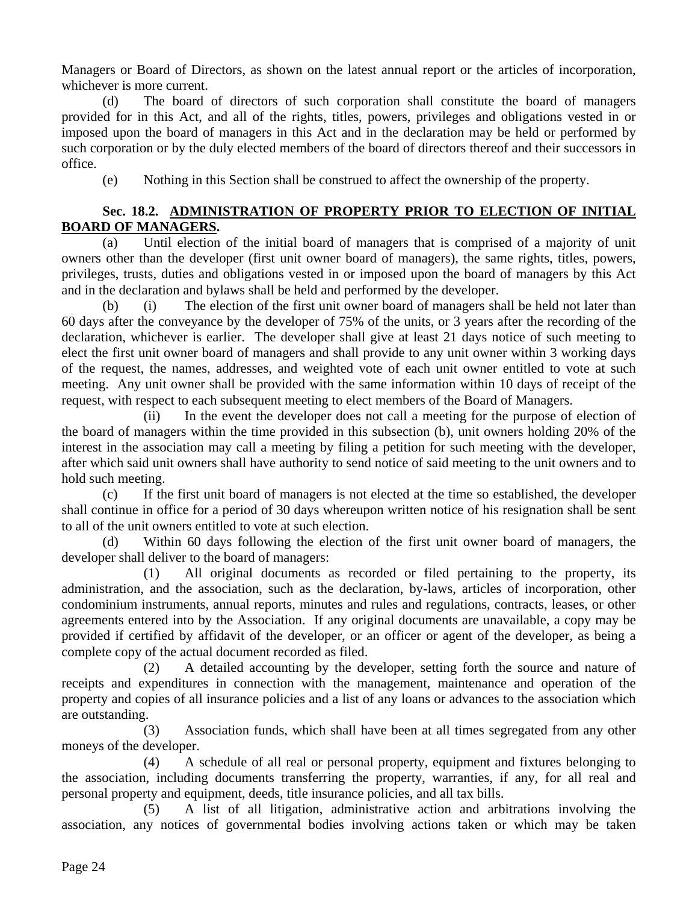Managers or Board of Directors, as shown on the latest annual report or the articles of incorporation, whichever is more current.

(d) The board of directors of such corporation shall constitute the board of managers provided for in this Act, and all of the rights, titles, powers, privileges and obligations vested in or imposed upon the board of managers in this Act and in the declaration may be held or performed by such corporation or by the duly elected members of the board of directors thereof and their successors in office.

(e) Nothing in this Section shall be construed to affect the ownership of the property.

**Sec. 18.2. ADMINISTRATION OF PROPERTY PRIOR TO ELECTION OF INITIAL BOARD OF MANAGERS.**

(a) Until election of the initial board of managers that is comprised of a majority of unit owners other than the developer (first unit owner board of managers), the same rights, titles, powers, privileges, trusts, duties and obligations vested in or imposed upon the board of managers by this Act and in the declaration and bylaws shall be held and performed by the developer.

(b) (i) The election of the first unit owner board of managers shall be held not later than 60 days after the conveyance by the developer of 75% of the units, or 3 years after the recording of the declaration, whichever is earlier. The developer shall give at least 21 days notice of such meeting to elect the first unit owner board of managers and shall provide to any unit owner within 3 working days of the request, the names, addresses, and weighted vote of each unit owner entitled to vote at such meeting. Any unit owner shall be provided with the same information within 10 days of receipt of the request, with respect to each subsequent meeting to elect members of the Board of Managers.

(ii) In the event the developer does not call a meeting for the purpose of election of the board of managers within the time provided in this subsection (b), unit owners holding 20% of the interest in the association may call a meeting by filing a petition for such meeting with the developer, after which said unit owners shall have authority to send notice of said meeting to the unit owners and to hold such meeting.

(c) If the first unit board of managers is not elected at the time so established, the developer shall continue in office for a period of 30 days whereupon written notice of his resignation shall be sent to all of the unit owners entitled to vote at such election.

(d) Within 60 days following the election of the first unit owner board of managers, the developer shall deliver to the board of managers:

(1) All original documents as recorded or filed pertaining to the property, its administration, and the association, such as the declaration, by-laws, articles of incorporation, other condominium instruments, annual reports, minutes and rules and regulations, contracts, leases, or other agreements entered into by the Association. If any original documents are unavailable, a copy may be provided if certified by affidavit of the developer, or an officer or agent of the developer, as being a complete copy of the actual document recorded as filed.

(2) A detailed accounting by the developer, setting forth the source and nature of receipts and expenditures in connection with the management, maintenance and operation of the property and copies of all insurance policies and a list of any loans or advances to the association which are outstanding.

(3) Association funds, which shall have been at all times segregated from any other moneys of the developer.

(4) A schedule of all real or personal property, equipment and fixtures belonging to the association, including documents transferring the property, warranties, if any, for all real and personal property and equipment, deeds, title insurance policies, and all tax bills.

(5) A list of all litigation, administrative action and arbitrations involving the association, any notices of governmental bodies involving actions taken or which may be taken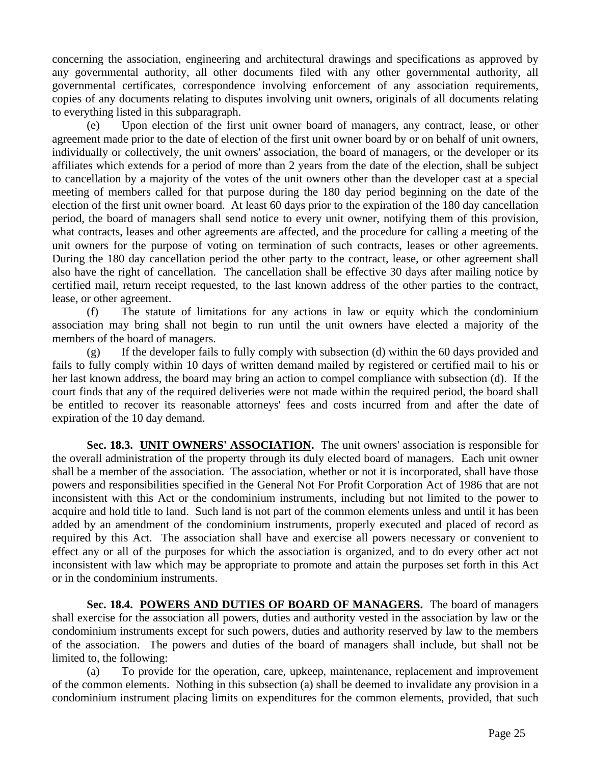concerning the association, engineering and architectural drawings and specifications as approved by any governmental authority, all other documents filed with any other governmental authority, all governmental certificates, correspondence involving enforcement of any association requirements, copies of any documents relating to disputes involving unit owners, originals of all documents relating to everything listed in this subparagraph.

(e) Upon election of the first unit owner board of managers, any contract, lease, or other agreement made prior to the date of election of the first unit owner board by or on behalf of unit owners, individually or collectively, the unit owners' association, the board of managers, or the developer or its affiliates which extends for a period of more than 2 years from the date of the election, shall be subject to cancellation by a majority of the votes of the unit owners other than the developer cast at a special meeting of members called for that purpose during the 180 day period beginning on the date of the election of the first unit owner board. At least 60 days prior to the expiration of the 180 day cancellation period, the board of managers shall send notice to every unit owner, notifying them of this provision, what contracts, leases and other agreements are affected, and the procedure for calling a meeting of the unit owners for the purpose of voting on termination of such contracts, leases or other agreements. During the 180 day cancellation period the other party to the contract, lease, or other agreement shall also have the right of cancellation. The cancellation shall be effective 30 days after mailing notice by certified mail, return receipt requested, to the last known address of the other parties to the contract, lease, or other agreement.

(f) The statute of limitations for any actions in law or equity which the condominium association may bring shall not begin to run until the unit owners have elected a majority of the members of the board of managers.

(g) If the developer fails to fully comply with subsection (d) within the 60 days provided and fails to fully comply within 10 days of written demand mailed by registered or certified mail to his or her last known address, the board may bring an action to compel compliance with subsection (d). If the court finds that any of the required deliveries were not made within the required period, the board shall be entitled to recover its reasonable attorneys' fees and costs incurred from and after the date of expiration of the 10 day demand.

**Sec. 18.3. UNIT OWNERS' ASSOCIATION.** The unit owners' association is responsible for the overall administration of the property through its duly elected board of managers. Each unit owner shall be a member of the association. The association, whether or not it is incorporated, shall have those powers and responsibilities specified in the General Not For Profit Corporation Act of 1986 that are not inconsistent with this Act or the condominium instruments, including but not limited to the power to acquire and hold title to land. Such land is not part of the common elements unless and until it has been added by an amendment of the condominium instruments, properly executed and placed of record as required by this Act. The association shall have and exercise all powers necessary or convenient to effect any or all of the purposes for which the association is organized, and to do every other act not inconsistent with law which may be appropriate to promote and attain the purposes set forth in this Act or in the condominium instruments.

**Sec. 18.4. POWERS AND DUTIES OF BOARD OF MANAGERS.** The board of managers shall exercise for the association all powers, duties and authority vested in the association by law or the condominium instruments except for such powers, duties and authority reserved by law to the members of the association. The powers and duties of the board of managers shall include, but shall not be limited to, the following:

(a) To provide for the operation, care, upkeep, maintenance, replacement and improvement of the common elements. Nothing in this subsection (a) shall be deemed to invalidate any provision in a condominium instrument placing limits on expenditures for the common elements, provided, that such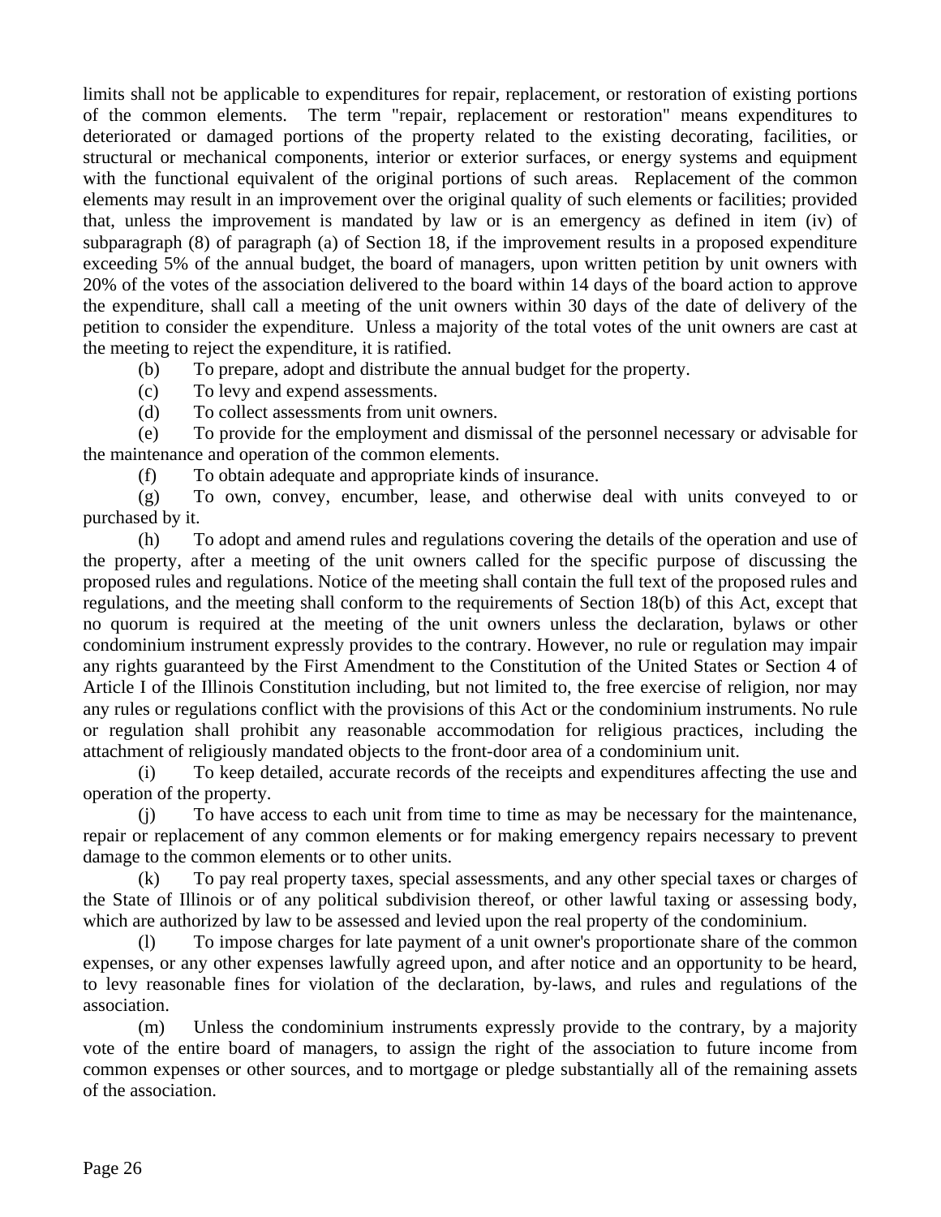limits shall not be applicable to expenditures for repair, replacement, or restoration of existing portions of the common elements. The term "repair, replacement or restoration" means expenditures to deteriorated or damaged portions of the property related to the existing decorating, facilities, or structural or mechanical components, interior or exterior surfaces, or energy systems and equipment with the functional equivalent of the original portions of such areas. Replacement of the common elements may result in an improvement over the original quality of such elements or facilities; provided that, unless the improvement is mandated by law or is an emergency as defined in item (iv) of subparagraph (8) of paragraph (a) of Section 18, if the improvement results in a proposed expenditure exceeding 5% of the annual budget, the board of managers, upon written petition by unit owners with 20% of the votes of the association delivered to the board within 14 days of the board action to approve the expenditure, shall call a meeting of the unit owners within 30 days of the date of delivery of the petition to consider the expenditure. Unless a majority of the total votes of the unit owners are cast at the meeting to reject the expenditure, it is ratified.

(b) To prepare, adopt and distribute the annual budget for the property.

(c) To levy and expend assessments.

(d) To collect assessments from unit owners.

(e) To provide for the employment and dismissal of the personnel necessary or advisable for the maintenance and operation of the common elements.

(f) To obtain adequate and appropriate kinds of insurance.

(g) To own, convey, encumber, lease, and otherwise deal with units conveyed to or purchased by it.

(h) To adopt and amend rules and regulations covering the details of the operation and use of the property, after a meeting of the unit owners called for the specific purpose of discussing the proposed rules and regulations. Notice of the meeting shall contain the full text of the proposed rules and regulations, and the meeting shall conform to the requirements of Section 18(b) of this Act, except that no quorum is required at the meeting of the unit owners unless the declaration, bylaws or other condominium instrument expressly provides to the contrary. However, no rule or regulation may impair any rights guaranteed by the First Amendment to the Constitution of the United States or Section 4 of Article I of the Illinois Constitution including, but not limited to, the free exercise of religion, nor may any rules or regulations conflict with the provisions of this Act or the condominium instruments. No rule or regulation shall prohibit any reasonable accommodation for religious practices, including the attachment of religiously mandated objects to the front-door area of a condominium unit.

(i) To keep detailed, accurate records of the receipts and expenditures affecting the use and operation of the property.

(j) To have access to each unit from time to time as may be necessary for the maintenance, repair or replacement of any common elements or for making emergency repairs necessary to prevent damage to the common elements or to other units.

(k) To pay real property taxes, special assessments, and any other special taxes or charges of the State of Illinois or of any political subdivision thereof, or other lawful taxing or assessing body, which are authorized by law to be assessed and levied upon the real property of the condominium.

(l) To impose charges for late payment of a unit owner's proportionate share of the common expenses, or any other expenses lawfully agreed upon, and after notice and an opportunity to be heard, to levy reasonable fines for violation of the declaration, by-laws, and rules and regulations of the association.

(m) Unless the condominium instruments expressly provide to the contrary, by a majority vote of the entire board of managers, to assign the right of the association to future income from common expenses or other sources, and to mortgage or pledge substantially all of the remaining assets of the association.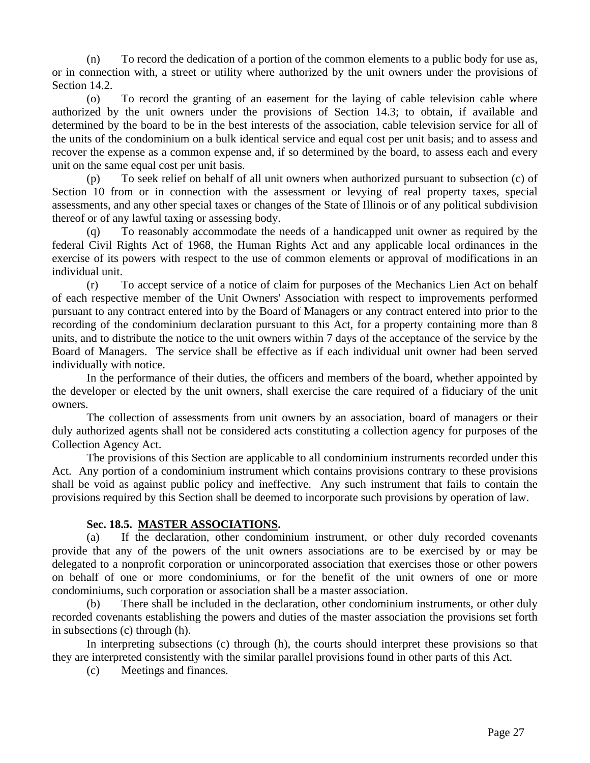(n) To record the dedication of a portion of the common elements to a public body for use as, or in connection with, a street or utility where authorized by the unit owners under the provisions of Section 14.2.

(o) To record the granting of an easement for the laying of cable television cable where authorized by the unit owners under the provisions of Section 14.3; to obtain, if available and determined by the board to be in the best interests of the association, cable television service for all of the units of the condominium on a bulk identical service and equal cost per unit basis; and to assess and recover the expense as a common expense and, if so determined by the board, to assess each and every unit on the same equal cost per unit basis.

(p) To seek relief on behalf of all unit owners when authorized pursuant to subsection (c) of Section 10 from or in connection with the assessment or levying of real property taxes, special assessments, and any other special taxes or changes of the State of Illinois or of any political subdivision thereof or of any lawful taxing or assessing body.

(q) To reasonably accommodate the needs of a handicapped unit owner as required by the federal Civil Rights Act of 1968, the Human Rights Act and any applicable local ordinances in the exercise of its powers with respect to the use of common elements or approval of modifications in an individual unit.

(r) To accept service of a notice of claim for purposes of the Mechanics Lien Act on behalf of each respective member of the Unit Owners' Association with respect to improvements performed pursuant to any contract entered into by the Board of Managers or any contract entered into prior to the recording of the condominium declaration pursuant to this Act, for a property containing more than 8 units, and to distribute the notice to the unit owners within 7 days of the acceptance of the service by the Board of Managers. The service shall be effective as if each individual unit owner had been served individually with notice.

In the performance of their duties, the officers and members of the board, whether appointed by the developer or elected by the unit owners, shall exercise the care required of a fiduciary of the unit owners.

The collection of assessments from unit owners by an association, board of managers or their duly authorized agents shall not be considered acts constituting a collection agency for purposes of the Collection Agency Act.

The provisions of this Section are applicable to all condominium instruments recorded under this Act. Any portion of a condominium instrument which contains provisions contrary to these provisions shall be void as against public policy and ineffective. Any such instrument that fails to contain the provisions required by this Section shall be deemed to incorporate such provisions by operation of law.

### Sec. 18.5. MASTER ASSOCIATIONS.

(a) If the declaration, other condominium instrument, or other duly recorded covenants provide that any of the powers of the unit owners associations are to be exercised by or may be delegated to a nonprofit corporation or unincorporated association that exercises those or other powers on behalf of one or more condominiums, or for the benefit of the unit owners of one or more condominiums, such corporation or association shall be a master association.

(b) There shall be included in the declaration, other condominium instruments, or other duly recorded covenants establishing the powers and duties of the master association the provisions set forth in subsections (c) through (h).

In interpreting subsections (c) through (h), the courts should interpret these provisions so that they are interpreted consistently with the similar parallel provisions found in other parts of this Act.

(c) Meetings and finances.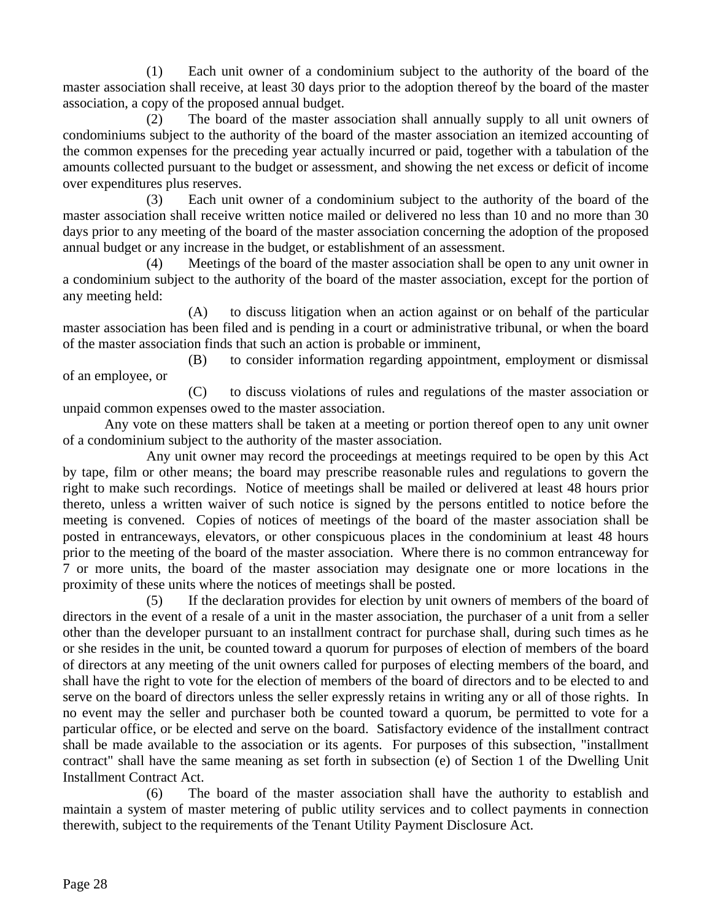(1) Each unit owner of a condominium subject to the authority of the board of the master association shall receive, at least 30 days prior to the adoption thereof by the board of the master association, a copy of the proposed annual budget.

(2) The board of the master association shall annually supply to all unit owners of condominiums subject to the authority of the board of the master association an itemized accounting of the common expenses for the preceding year actually incurred or paid, together with a tabulation of the amounts collected pursuant to the budget or assessment, and showing the net excess or deficit of income over expenditures plus reserves.

(3) Each unit owner of a condominium subject to the authority of the board of the master association shall receive written notice mailed or delivered no less than 10 and no more than 30 days prior to any meeting of the board of the master association concerning the adoption of the proposed annual budget or any increase in the budget, or establishment of an assessment.

(4) Meetings of the board of the master association shall be open to any unit owner in a condominium subject to the authority of the board of the master association, except for the portion of any meeting held:

(A) to discuss litigation when an action against or on behalf of the particular master association has been filed and is pending in a court or administrative tribunal, or when the board of the master association finds that such an action is probable or imminent,

(B) to consider information regarding appointment, employment or dismissal of an employee, or

(C) to discuss violations of rules and regulations of the master association or unpaid common expenses owed to the master association.

Any vote on these matters shall be taken at a meeting or portion thereof open to any unit owner of a condominium subject to the authority of the master association.

Any unit owner may record the proceedings at meetings required to be open by this Act by tape, film or other means; the board may prescribe reasonable rules and regulations to govern the right to make such recordings. Notice of meetings shall be mailed or delivered at least 48 hours prior thereto, unless a written waiver of such notice is signed by the persons entitled to notice before the meeting is convened. Copies of notices of meetings of the board of the master association shall be posted in entranceways, elevators, or other conspicuous places in the condominium at least 48 hours prior to the meeting of the board of the master association. Where there is no common entranceway for 7 or more units, the board of the master association may designate one or more locations in the proximity of these units where the notices of meetings shall be posted.

(5) If the declaration provides for election by unit owners of members of the board of directors in the event of a resale of a unit in the master association, the purchaser of a unit from a seller other than the developer pursuant to an installment contract for purchase shall, during such times as he or she resides in the unit, be counted toward a quorum for purposes of election of members of the board of directors at any meeting of the unit owners called for purposes of electing members of the board, and shall have the right to vote for the election of members of the board of directors and to be elected to and serve on the board of directors unless the seller expressly retains in writing any or all of those rights. In no event may the seller and purchaser both be counted toward a quorum, be permitted to vote for a particular office, or be elected and serve on the board. Satisfactory evidence of the installment contract shall be made available to the association or its agents. For purposes of this subsection, "installment contract" shall have the same meaning as set forth in subsection (e) of Section 1 of the Dwelling Unit Installment Contract Act.

(6) The board of the master association shall have the authority to establish and maintain a system of master metering of public utility services and to collect payments in connection therewith, subject to the requirements of the Tenant Utility Payment Disclosure Act.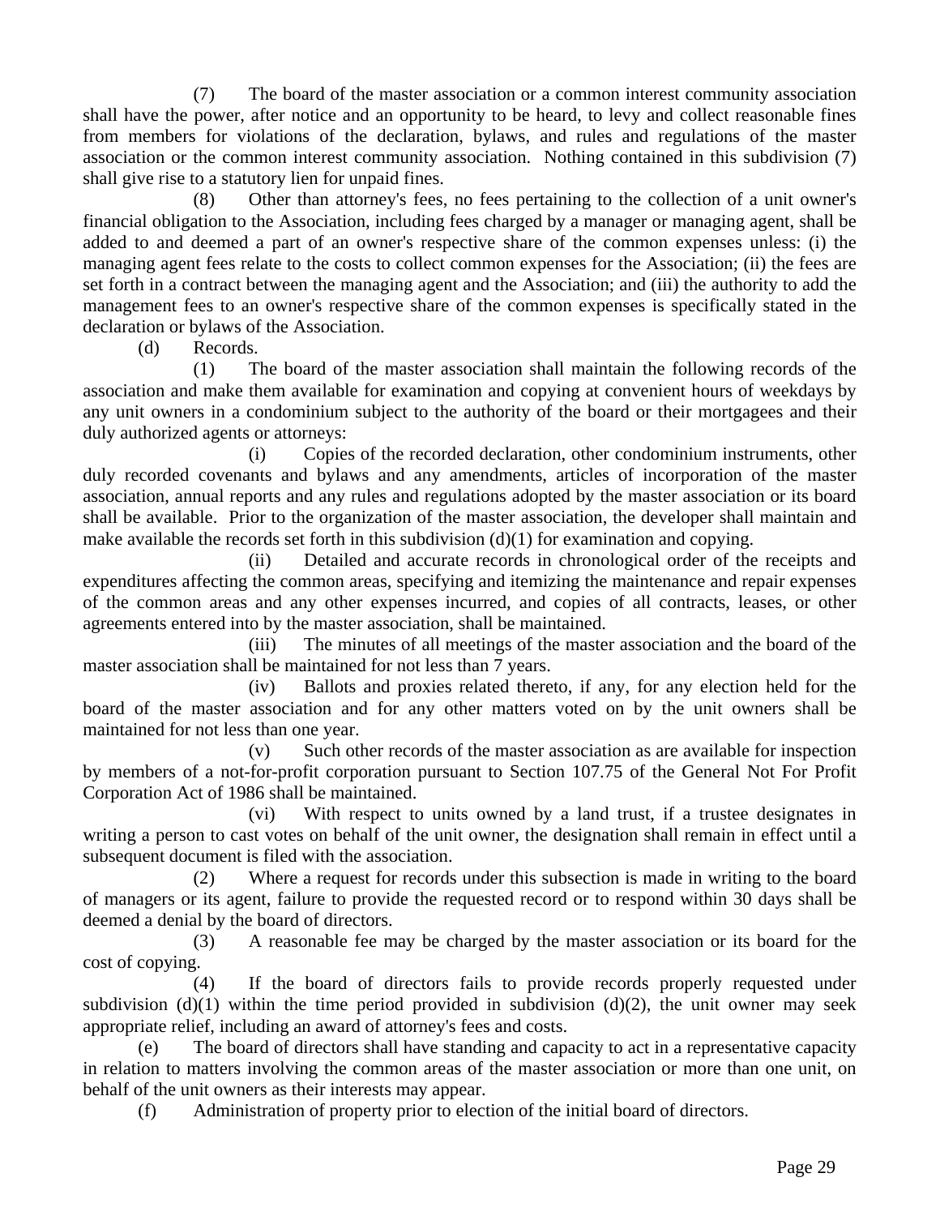(7) The board of the master association or a common interest community association shall have the power, after notice and an opportunity to be heard, to levy and collect reasonable fines from members for violations of the declaration, bylaws, and rules and regulations of the master association or the common interest community association. Nothing contained in this subdivision (7) shall give rise to a statutory lien for unpaid fines.

(8) Other than attorney's fees, no fees pertaining to the collection of a unit owner's financial obligation to the Association, including fees charged by a manager or managing agent, shall be added to and deemed a part of an owner's respective share of the common expenses unless: (i) the managing agent fees relate to the costs to collect common expenses for the Association; (ii) the fees are set forth in a contract between the managing agent and the Association; and (iii) the authority to add the management fees to an owner's respective share of the common expenses is specifically stated in the declaration or bylaws of the Association.

(d) Records.

(1) The board of the master association shall maintain the following records of the association and make them available for examination and copying at convenient hours of weekdays by any unit owners in a condominium subject to the authority of the board or their mortgagees and their duly authorized agents or attorneys:

(i) Copies of the recorded declaration, other condominium instruments, other duly recorded covenants and bylaws and any amendments, articles of incorporation of the master association, annual reports and any rules and regulations adopted by the master association or its board shall be available. Prior to the organization of the master association, the developer shall maintain and make available the records set forth in this subdivision (d)(1) for examination and copying.

(ii) Detailed and accurate records in chronological order of the receipts and expenditures affecting the common areas, specifying and itemizing the maintenance and repair expenses of the common areas and any other expenses incurred, and copies of all contracts, leases, or other agreements entered into by the master association, shall be maintained.

(iii) The minutes of all meetings of the master association and the board of the master association shall be maintained for not less than 7 years.

(iv) Ballots and proxies related thereto, if any, for any election held for the board of the master association and for any other matters voted on by the unit owners shall be maintained for not less than one year.

(v) Such other records of the master association as are available for inspection by members of a not-for-profit corporation pursuant to Section 107.75 of the General Not For Profit Corporation Act of 1986 shall be maintained.

(vi) With respect to units owned by a land trust, if a trustee designates in writing a person to cast votes on behalf of the unit owner, the designation shall remain in effect until a subsequent document is filed with the association.

(2) Where a request for records under this subsection is made in writing to the board of managers or its agent, failure to provide the requested record or to respond within 30 days shall be deemed a denial by the board of directors.

(3) A reasonable fee may be charged by the master association or its board for the cost of copying.

(4) If the board of directors fails to provide records properly requested under subdivision (d)(1) within the time period provided in subdivision (d)(2), the unit owner may seek appropriate relief, including an award of attorney's fees and costs.

(e) The board of directors shall have standing and capacity to act in a representative capacity in relation to matters involving the common areas of the master association or more than one unit, on behalf of the unit owners as their interests may appear.

(f) Administration of property prior to election of the initial board of directors.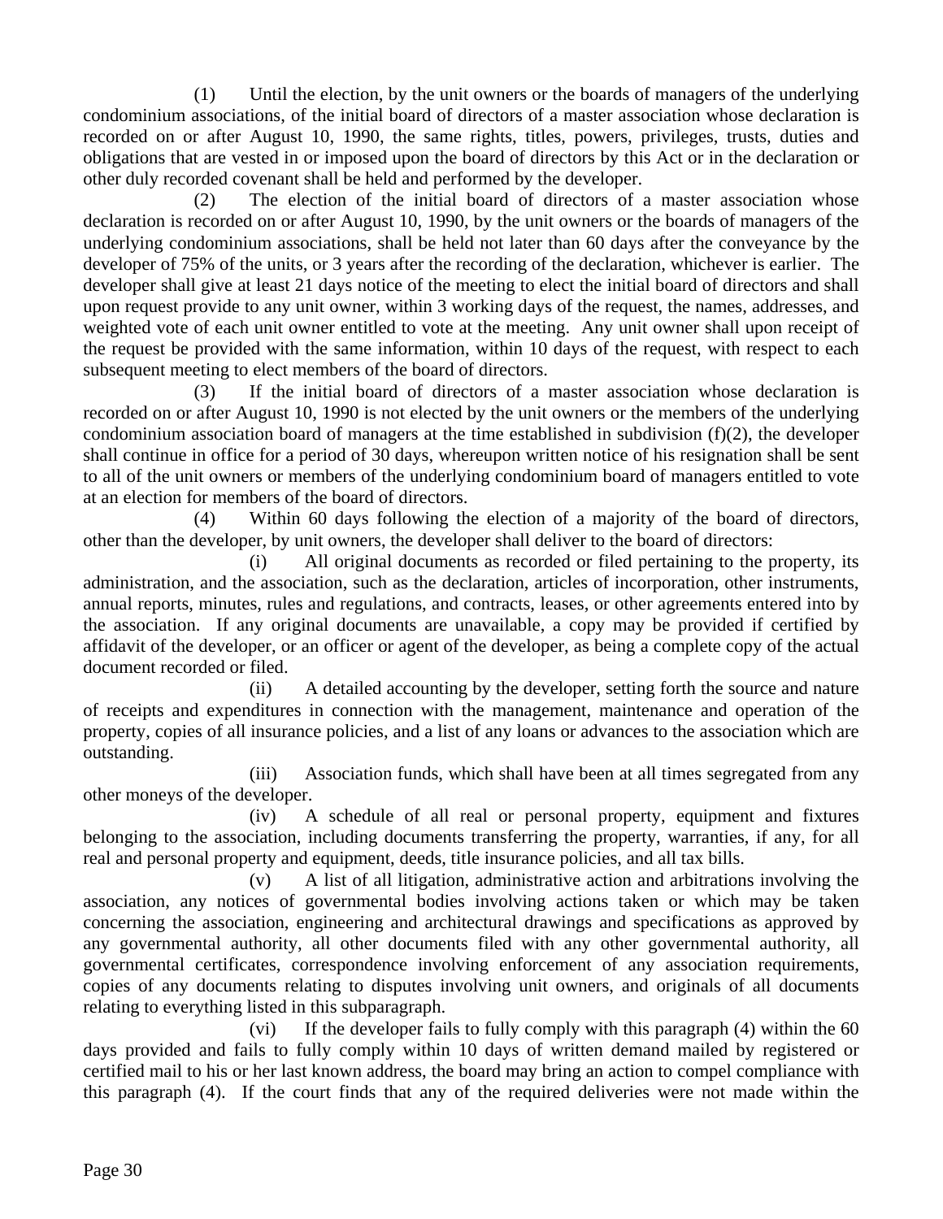(1) Until the election, by the unit owners or the boards of managers of the underlying condominium associations, of the initial board of directors of a master association whose declaration is recorded on or after August 10, 1990, the same rights, titles, powers, privileges, trusts, duties and obligations that are vested in or imposed upon the board of directors by this Act or in the declaration or other duly recorded covenant shall be held and performed by the developer.

(2) The election of the initial board of directors of a master association whose declaration is recorded on or after August 10, 1990, by the unit owners or the boards of managers of the underlying condominium associations, shall be held not later than 60 days after the conveyance by the developer of 75% of the units, or 3 years after the recording of the declaration, whichever is earlier. The developer shall give at least 21 days notice of the meeting to elect the initial board of directors and shall upon request provide to any unit owner, within 3 working days of the request, the names, addresses, and weighted vote of each unit owner entitled to vote at the meeting. Any unit owner shall upon receipt of the request be provided with the same information, within 10 days of the request, with respect to each subsequent meeting to elect members of the board of directors.

(3) If the initial board of directors of a master association whose declaration is recorded on or after August 10, 1990 is not elected by the unit owners or the members of the underlying condominium association board of managers at the time established in subdivision (f)(2), the developer shall continue in office for a period of 30 days, whereupon written notice of his resignation shall be sent to all of the unit owners or members of the underlying condominium board of managers entitled to vote at an election for members of the board of directors.

(4) Within 60 days following the election of a majority of the board of directors, other than the developer, by unit owners, the developer shall deliver to the board of directors:

(i) All original documents as recorded or filed pertaining to the property, its administration, and the association, such as the declaration, articles of incorporation, other instruments, annual reports, minutes, rules and regulations, and contracts, leases, or other agreements entered into by the association. If any original documents are unavailable, a copy may be provided if certified by affidavit of the developer, or an officer or agent of the developer, as being a complete copy of the actual document recorded or filed.

(ii) A detailed accounting by the developer, setting forth the source and nature of receipts and expenditures in connection with the management, maintenance and operation of the property, copies of all insurance policies, and a list of any loans or advances to the association which are outstanding.

(iii) Association funds, which shall have been at all times segregated from any other moneys of the developer.

(iv) A schedule of all real or personal property, equipment and fixtures belonging to the association, including documents transferring the property, warranties, if any, for all real and personal property and equipment, deeds, title insurance policies, and all tax bills.

(v) A list of all litigation, administrative action and arbitrations involving the association, any notices of governmental bodies involving actions taken or which may be taken concerning the association, engineering and architectural drawings and specifications as approved by any governmental authority, all other documents filed with any other governmental authority, all governmental certificates, correspondence involving enforcement of any association requirements, copies of any documents relating to disputes involving unit owners, and originals of all documents relating to everything listed in this subparagraph.

(vi) If the developer fails to fully comply with this paragraph (4) within the 60 days provided and fails to fully comply within 10 days of written demand mailed by registered or certified mail to his or her last known address, the board may bring an action to compel compliance with this paragraph (4). If the court finds that any of the required deliveries were not made within the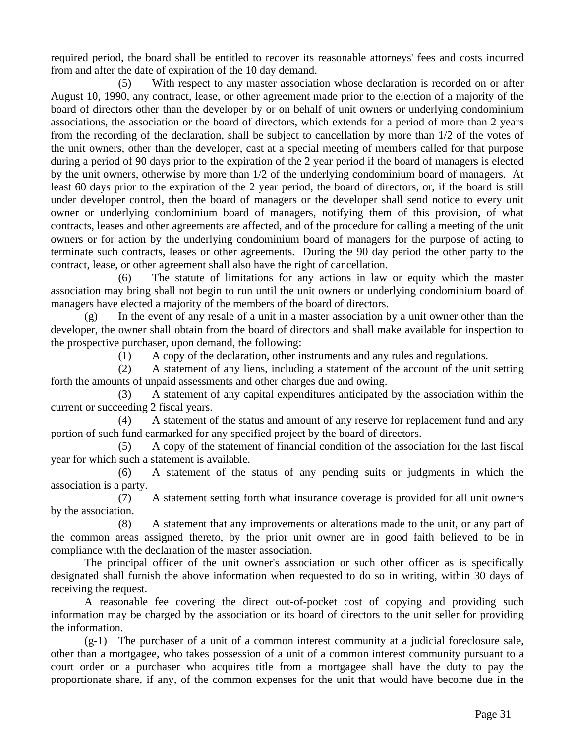required period, the board shall be entitled to recover its reasonable attorneys' fees and costs incurred from and after the date of expiration of the 10 day demand.

(5) With respect to any master association whose declaration is recorded on or after August 10, 1990, any contract, lease, or other agreement made prior to the election of a majority of the board of directors other than the developer by or on behalf of unit owners or underlying condominium associations, the association or the board of directors, which extends for a period of more than 2 years from the recording of the declaration, shall be subject to cancellation by more than 1/2 of the votes of the unit owners, other than the developer, cast at a special meeting of members called for that purpose during a period of 90 days prior to the expiration of the 2 year period if the board of managers is elected by the unit owners, otherwise by more than 1/2 of the underlying condominium board of managers. At least 60 days prior to the expiration of the 2 year period, the board of directors, or, if the board is still under developer control, then the board of managers or the developer shall send notice to every unit owner or underlying condominium board of managers, notifying them of this provision, of what contracts, leases and other agreements are affected, and of the procedure for calling a meeting of the unit owners or for action by the underlying condominium board of managers for the purpose of acting to terminate such contracts, leases or other agreements. During the 90 day period the other party to the contract, lease, or other agreement shall also have the right of cancellation.

(6) The statute of limitations for any actions in law or equity which the master association may bring shall not begin to run until the unit owners or underlying condominium board of managers have elected a majority of the members of the board of directors.

(g) In the event of any resale of a unit in a master association by a unit owner other than the developer, the owner shall obtain from the board of directors and shall make available for inspection to the prospective purchaser, upon demand, the following:

(1) A copy of the declaration, other instruments and any rules and regulations.

(2) A statement of any liens, including a statement of the account of the unit setting forth the amounts of unpaid assessments and other charges due and owing.

(3) A statement of any capital expenditures anticipated by the association within the current or succeeding 2 fiscal years.

(4) A statement of the status and amount of any reserve for replacement fund and any portion of such fund earmarked for any specified project by the board of directors.

(5) A copy of the statement of financial condition of the association for the last fiscal year for which such a statement is available.

(6) A statement of the status of any pending suits or judgments in which the association is a party.

(7) A statement setting forth what insurance coverage is provided for all unit owners by the association.

(8) A statement that any improvements or alterations made to the unit, or any part of the common areas assigned thereto, by the prior unit owner are in good faith believed to be in compliance with the declaration of the master association.

The principal officer of the unit owner's association or such other officer as is specifically designated shall furnish the above information when requested to do so in writing, within 30 days of receiving the request.

A reasonable fee covering the direct out-of-pocket cost of copying and providing such information may be charged by the association or its board of directors to the unit seller for providing the information.

(g-1) The purchaser of a unit of a common interest community at a judicial foreclosure sale, other than a mortgagee, who takes possession of a unit of a common interest community pursuant to a court order or a purchaser who acquires title from a mortgagee shall have the duty to pay the proportionate share, if any, of the common expenses for the unit that would have become due in the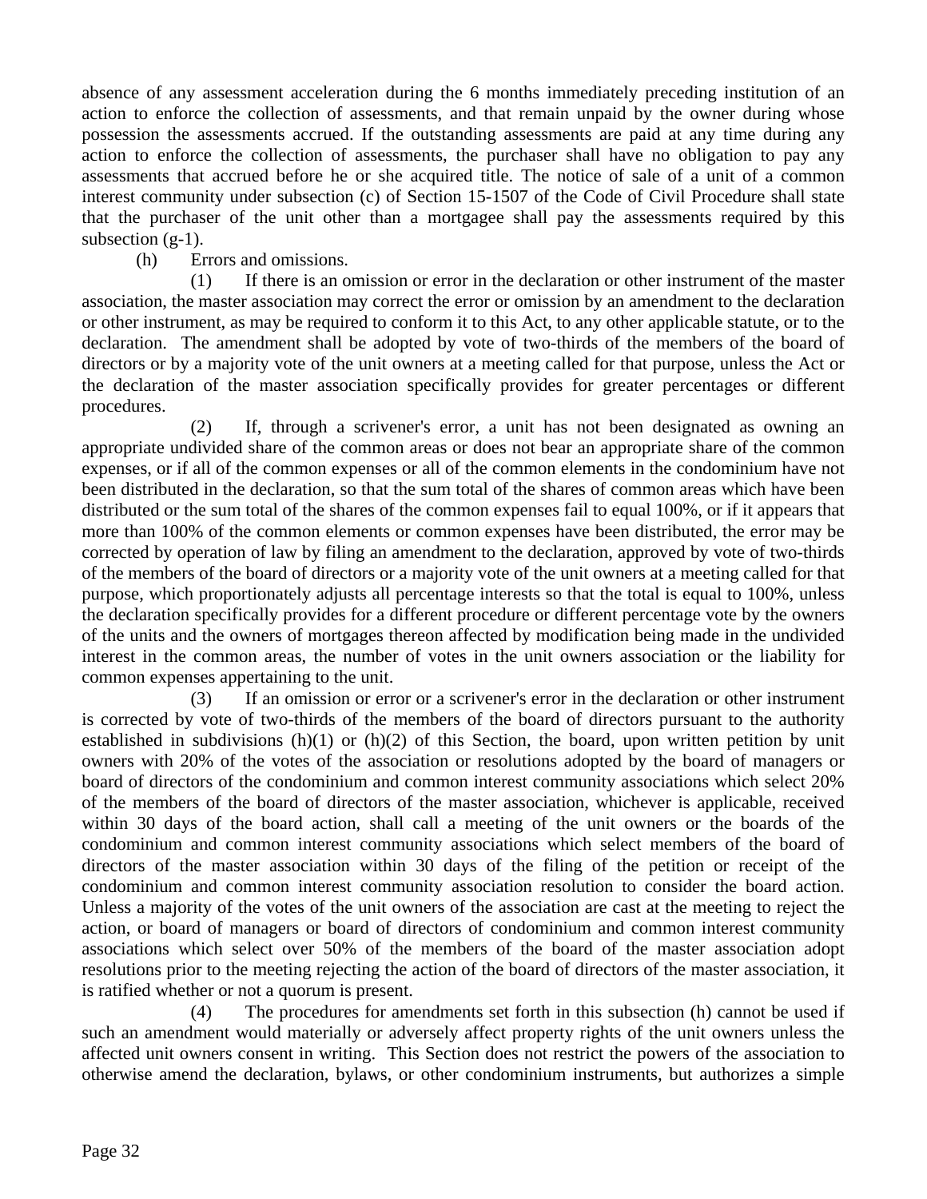absence of any assessment acceleration during the 6 months immediately preceding institution of an action to enforce the collection of assessments, and that remain unpaid by the owner during whose possession the assessments accrued. If the outstanding assessments are paid at any time during any action to enforce the collection of assessments, the purchaser shall have no obligation to pay any assessments that accrued before he or she acquired title. The notice of sale of a unit of a common interest community under subsection (c) of Section 15-1507 of the Code of Civil Procedure shall state that the purchaser of the unit other than a mortgagee shall pay the assessments required by this subsection (g-1).

(h) Errors and omissions.

(1) If there is an omission or error in the declaration or other instrument of the master association, the master association may correct the error or omission by an amendment to the declaration or other instrument, as may be required to conform it to this Act, to any other applicable statute, or to the declaration. The amendment shall be adopted by vote of two-thirds of the members of the board of directors or by a majority vote of the unit owners at a meeting called for that purpose, unless the Act or the declaration of the master association specifically provides for greater percentages or different procedures.

(2) If, through a scrivener's error, a unit has not been designated as owning an appropriate undivided share of the common areas or does not bear an appropriate share of the common expenses, or if all of the common expenses or all of the common elements in the condominium have not been distributed in the declaration, so that the sum total of the shares of common areas which have been distributed or the sum total of the shares of the common expenses fail to equal 100%, or if it appears that more than 100% of the common elements or common expenses have been distributed, the error may be corrected by operation of law by filing an amendment to the declaration, approved by vote of two-thirds of the members of the board of directors or a majority vote of the unit owners at a meeting called for that purpose, which proportionately adjusts all percentage interests so that the total is equal to 100%, unless the declaration specifically provides for a different procedure or different percentage vote by the owners of the units and the owners of mortgages thereon affected by modification being made in the undivided interest in the common areas, the number of votes in the unit owners association or the liability for common expenses appertaining to the unit.

(3) If an omission or error or a scrivener's error in the declaration or other instrument is corrected by vote of two-thirds of the members of the board of directors pursuant to the authority established in subdivisions (h)(1) or (h)(2) of this Section, the board, upon written petition by unit owners with 20% of the votes of the association or resolutions adopted by the board of managers or board of directors of the condominium and common interest community associations which select 20% of the members of the board of directors of the master association, whichever is applicable, received within 30 days of the board action, shall call a meeting of the unit owners or the boards of the condominium and common interest community associations which select members of the board of directors of the master association within 30 days of the filing of the petition or receipt of the condominium and common interest community association resolution to consider the board action. Unless a majority of the votes of the unit owners of the association are cast at the meeting to reject the action, or board of managers or board of directors of condominium and common interest community associations which select over 50% of the members of the board of the master association adopt resolutions prior to the meeting rejecting the action of the board of directors of the master association, it is ratified whether or not a quorum is present.

(4) The procedures for amendments set forth in this subsection (h) cannot be used if such an amendment would materially or adversely affect property rights of the unit owners unless the affected unit owners consent in writing. This Section does not restrict the powers of the association to otherwise amend the declaration, bylaws, or other condominium instruments, but authorizes a simple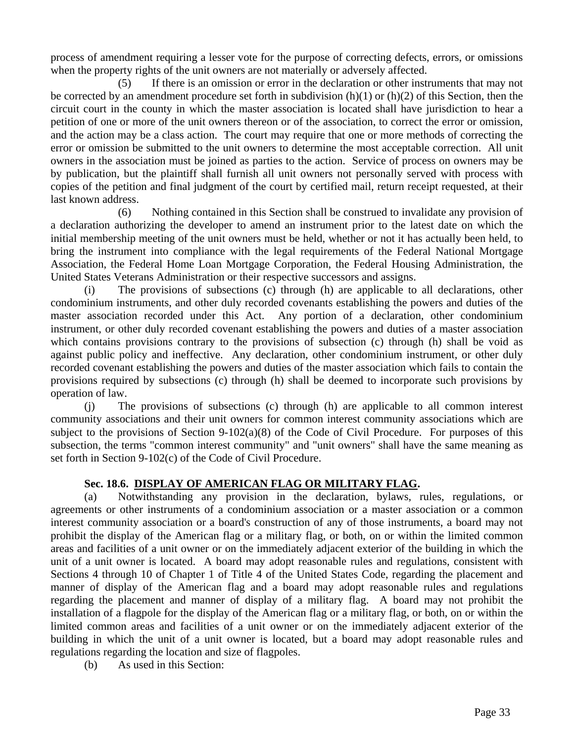process of amendment requiring a lesser vote for the purpose of correcting defects, errors, or omissions when the property rights of the unit owners are not materially or adversely affected.

(5) If there is an omission or error in the declaration or other instruments that may not be corrected by an amendment procedure set forth in subdivision (h)(1) or (h)(2) of this Section, then the circuit court in the county in which the master association is located shall have jurisdiction to hear a petition of one or more of the unit owners thereon or of the association, to correct the error or omission, and the action may be a class action. The court may require that one or more methods of correcting the error or omission be submitted to the unit owners to determine the most acceptable correction. All unit owners in the association must be joined as parties to the action. Service of process on owners may be by publication, but the plaintiff shall furnish all unit owners not personally served with process with copies of the petition and final judgment of the court by certified mail, return receipt requested, at their last known address.

(6) Nothing contained in this Section shall be construed to invalidate any provision of a declaration authorizing the developer to amend an instrument prior to the latest date on which the initial membership meeting of the unit owners must be held, whether or not it has actually been held, to bring the instrument into compliance with the legal requirements of the Federal National Mortgage Association, the Federal Home Loan Mortgage Corporation, the Federal Housing Administration, the United States Veterans Administration or their respective successors and assigns.

(i) The provisions of subsections (c) through (h) are applicable to all declarations, other condominium instruments, and other duly recorded covenants establishing the powers and duties of the master association recorded under this Act. Any portion of a declaration, other condominium instrument, or other duly recorded covenant establishing the powers and duties of a master association which contains provisions contrary to the provisions of subsection (c) through (h) shall be void as against public policy and ineffective. Any declaration, other condominium instrument, or other duly recorded covenant establishing the powers and duties of the master association which fails to contain the provisions required by subsections (c) through (h) shall be deemed to incorporate such provisions by operation of law.

(j) The provisions of subsections (c) through (h) are applicable to all common interest community associations and their unit owners for common interest community associations which are subject to the provisions of Section 9-102(a)(8) of the Code of Civil Procedure. For purposes of this subsection, the terms "common interest community" and "unit owners" shall have the same meaning as set forth in Section 9-102(c) of the Code of Civil Procedure.

**Sec. 18.6. DISPLAY OF AMERICAN FLAG OR MILITARY FLAG.**

(a) Notwithstanding any provision in the declaration, bylaws, rules, regulations, or agreements or other instruments of a condominium association or a master association or a common interest community association or a board's construction of any of those instruments, a board may not prohibit the display of the American flag or a military flag, or both, on or within the limited common areas and facilities of a unit owner or on the immediately adjacent exterior of the building in which the unit of a unit owner is located. A board may adopt reasonable rules and regulations, consistent with Sections 4 through 10 of Chapter 1 of Title 4 of the United States Code, regarding the placement and manner of display of the American flag and a board may adopt reasonable rules and regulations regarding the placement and manner of display of a military flag. A board may not prohibit the installation of a flagpole for the display of the American flag or a military flag, or both, on or within the limited common areas and facilities of a unit owner or on the immediately adjacent exterior of the building in which the unit of a unit owner is located, but a board may adopt reasonable rules and regulations regarding the location and size of flagpoles.

(b) As used in this Section: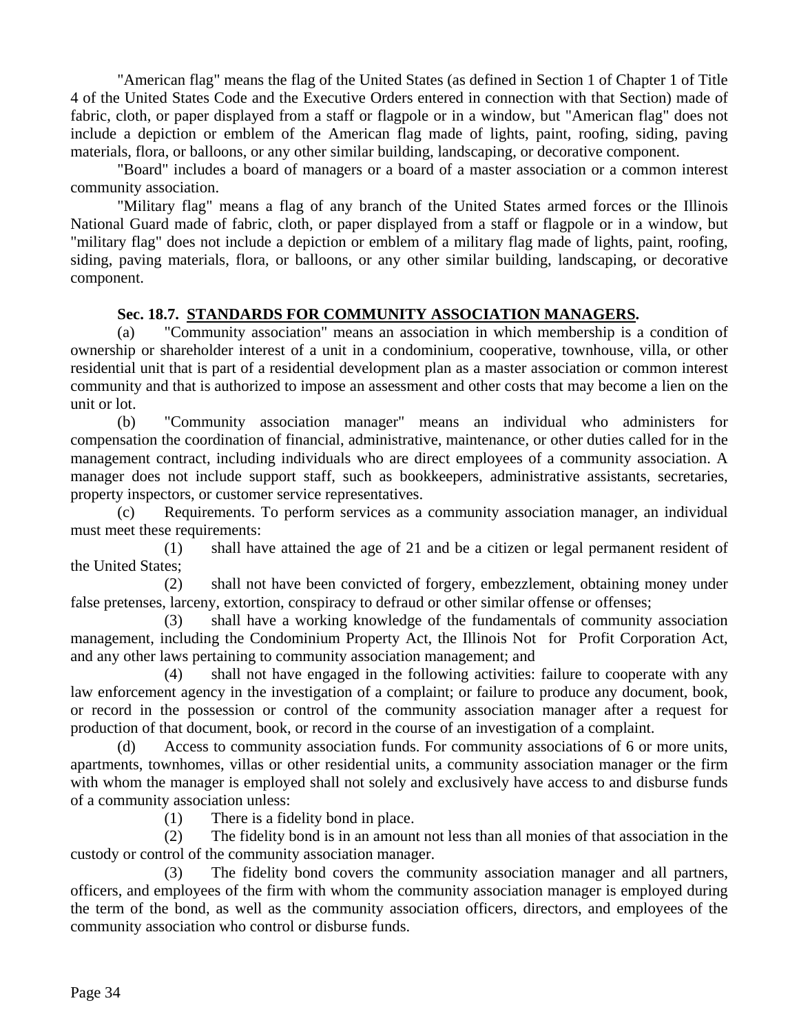"American flag" means the flag of the United States (as defined in Section 1 of Chapter 1 of Title 4 of the United States Code and the Executive Orders entered in connection with that Section) made of fabric, cloth, or paper displayed from a staff or flagpole or in a window, but "American flag" does not include a depiction or emblem of the American flag made of lights, paint, roofing, siding, paving materials, flora, or balloons, or any other similar building, landscaping, or decorative component.

"Board" includes a board of managers or a board of a master association or a common interest community association.

"Military flag" means a flag of any branch of the United States armed forces or the Illinois National Guard made of fabric, cloth, or paper displayed from a staff or flagpole or in a window, but "military flag" does not include a depiction or emblem of a military flag made of lights, paint, roofing, siding, paving materials, flora, or balloons, or any other similar building, landscaping, or decorative component.

**Sec. 18.7. STANDARDS FOR COMMUNITY ASSOCIATION MANAGERS.**

(a) "Community association" means an association in which membership is a condition of ownership or shareholder interest of a unit in a condominium, cooperative, townhouse, villa, or other residential unit that is part of a residential development plan as a master association or common interest community and that is authorized to impose an assessment and other costs that may become a lien on the unit or lot.

(b) "Community association manager" means an individual who administers for compensation the coordination of financial, administrative, maintenance, or other duties called for in the management contract, including individuals who are direct employees of a community association. A manager does not include support staff, such as bookkeepers, administrative assistants, secretaries, property inspectors, or customer service representatives.

(c) Requirements. To perform services as a community association manager, an individual must meet these requirements:

(1) shall have attained the age of 21 and be a citizen or legal permanent resident of the United States;

(2) shall not have been convicted of forgery, embezzlement, obtaining money under false pretenses, larceny, extortion, conspiracy to defraud or other similar offense or offenses;

(3) shall have a working knowledge of the fundamentals of community association management, including the Condominium Property Act, the Illinois Not for Profit Corporation Act, and any other laws pertaining to community association management; and

(4) shall not have engaged in the following activities: failure to cooperate with any law enforcement agency in the investigation of a complaint; or failure to produce any document, book, or record in the possession or control of the community association manager after a request for production of that document, book, or record in the course of an investigation of a complaint.

(d) Access to community association funds. For community associations of 6 or more units, apartments, townhomes, villas or other residential units, a community association manager or the firm with whom the manager is employed shall not solely and exclusively have access to and disburse funds of a community association unless:

(1) There is a fidelity bond in place.

(2) The fidelity bond is in an amount not less than all monies of that association in the custody or control of the community association manager.

(3) The fidelity bond covers the community association manager and all partners, officers, and employees of the firm with whom the community association manager is employed during the term of the bond, as well as the community association officers, directors, and employees of the community association who control or disburse funds.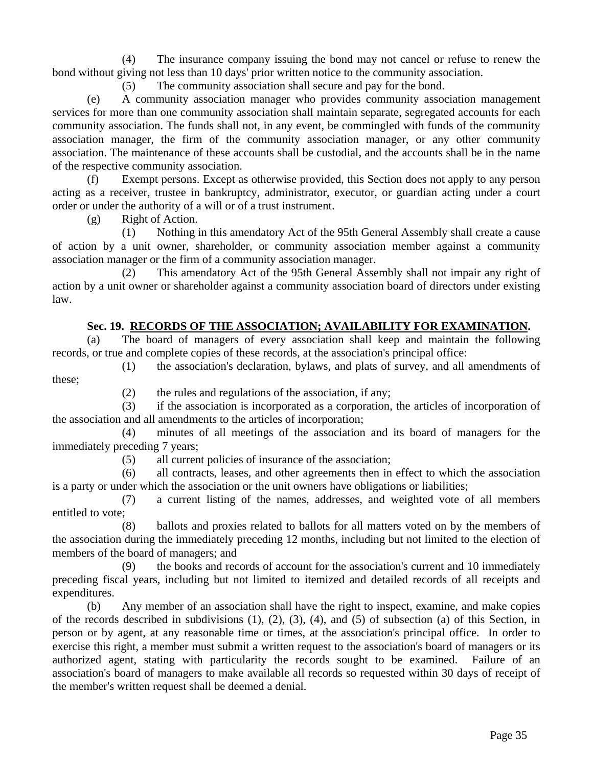(4) The insurance company issuing the bond may not cancel or refuse to renew the bond without giving not less than 10 days' prior written notice to the community association.

(5) The community association shall secure and pay for the bond.

(e) A community association manager who provides community association management services for more than one community association shall maintain separate, segregated accounts for each community association. The funds shall not, in any event, be commingled with funds of the community association manager, the firm of the community association manager, or any other community association. The maintenance of these accounts shall be custodial, and the accounts shall be in the name of the respective community association.

(f) Exempt persons. Except as otherwise provided, this Section does not apply to any person acting as a receiver, trustee in bankruptcy, administrator, executor, or guardian acting under a court order or under the authority of a will or of a trust instrument.

(g) Right of Action.

(1) Nothing in this amendatory Act of the 95th General Assembly shall create a cause of action by a unit owner, shareholder, or community association member against a community association manager or the firm of a community association manager.

(2) This amendatory Act of the 95th General Assembly shall not impair any right of action by a unit owner or shareholder against a community association board of directors under existing law.

**Sec. 19. RECORDS OF THE ASSOCIATION; AVAILABILITY FOR EXAMINATION.**

(a) The board of managers of every association shall keep and maintain the following records, or true and complete copies of these records, at the association's principal office:

(1) the association's declaration, bylaws, and plats of survey, and all amendments of these;

(2) the rules and regulations of the association, if any;

(3) if the association is incorporated as a corporation, the articles of incorporation of the association and all amendments to the articles of incorporation;

(4) minutes of all meetings of the association and its board of managers for the immediately preceding 7 years;

(5) all current policies of insurance of the association;

(6) all contracts, leases, and other agreements then in effect to which the association is a party or under which the association or the unit owners have obligations or liabilities;

(7) a current listing of the names, addresses, and weighted vote of all members entitled to vote;

(8) ballots and proxies related to ballots for all matters voted on by the members of the association during the immediately preceding 12 months, including but not limited to the election of members of the board of managers; and

(9) the books and records of account for the association's current and 10 immediately preceding fiscal years, including but not limited to itemized and detailed records of all receipts and expenditures.

(b) Any member of an association shall have the right to inspect, examine, and make copies of the records described in subdivisions (1), (2), (3), (4), and (5) of subsection (a) of this Section, in person or by agent, at any reasonable time or times, at the association's principal office. In order to exercise this right, a member must submit a written request to the association's board of managers or its authorized agent, stating with particularity the records sought to be examined. Failure of an association's board of managers to make available all records so requested within 30 days of receipt of the member's written request shall be deemed a denial.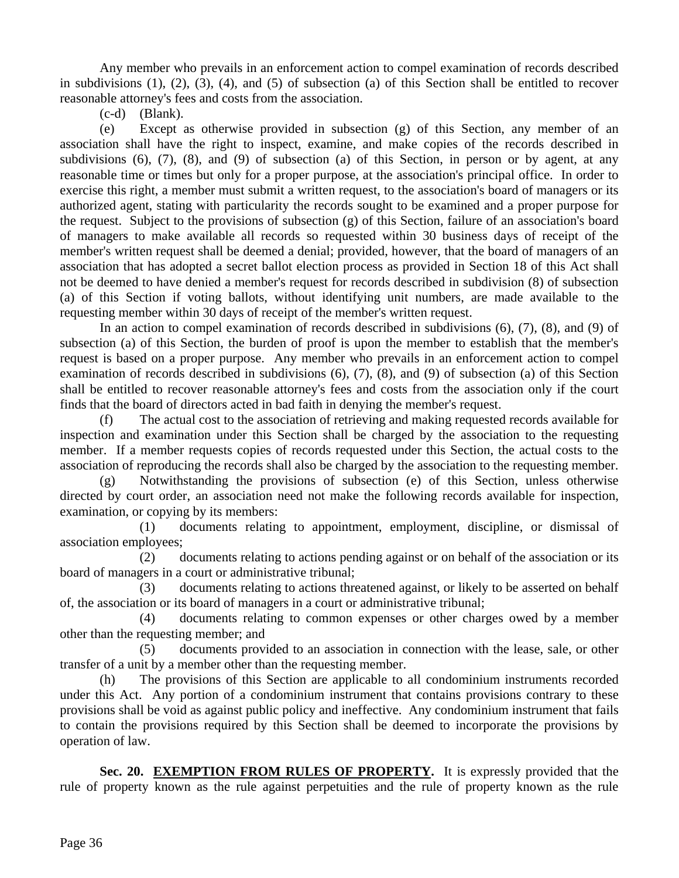Any member who prevails in an enforcement action to compel examination of records described in subdivisions (1), (2), (3), (4), and (5) of subsection (a) of this Section shall be entitled to recover reasonable attorney's fees and costs from the association.

(c-d) (Blank).

(e) Except as otherwise provided in subsection (g) of this Section, any member of an association shall have the right to inspect, examine, and make copies of the records described in subdivisions (6), (7), (8), and (9) of subsection (a) of this Section, in person or by agent, at any reasonable time or times but only for a proper purpose, at the association's principal office. In order to exercise this right, a member must submit a written request, to the association's board of managers or its authorized agent, stating with particularity the records sought to be examined and a proper purpose for the request. Subject to the provisions of subsection (g) of this Section, failure of an association's board of managers to make available all records so requested within 30 business days of receipt of the member's written request shall be deemed a denial; provided, however, that the board of managers of an association that has adopted a secret ballot election process as provided in Section 18 of this Act shall not be deemed to have denied a member's request for records described in subdivision (8) of subsection (a) of this Section if voting ballots, without identifying unit numbers, are made available to the requesting member within 30 days of receipt of the member's written request.

In an action to compel examination of records described in subdivisions (6), (7), (8), and (9) of subsection (a) of this Section, the burden of proof is upon the member to establish that the member's request is based on a proper purpose. Any member who prevails in an enforcement action to compel examination of records described in subdivisions (6), (7), (8), and (9) of subsection (a) of this Section shall be entitled to recover reasonable attorney's fees and costs from the association only if the court finds that the board of directors acted in bad faith in denying the member's request.

(f) The actual cost to the association of retrieving and making requested records available for inspection and examination under this Section shall be charged by the association to the requesting member. If a member requests copies of records requested under this Section, the actual costs to the association of reproducing the records shall also be charged by the association to the requesting member.

(g) Notwithstanding the provisions of subsection (e) of this Section, unless otherwise directed by court order, an association need not make the following records available for inspection, examination, or copying by its members:

(1) documents relating to appointment, employment, discipline, or dismissal of association employees;

(2) documents relating to actions pending against or on behalf of the association or its board of managers in a court or administrative tribunal;

(3) documents relating to actions threatened against, or likely to be asserted on behalf of, the association or its board of managers in a court or administrative tribunal;

(4) documents relating to common expenses or other charges owed by a member other than the requesting member; and

(5) documents provided to an association in connection with the lease, sale, or other transfer of a unit by a member other than the requesting member.

(h) The provisions of this Section are applicable to all condominium instruments recorded under this Act. Any portion of a condominium instrument that contains provisions contrary to these provisions shall be void as against public policy and ineffective. Any condominium instrument that fails to contain the provisions required by this Section shall be deemed to incorporate the provisions by operation of law.

**Sec. 20. EXEMPTION FROM RULES OF PROPERTY.** It is expressly provided that the rule of property known as the rule against perpetuities and the rule of property known as the rule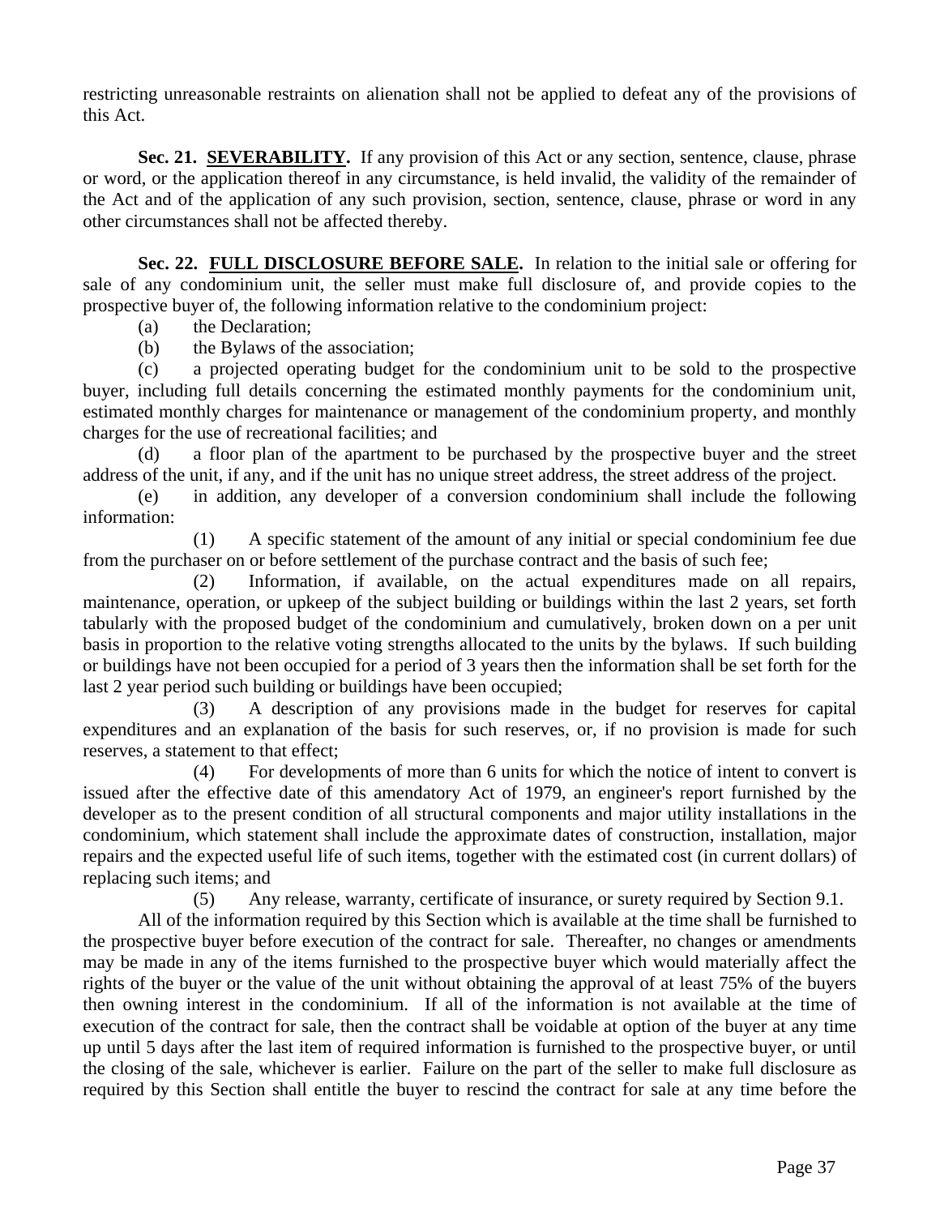restricting unreasonable restraints on alienation shall not be applied to defeat any of the provisions of this Act.

**Sec. 21. SEVERABILITY.** If any provision of this Act or any section, sentence, clause, phrase or word, or the application thereof in any circumstance, is held invalid, the validity of the remainder of the Act and of the application of any such provision, section, sentence, clause, phrase or word in any other circumstances shall not be affected thereby.

**Sec. 22. FULL DISCLOSURE BEFORE SALE.** In relation to the initial sale or offering for sale of any condominium unit, the seller must make full disclosure of, and provide copies to the prospective buyer of, the following information relative to the condominium project:

(a) the Declaration;

(b) the Bylaws of the association;

(c) a projected operating budget for the condominium unit to be sold to the prospective buyer, including full details concerning the estimated monthly payments for the condominium unit, estimated monthly charges for maintenance or management of the condominium property, and monthly charges for the use of recreational facilities; and

(d) a floor plan of the apartment to be purchased by the prospective buyer and the street address of the unit, if any, and if the unit has no unique street address, the street address of the project.

(e) in addition, any developer of a conversion condominium shall include the following information:

(1) A specific statement of the amount of any initial or special condominium fee due from the purchaser on or before settlement of the purchase contract and the basis of such fee;

(2) Information, if available, on the actual expenditures made on all repairs, maintenance, operation, or upkeep of the subject building or buildings within the last 2 years, set forth tabularly with the proposed budget of the condominium and cumulatively, broken down on a per unit basis in proportion to the relative voting strengths allocated to the units by the bylaws. If such building or buildings have not been occupied for a period of 3 years then the information shall be set forth for the last 2 year period such building or buildings have been occupied;

(3) A description of any provisions made in the budget for reserves for capital expenditures and an explanation of the basis for such reserves, or, if no provision is made for such reserves, a statement to that effect;

(4) For developments of more than 6 units for which the notice of intent to convert is issued after the effective date of this amendatory Act of 1979, an engineer's report furnished by the developer as to the present condition of all structural components and major utility installations in the condominium, which statement shall include the approximate dates of construction, installation, major repairs and the expected useful life of such items, together with the estimated cost (in current dollars) of replacing such items; and

(5) Any release, warranty, certificate of insurance, or surety required by Section 9.1.

All of the information required by this Section which is available at the time shall be furnished to the prospective buyer before execution of the contract for sale. Thereafter, no changes or amendments may be made in any of the items furnished to the prospective buyer which would materially affect the rights of the buyer or the value of the unit without obtaining the approval of at least 75% of the buyers then owning interest in the condominium. If all of the information is not available at the time of execution of the contract for sale, then the contract shall be voidable at option of the buyer at any time up until 5 days after the last item of required information is furnished to the prospective buyer, or until the closing of the sale, whichever is earlier. Failure on the part of the seller to make full disclosure as required by this Section shall entitle the buyer to rescind the contract for sale at any time before the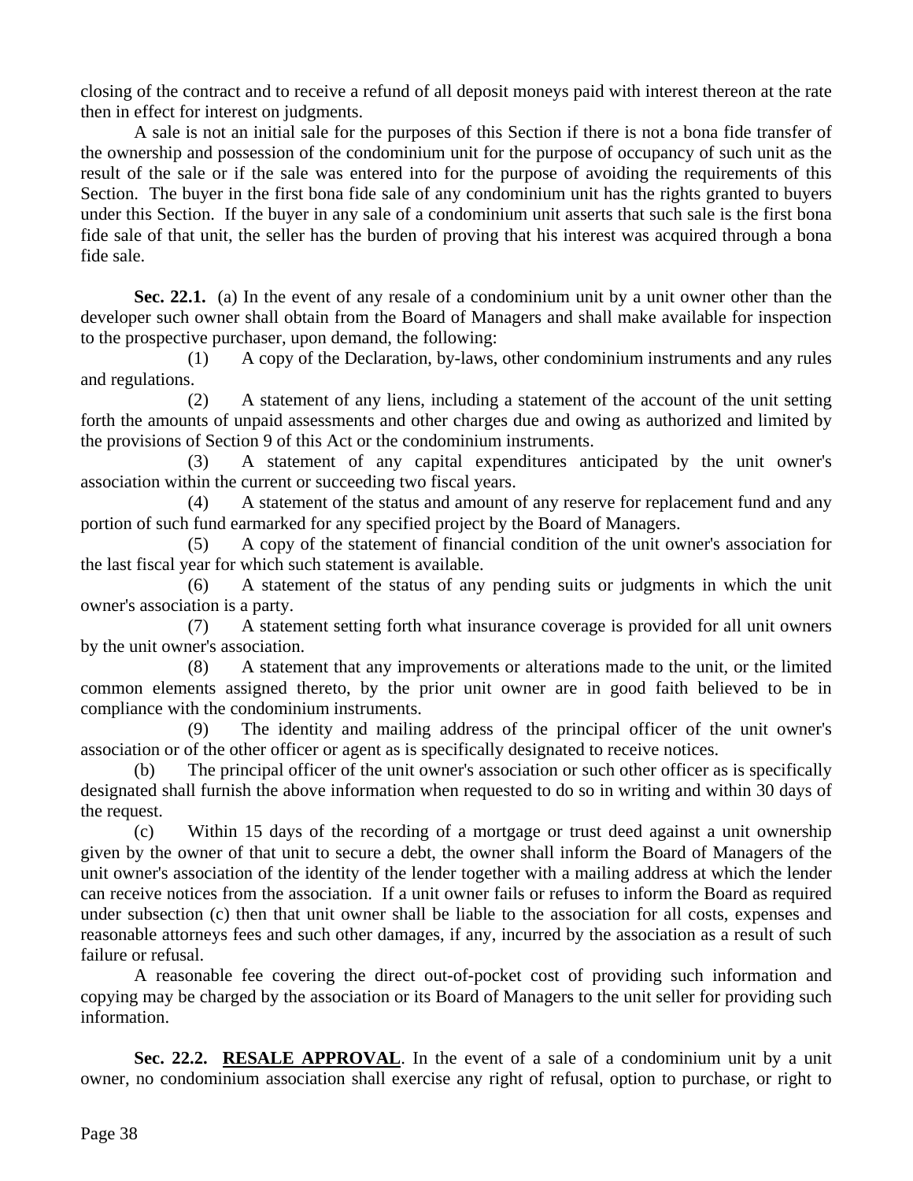closing of the contract and to receive a refund of all deposit moneys paid with interest thereon at the rate then in effect for interest on judgments.

A sale is not an initial sale for the purposes of this Section if there is not a bona fide transfer of the ownership and possession of the condominium unit for the purpose of occupancy of such unit as the result of the sale or if the sale was entered into for the purpose of avoiding the requirements of this Section. The buyer in the first bona fide sale of any condominium unit has the rights granted to buyers under this Section. If the buyer in any sale of a condominium unit asserts that such sale is the first bona fide sale of that unit, the seller has the burden of proving that his interest was acquired through a bona fide sale.

**Sec. 22.1.** (a) In the event of any resale of a condominium unit by a unit owner other than the developer such owner shall obtain from the Board of Managers and shall make available for inspection to the prospective purchaser, upon demand, the following:

(1) A copy of the Declaration, by-laws, other condominium instruments and any rules and regulations.

(2) A statement of any liens, including a statement of the account of the unit setting forth the amounts of unpaid assessments and other charges due and owing as authorized and limited by the provisions of Section 9 of this Act or the condominium instruments.

(3) A statement of any capital expenditures anticipated by the unit owner's association within the current or succeeding two fiscal years.

(4) A statement of the status and amount of any reserve for replacement fund and any portion of such fund earmarked for any specified project by the Board of Managers.

(5) A copy of the statement of financial condition of the unit owner's association for the last fiscal year for which such statement is available.

(6) A statement of the status of any pending suits or judgments in which the unit owner's association is a party.

(7) A statement setting forth what insurance coverage is provided for all unit owners by the unit owner's association.

(8) A statement that any improvements or alterations made to the unit, or the limited common elements assigned thereto, by the prior unit owner are in good faith believed to be in compliance with the condominium instruments.

(9) The identity and mailing address of the principal officer of the unit owner's association or of the other officer or agent as is specifically designated to receive notices.

(b) The principal officer of the unit owner's association or such other officer as is specifically designated shall furnish the above information when requested to do so in writing and within 30 days of the request.

(c) Within 15 days of the recording of a mortgage or trust deed against a unit ownership given by the owner of that unit to secure a debt, the owner shall inform the Board of Managers of the unit owner's association of the identity of the lender together with a mailing address at which the lender can receive notices from the association. If a unit owner fails or refuses to inform the Board as required under subsection (c) then that unit owner shall be liable to the association for all costs, expenses and reasonable attorneys fees and such other damages, if any, incurred by the association as a result of such failure or refusal.

A reasonable fee covering the direct out-of-pocket cost of providing such information and copying may be charged by the association or its Board of Managers to the unit seller for providing such information.

**Sec. 22.2. RESALE APPROVAL**. In the event of a sale of a condominium unit by a unit owner, no condominium association shall exercise any right of refusal, option to purchase, or right to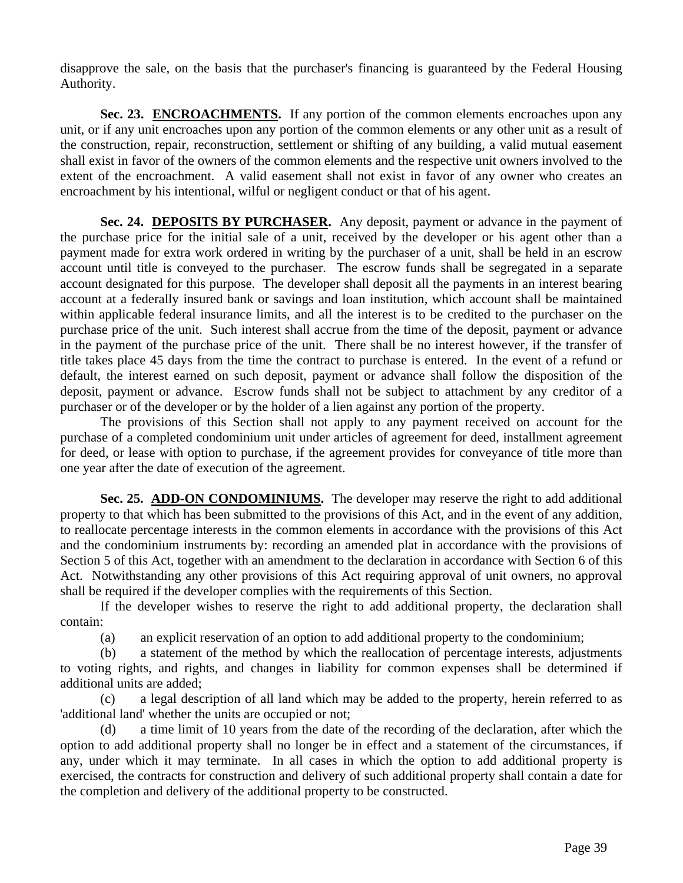disapprove the sale, on the basis that the purchaser's financing is guaranteed by the Federal Housing Authority.

**Sec. 23. <u>ENCROACHMENTS</u>.** If any portion of the common elements encroaches upon any unit, or if any unit encroaches upon any portion of the common elements or any other unit as a result of the construction, repair, reconstruction, settlement or shifting of any building, a valid mutual easement shall exist in favor of the owners of the common elements and the respective unit owners involved to the extent of the encroachment. A valid easement shall not exist in favor of any owner who creates an encroachment by his intentional, wilful or negligent conduct or that of his agent.

**Sec. 24. <u>DEPOSITS BY PURCHASER</u>.** Any deposit, payment or advance in the payment of the purchase price for the initial sale of a unit, received by the developer or his agent other than a payment made for extra work ordered in writing by the purchaser of a unit, shall be held in an escrow account until title is conveyed to the purchaser. The escrow funds shall be segregated in a separate account designated for this purpose. The developer shall deposit all the payments in an interest bearing account at a federally insured bank or savings and loan institution, which account shall be maintained within applicable federal insurance limits, and all the interest is to be credited to the purchaser on the purchase price of the unit. Such interest shall accrue from the time of the deposit, payment or advance in the payment of the purchase price of the unit. There shall be no interest however, if the transfer of title takes place 45 days from the time the contract to purchase is entered. In the event of a refund or default, the interest earned on such deposit, payment or advance shall follow the disposition of the deposit, payment or advance. Escrow funds shall not be subject to attachment by any creditor of a purchaser or of the developer or by the holder of a lien against any portion of the property.

The provisions of this Section shall not apply to any payment received on account for the purchase of a completed condominium unit under articles of agreement for deed, installment agreement for deed, or lease with option to purchase, if the agreement provides for conveyance of title more than one year after the date of execution of the agreement.

**Sec. 25. <u>ADD-ON CONDOMINIUMS</u>.** The developer may reserve the right to add additional property to that which has been submitted to the provisions of this Act, and in the event of any addition, to reallocate percentage interests in the common elements in accordance with the provisions of this Act and the condominium instruments by: recording an amended plat in accordance with the provisions of Section 5 of this Act, together with an amendment to the declaration in accordance with Section 6 of this Act. Notwithstanding any other provisions of this Act requiring approval of unit owners, no approval shall be required if the developer complies with the requirements of this Section.

If the developer wishes to reserve the right to add additional property, the declaration shall contain:

(a) an explicit reservation of an option to add additional property to the condominium;

(b) a statement of the method by which the reallocation of percentage interests, adjustments to voting rights, and rights, and changes in liability for common expenses shall be determined if additional units are added;

(c) a legal description of all land which may be added to the property, herein referred to as 'additional land' whether the units are occupied or not;

(d) a time limit of 10 years from the date of the recording of the declaration, after which the option to add additional property shall no longer be in effect and a statement of the circumstances, if any, under which it may terminate. In all cases in which the option to add additional property is exercised, the contracts for construction and delivery of such additional property shall contain a date for the completion and delivery of the additional property to be constructed.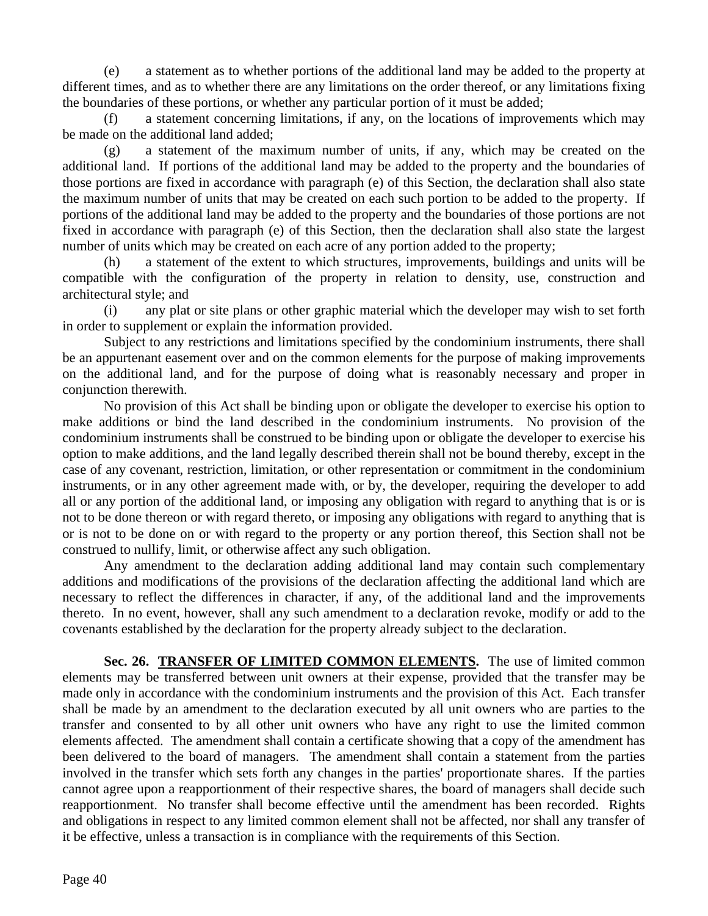(e) a statement as to whether portions of the additional land may be added to the property at different times, and as to whether there are any limitations on the order thereof, or any limitations fixing the boundaries of these portions, or whether any particular portion of it must be added;

(f) a statement concerning limitations, if any, on the locations of improvements which may be made on the additional land added;

(g) a statement of the maximum number of units, if any, which may be created on the additional land. If portions of the additional land may be added to the property and the boundaries of those portions are fixed in accordance with paragraph (e) of this Section, the declaration shall also state the maximum number of units that may be created on each such portion to be added to the property. If portions of the additional land may be added to the property and the boundaries of those portions are not fixed in accordance with paragraph (e) of this Section, then the declaration shall also state the largest number of units which may be created on each acre of any portion added to the property;

(h) a statement of the extent to which structures, improvements, buildings and units will be compatible with the configuration of the property in relation to density, use, construction and architectural style; and

(i) any plat or site plans or other graphic material which the developer may wish to set forth in order to supplement or explain the information provided.

Subject to any restrictions and limitations specified by the condominium instruments, there shall be an appurtenant easement over and on the common elements for the purpose of making improvements on the additional land, and for the purpose of doing what is reasonably necessary and proper in conjunction therewith.

No provision of this Act shall be binding upon or obligate the developer to exercise his option to make additions or bind the land described in the condominium instruments. No provision of the condominium instruments shall be construed to be binding upon or obligate the developer to exercise his option to make additions, and the land legally described therein shall not be bound thereby, except in the case of any covenant, restriction, limitation, or other representation or commitment in the condominium instruments, or in any other agreement made with, or by, the developer, requiring the developer to add all or any portion of the additional land, or imposing any obligation with regard to anything that is or is not to be done thereon or with regard thereto, or imposing any obligations with regard to anything that is or is not to be done on or with regard to the property or any portion thereof, this Section shall not be construed to nullify, limit, or otherwise affect any such obligation.

Any amendment to the declaration adding additional land may contain such complementary additions and modifications of the provisions of the declaration affecting the additional land which are necessary to reflect the differences in character, if any, of the additional land and the improvements thereto. In no event, however, shall any such amendment to a declaration revoke, modify or add to the covenants established by the declaration for the property already subject to the declaration.

**Sec. 26. TRANSFER OF LIMITED COMMON ELEMENTS.** The use of limited common elements may be transferred between unit owners at their expense, provided that the transfer may be made only in accordance with the condominium instruments and the provision of this Act. Each transfer shall be made by an amendment to the declaration executed by all unit owners who are parties to the transfer and consented to by all other unit owners who have any right to use the limited common elements affected. The amendment shall contain a certificate showing that a copy of the amendment has been delivered to the board of managers. The amendment shall contain a statement from the parties involved in the transfer which sets forth any changes in the parties' proportionate shares. If the parties cannot agree upon a reapportionment of their respective shares, the board of managers shall decide such reapportionment. No transfer shall become effective until the amendment has been recorded. Rights and obligations in respect to any limited common element shall not be affected, nor shall any transfer of it be effective, unless a transaction is in compliance with the requirements of this Section.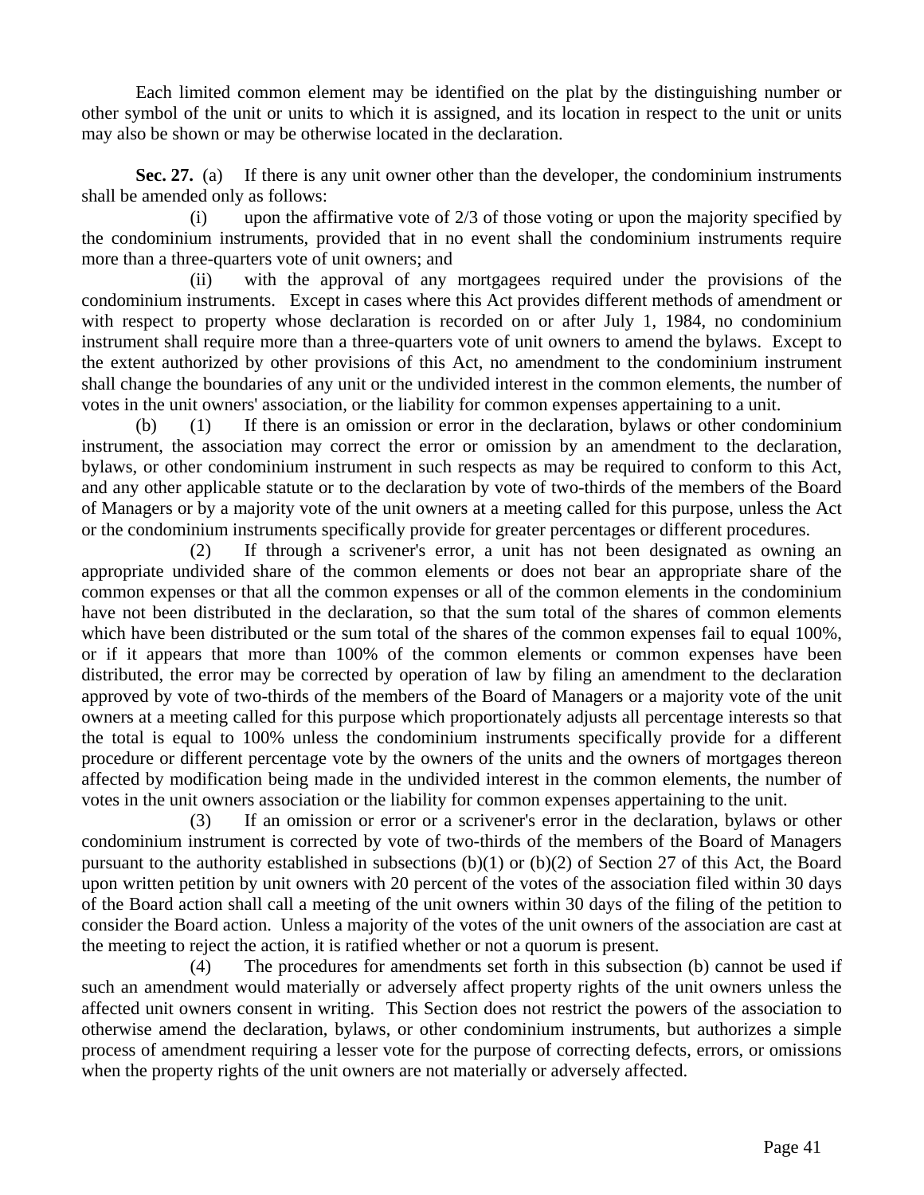Each limited common element may be identified on the plat by the distinguishing number or other symbol of the unit or units to which it is assigned, and its location in respect to the unit or units may also be shown or may be otherwise located in the declaration.

**Sec. 27.** (a) If there is any unit owner other than the developer, the condominium instruments shall be amended only as follows:

(i) upon the affirmative vote of 2/3 of those voting or upon the majority specified by the condominium instruments, provided that in no event shall the condominium instruments require more than a three-quarters vote of unit owners; and

(ii) with the approval of any mortgagees required under the provisions of the condominium instruments. Except in cases where this Act provides different methods of amendment or with respect to property whose declaration is recorded on or after July 1, 1984, no condominium instrument shall require more than a three-quarters vote of unit owners to amend the bylaws. Except to the extent authorized by other provisions of this Act, no amendment to the condominium instrument shall change the boundaries of any unit or the undivided interest in the common elements, the number of votes in the unit owners' association, or the liability for common expenses appertaining to a unit.

(b) (1) If there is an omission or error in the declaration, bylaws or other condominium instrument, the association may correct the error or omission by an amendment to the declaration, bylaws, or other condominium instrument in such respects as may be required to conform to this Act, and any other applicable statute or to the declaration by vote of two-thirds of the members of the Board of Managers or by a majority vote of the unit owners at a meeting called for this purpose, unless the Act or the condominium instruments specifically provide for greater percentages or different procedures.

(2) If through a scrivener's error, a unit has not been designated as owning an appropriate undivided share of the common elements or does not bear an appropriate share of the common expenses or that all the common expenses or all of the common elements in the condominium have not been distributed in the declaration, so that the sum total of the shares of common elements which have been distributed or the sum total of the shares of the common expenses fail to equal 100%, or if it appears that more than 100% of the common elements or common expenses have been distributed, the error may be corrected by operation of law by filing an amendment to the declaration approved by vote of two-thirds of the members of the Board of Managers or a majority vote of the unit owners at a meeting called for this purpose which proportionately adjusts all percentage interests so that the total is equal to 100% unless the condominium instruments specifically provide for a different procedure or different percentage vote by the owners of the units and the owners of mortgages thereon affected by modification being made in the undivided interest in the common elements, the number of votes in the unit owners association or the liability for common expenses appertaining to the unit.

(3) If an omission or error or a scrivener's error in the declaration, bylaws or other condominium instrument is corrected by vote of two-thirds of the members of the Board of Managers pursuant to the authority established in subsections (b)(1) or (b)(2) of Section 27 of this Act, the Board upon written petition by unit owners with 20 percent of the votes of the association filed within 30 days of the Board action shall call a meeting of the unit owners within 30 days of the filing of the petition to consider the Board action. Unless a majority of the votes of the unit owners of the association are cast at the meeting to reject the action, it is ratified whether or not a quorum is present.

(4) The procedures for amendments set forth in this subsection (b) cannot be used if such an amendment would materially or adversely affect property rights of the unit owners unless the affected unit owners consent in writing. This Section does not restrict the powers of the association to otherwise amend the declaration, bylaws, or other condominium instruments, but authorizes a simple process of amendment requiring a lesser vote for the purpose of correcting defects, errors, or omissions when the property rights of the unit owners are not materially or adversely affected.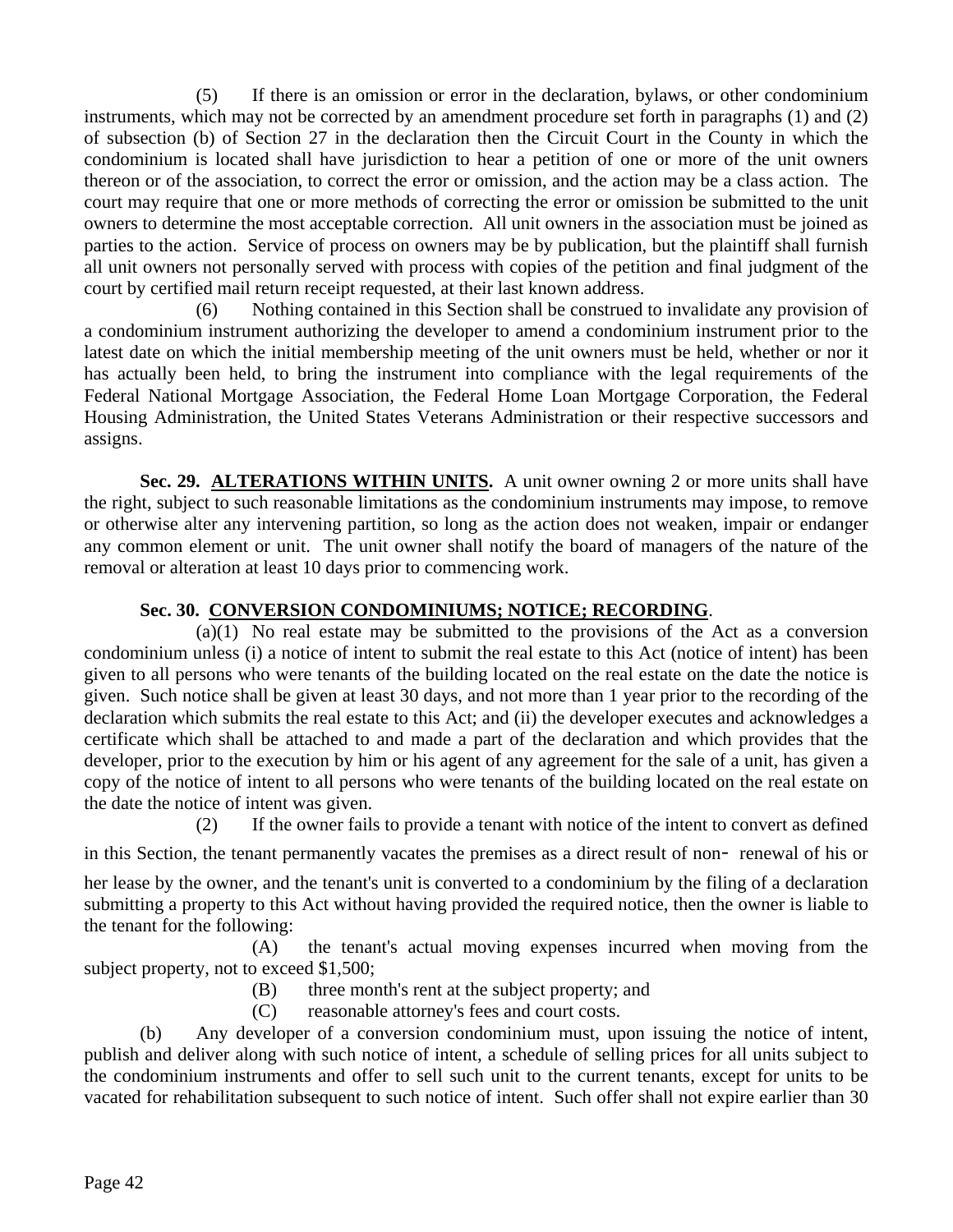(5) If there is an omission or error in the declaration, bylaws, or other condominium instruments, which may not be corrected by an amendment procedure set forth in paragraphs (1) and (2) of subsection (b) of Section 27 in the declaration then the Circuit Court in the County in which the condominium is located shall have jurisdiction to hear a petition of one or more of the unit owners thereon or of the association, to correct the error or omission, and the action may be a class action. The court may require that one or more methods of correcting the error or omission be submitted to the unit owners to determine the most acceptable correction. All unit owners in the association must be joined as parties to the action. Service of process on owners may be by publication, but the plaintiff shall furnish all unit owners not personally served with process with copies of the petition and final judgment of the court by certified mail return receipt requested, at their last known address.

(6) Nothing contained in this Section shall be construed to invalidate any provision of a condominium instrument authorizing the developer to amend a condominium instrument prior to the latest date on which the initial membership meeting of the unit owners must be held, whether or nor it has actually been held, to bring the instrument into compliance with the legal requirements of the Federal National Mortgage Association, the Federal Home Loan Mortgage Corporation, the Federal Housing Administration, the United States Veterans Administration or their respective successors and assigns.

**Sec. 29. ALTERATIONS WITHIN UNITS.** A unit owner owning 2 or more units shall have the right, subject to such reasonable limitations as the condominium instruments may impose, to remove or otherwise alter any intervening partition, so long as the action does not weaken, impair or endanger any common element or unit. The unit owner shall notify the board of managers of the nature of the removal or alteration at least 10 days prior to commencing work.

**Sec. 30. CONVERSION CONDOMINIUMS; NOTICE; RECORDING.**

(a)(1) No real estate may be submitted to the provisions of the Act as a conversion condominium unless (i) a notice of intent to submit the real estate to this Act (notice of intent) has been given to all persons who were tenants of the building located on the real estate on the date the notice is given. Such notice shall be given at least 30 days, and not more than 1 year prior to the recording of the declaration which submits the real estate to this Act; and (ii) the developer executes and acknowledges a certificate which shall be attached to and made a part of the declaration and which provides that the developer, prior to the execution by him or his agent of any agreement for the sale of a unit, has given a copy of the notice of intent to all persons who were tenants of the building located on the real estate on the date the notice of intent was given.

(2) If the owner fails to provide a tenant with notice of the intent to convert as defined in this Section, the tenant permanently vacates the premises as a direct result of non- renewal of his or her lease by the owner, and the tenant's unit is converted to a condominium by the filing of a declaration submitting a property to this Act without having provided the required notice, then the owner is liable to the tenant for the following:

(A) the tenant's actual moving expenses incurred when moving from the subject property, not to exceed $1,500;

(B) three month's rent at the subject property; and

(C) reasonable attorney's fees and court costs.

(b) Any developer of a conversion condominium must, upon issuing the notice of intent, publish and deliver along with such notice of intent, a schedule of selling prices for all units subject to the condominium instruments and offer to sell such unit to the current tenants, except for units to be vacated for rehabilitation subsequent to such notice of intent. Such offer shall not expire earlier than 30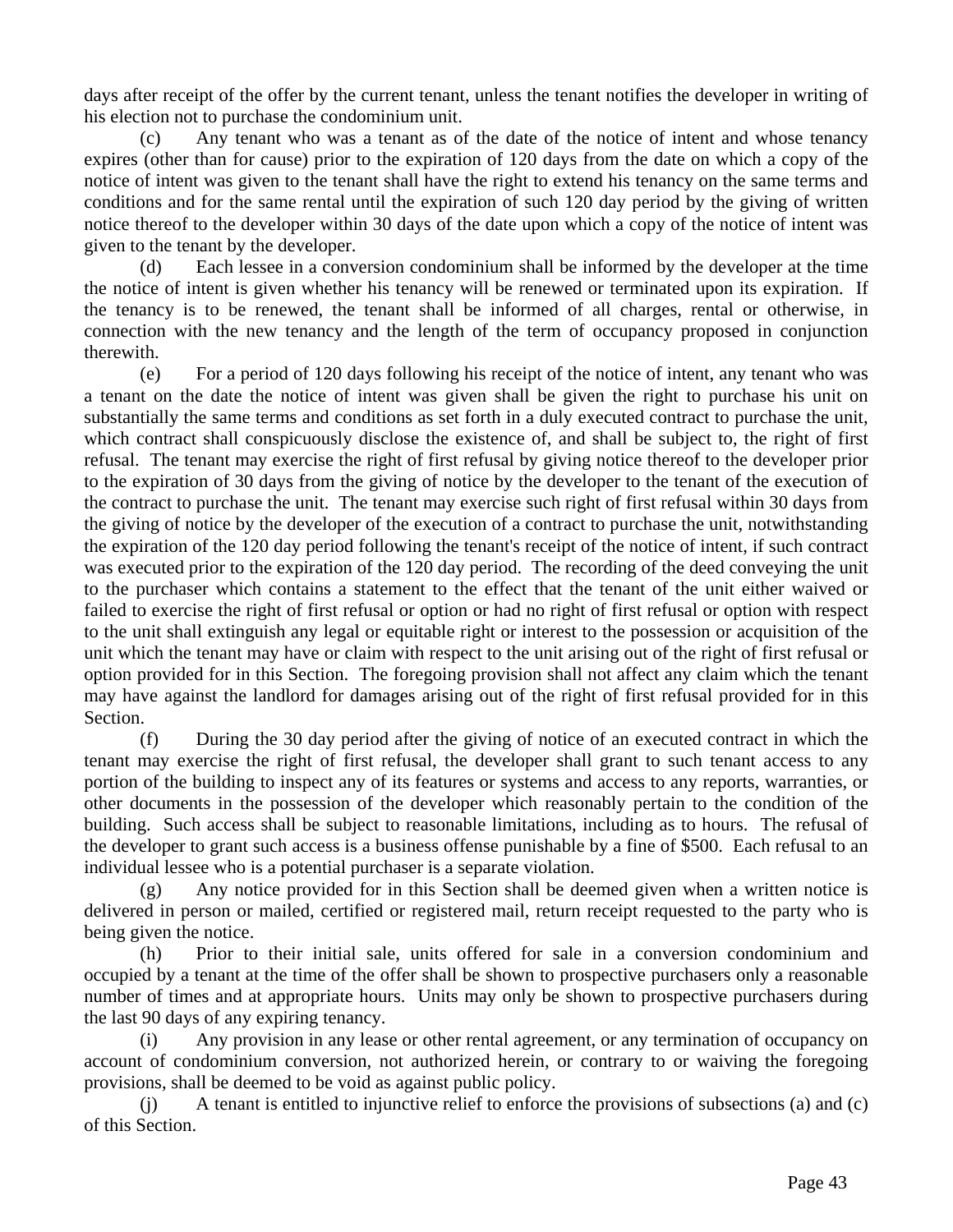days after receipt of the offer by the current tenant, unless the tenant notifies the developer in writing of his election not to purchase the condominium unit.

(c) Any tenant who was a tenant as of the date of the notice of intent and whose tenancy expires (other than for cause) prior to the expiration of 120 days from the date on which a copy of the notice of intent was given to the tenant shall have the right to extend his tenancy on the same terms and conditions and for the same rental until the expiration of such 120 day period by the giving of written notice thereof to the developer within 30 days of the date upon which a copy of the notice of intent was given to the tenant by the developer.

(d) Each lessee in a conversion condominium shall be informed by the developer at the time the notice of intent is given whether his tenancy will be renewed or terminated upon its expiration. If the tenancy is to be renewed, the tenant shall be informed of all charges, rental or otherwise, in connection with the new tenancy and the length of the term of occupancy proposed in conjunction therewith.

(e) For a period of 120 days following his receipt of the notice of intent, any tenant who was a tenant on the date the notice of intent was given shall be given the right to purchase his unit on substantially the same terms and conditions as set forth in a duly executed contract to purchase the unit, which contract shall conspicuously disclose the existence of, and shall be subject to, the right of first refusal. The tenant may exercise the right of first refusal by giving notice thereof to the developer prior to the expiration of 30 days from the giving of notice by the developer to the tenant of the execution of the contract to purchase the unit. The tenant may exercise such right of first refusal within 30 days from the giving of notice by the developer of the execution of a contract to purchase the unit, notwithstanding the expiration of the 120 day period following the tenant's receipt of the notice of intent, if such contract was executed prior to the expiration of the 120 day period. The recording of the deed conveying the unit to the purchaser which contains a statement to the effect that the tenant of the unit either waived or failed to exercise the right of first refusal or option or had no right of first refusal or option with respect to the unit shall extinguish any legal or equitable right or interest to the possession or acquisition of the unit which the tenant may have or claim with respect to the unit arising out of the right of first refusal or option provided for in this Section. The foregoing provision shall not affect any claim which the tenant may have against the landlord for damages arising out of the right of first refusal provided for in this Section.

(f) During the 30 day period after the giving of notice of an executed contract in which the tenant may exercise the right of first refusal, the developer shall grant to such tenant access to any portion of the building to inspect any of its features or systems and access to any reports, warranties, or other documents in the possession of the developer which reasonably pertain to the condition of the building. Such access shall be subject to reasonable limitations, including as to hours. The refusal of the developer to grant such access is a business offense punishable by a fine of $500. Each refusal to an individual lessee who is a potential purchaser is a separate violation.

(g) Any notice provided for in this Section shall be deemed given when a written notice is delivered in person or mailed, certified or registered mail, return receipt requested to the party who is being given the notice.

(h) Prior to their initial sale, units offered for sale in a conversion condominium and occupied by a tenant at the time of the offer shall be shown to prospective purchasers only a reasonable number of times and at appropriate hours. Units may only be shown to prospective purchasers during the last 90 days of any expiring tenancy.

(i) Any provision in any lease or other rental agreement, or any termination of occupancy on account of condominium conversion, not authorized herein, or contrary to or waiving the foregoing provisions, shall be deemed to be void as against public policy.

(j) A tenant is entitled to injunctive relief to enforce the provisions of subsections (a) and (c) of this Section.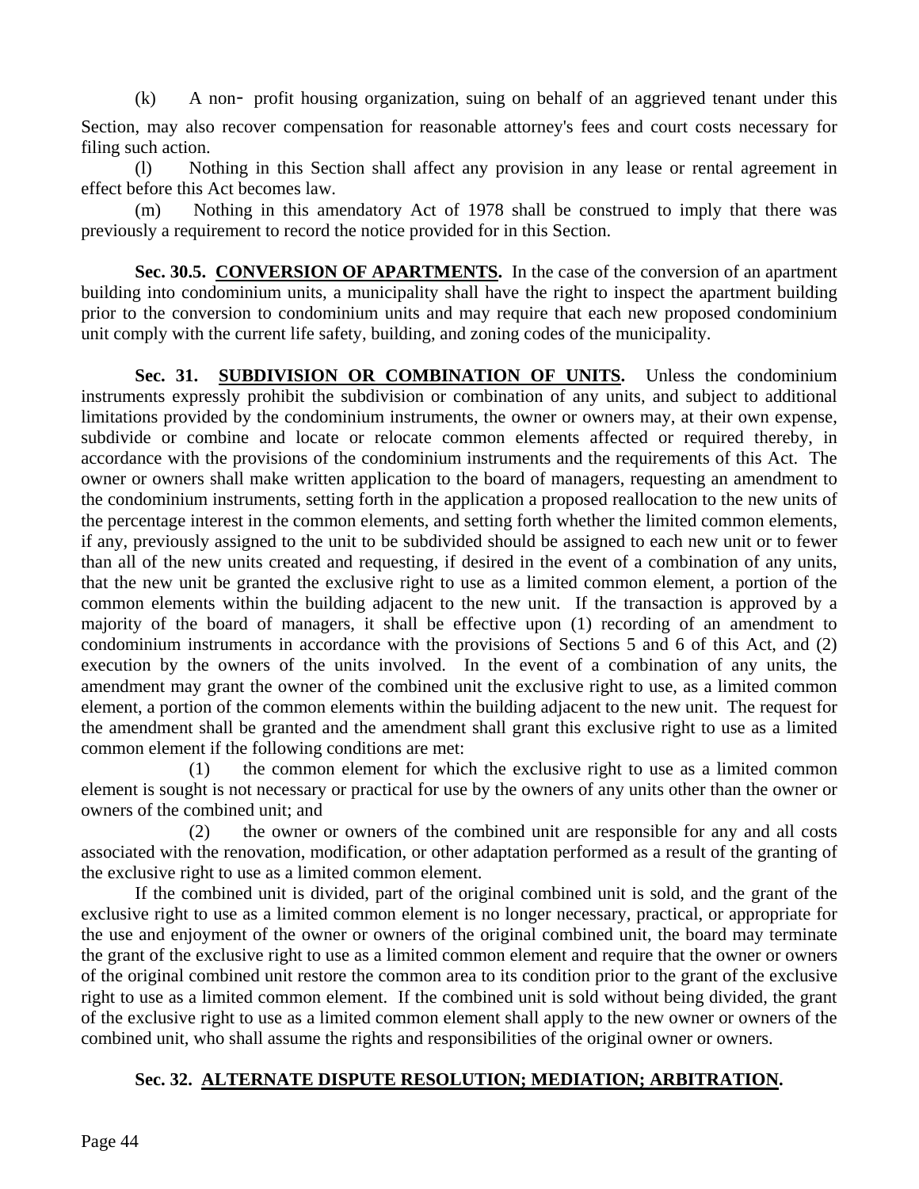(k) A non- profit housing organization, suing on behalf of an aggrieved tenant under this Section, may also recover compensation for reasonable attorney's fees and court costs necessary for filing such action.

(l) Nothing in this Section shall affect any provision in any lease or rental agreement in effect before this Act becomes law.

(m) Nothing in this amendatory Act of 1978 shall be construed to imply that there was previously a requirement to record the notice provided for in this Section.

**Sec. 30.5. CONVERSION OF APARTMENTS.** In the case of the conversion of an apartment building into condominium units, a municipality shall have the right to inspect the apartment building prior to the conversion to condominium units and may require that each new proposed condominium unit comply with the current life safety, building, and zoning codes of the municipality.

**Sec. 31. SUBDIVISION OR COMBINATION OF UNITS.** Unless the condominium instruments expressly prohibit the subdivision or combination of any units, and subject to additional limitations provided by the condominium instruments, the owner or owners may, at their own expense, subdivide or combine and locate or relocate common elements affected or required thereby, in accordance with the provisions of the condominium instruments and the requirements of this Act. The owner or owners shall make written application to the board of managers, requesting an amendment to the condominium instruments, setting forth in the application a proposed reallocation to the new units of the percentage interest in the common elements, and setting forth whether the limited common elements, if any, previously assigned to the unit to be subdivided should be assigned to each new unit or to fewer than all of the new units created and requesting, if desired in the event of a combination of any units, that the new unit be granted the exclusive right to use as a limited common element, a portion of the common elements within the building adjacent to the new unit. If the transaction is approved by a majority of the board of managers, it shall be effective upon (1) recording of an amendment to condominium instruments in accordance with the provisions of Sections 5 and 6 of this Act, and (2) execution by the owners of the units involved. In the event of a combination of any units, the amendment may grant the owner of the combined unit the exclusive right to use, as a limited common element, a portion of the common elements within the building adjacent to the new unit. The request for the amendment shall be granted and the amendment shall grant this exclusive right to use as a limited common element if the following conditions are met:

(1) the common element for which the exclusive right to use as a limited common element is sought is not necessary or practical for use by the owners of any units other than the owner or owners of the combined unit; and

(2) the owner or owners of the combined unit are responsible for any and all costs associated with the renovation, modification, or other adaptation performed as a result of the granting of the exclusive right to use as a limited common element.

If the combined unit is divided, part of the original combined unit is sold, and the grant of the exclusive right to use as a limited common element is no longer necessary, practical, or appropriate for the use and enjoyment of the owner or owners of the original combined unit, the board may terminate the grant of the exclusive right to use as a limited common element and require that the owner or owners of the original combined unit restore the common area to its condition prior to the grant of the exclusive right to use as a limited common element. If the combined unit is sold without being divided, the grant of the exclusive right to use as a limited common element shall apply to the new owner or owners of the combined unit, who shall assume the rights and responsibilities of the original owner or owners.

**Sec. 32. ALTERNATE DISPUTE RESOLUTION; MEDIATION; ARBITRATION.**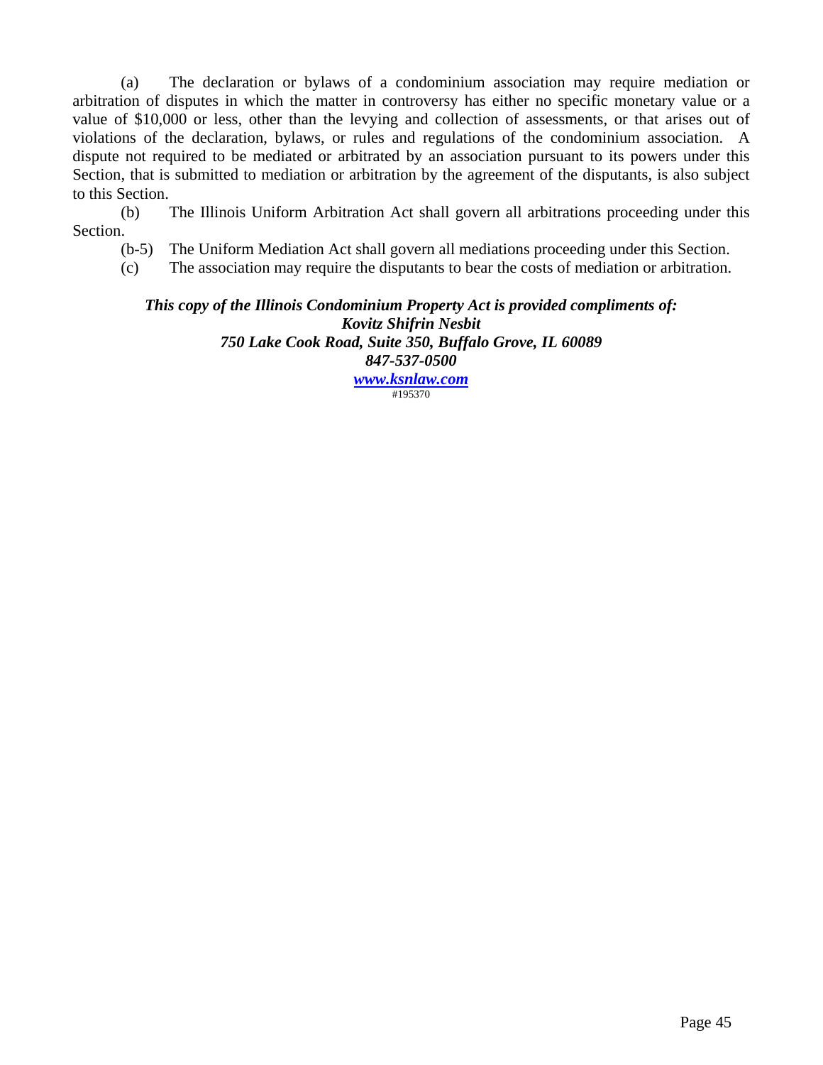(a) The declaration or bylaws of a condominium association may require mediation or arbitration of disputes in which the matter in controversy has either no specific monetary value or a value of $10,000 or less, other than the levying and collection of assessments, or that arises out of violations of the declaration, bylaws, or rules and regulations of the condominium association. A dispute not required to be mediated or arbitrated by an association pursuant to its powers under this Section, that is submitted to mediation or arbitration by the agreement of the disputants, is also subject to this Section.

(b) The Illinois Uniform Arbitration Act shall govern all arbitrations proceeding under this Section.

(b-5) The Uniform Mediation Act shall govern all mediations proceeding under this Section.

(c) The association may require the disputants to bear the costs of mediation or arbitration.

***This copy of the Illinois Condominium Property Act is provided compliments of:***
***Kovitz Shifrin Nesbit***
***750 Lake Cook Road, Suite 350, Buffalo Grove, IL 60089***
***847-537-0500***
***www.ksnlaw.com***
#195370